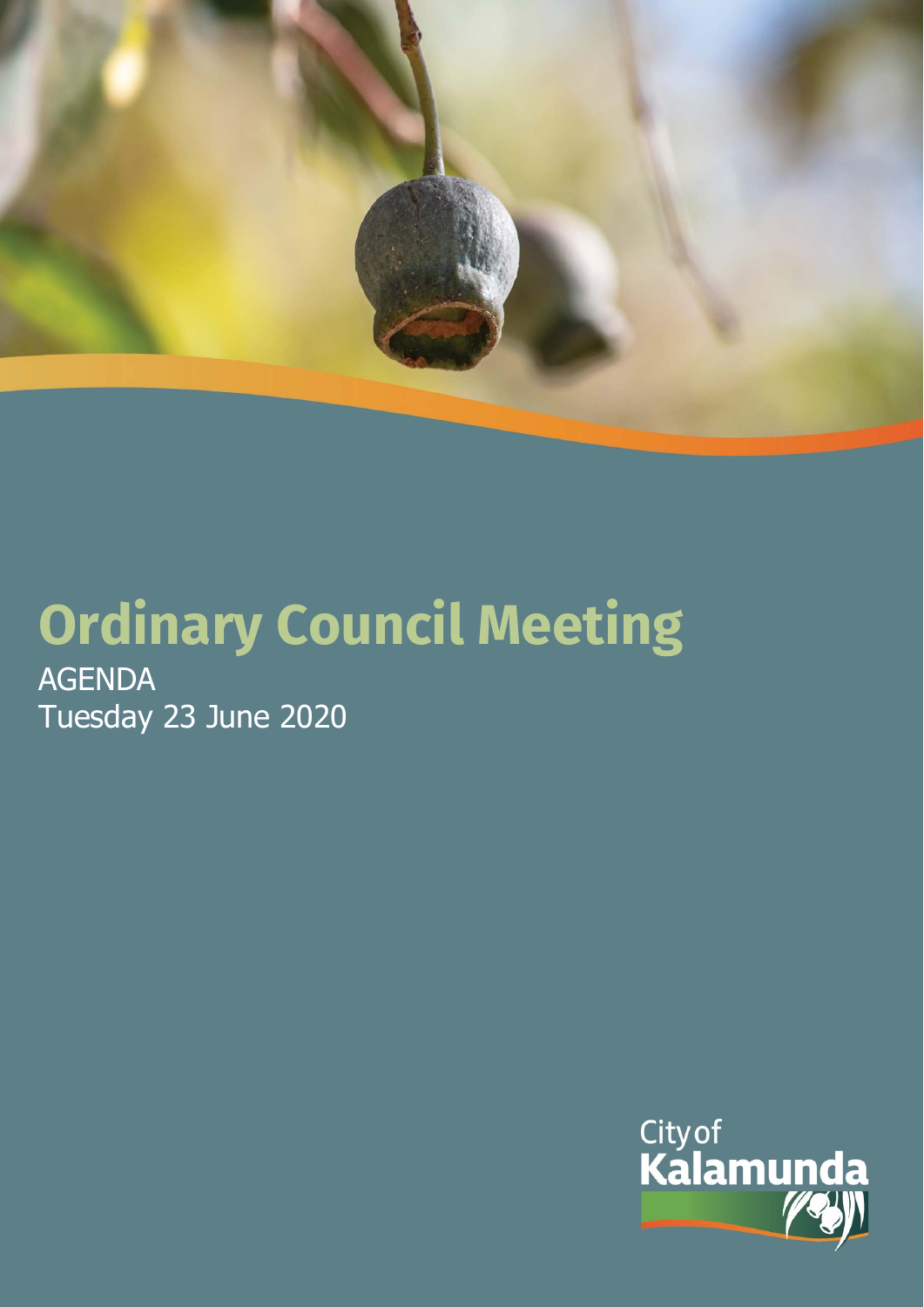# Ordinary Council Meeting

AGENDA
Tuesday 23 June 2020

City of Kalamunda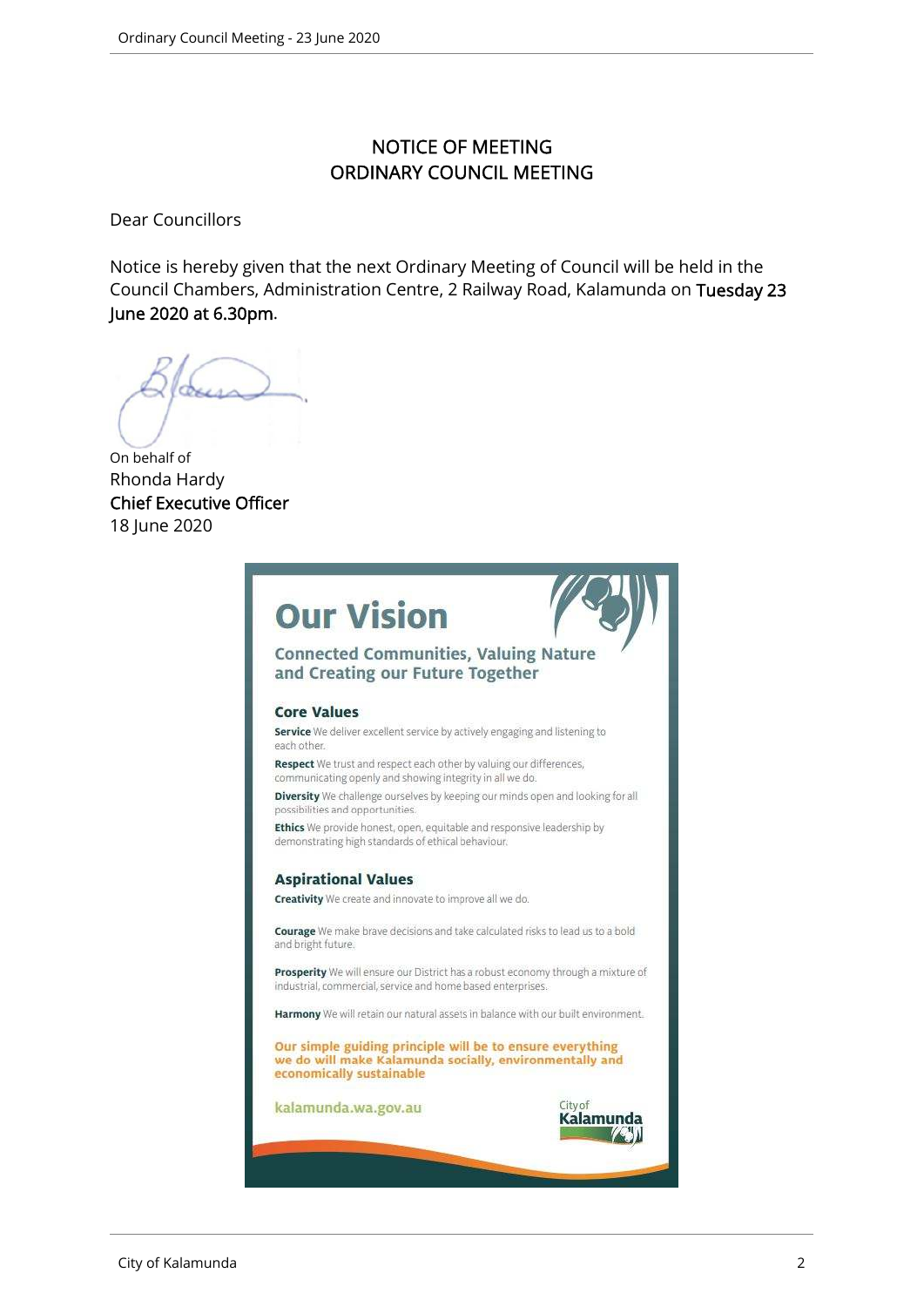# NOTICE OF MEETING
# ORDINARY COUNCIL MEETING

Dear Councillors

Notice is hereby given that the next Ordinary Meeting of Council will be held in the Council Chambers, Administration Centre, 2 Railway Road, Kalamunda on **Tuesday 23 June 2020 at 6.30pm**.

On behalf of
Rhonda Hardy
**Chief Executive Officer**
18 June 2020

## Our Vision

### Connected Communities, Valuing Nature and Creating our Future Together

### Core Values

**Service** We deliver excellent service by actively engaging and listening to each other.

**Respect** We trust and respect each other by valuing our differences, communicating openly and showing integrity in all we do.

**Diversity** We challenge ourselves by keeping our minds open and looking for all possibilities and opportunities.

**Ethics** We provide honest, open, equitable and responsive leadership by demonstrating high standards of ethical behaviour.

### Aspirational Values

**Creativity** We create and innovate to improve all we do.

**Courage** We make brave decisions and take calculated risks to lead us to a bold and bright future.

**Prosperity** We will ensure our District has a robust economy through a mixture of industrial, commercial, service and home based enterprises.

**Harmony** We will retain our natural assets in balance with our built environment.

**Our simple guiding principle will be to ensure everything we do will make Kalamunda socially, environmentally and economically sustainable**

kalamunda.wa.gov.au

City of Kalamunda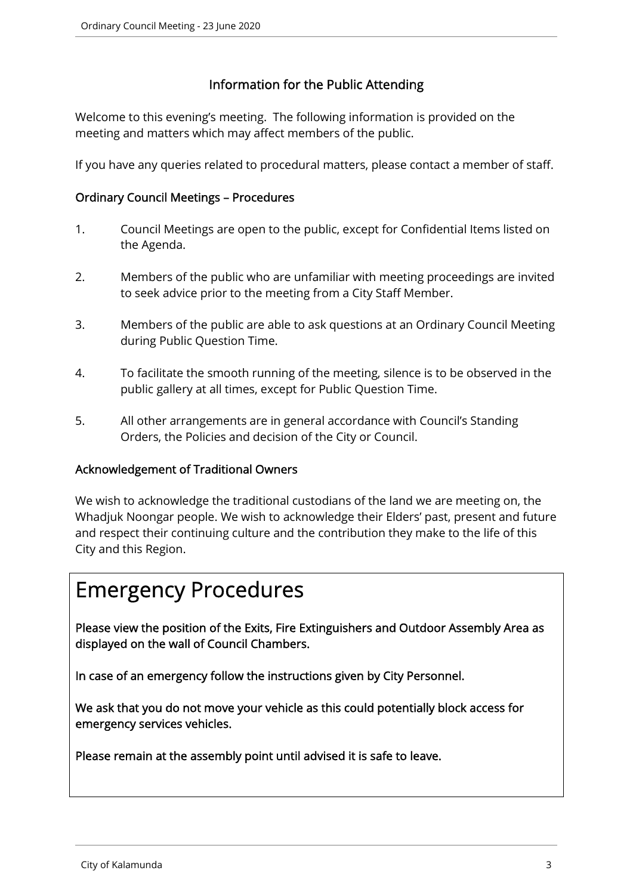## Information for the Public Attending

Welcome to this evening's meeting. The following information is provided on the meeting and matters which may affect members of the public.

If you have any queries related to procedural matters, please contact a member of staff.

### Ordinary Council Meetings – Procedures

1. Council Meetings are open to the public, except for Confidential Items listed on the Agenda.
2. Members of the public who are unfamiliar with meeting proceedings are invited to seek advice prior to the meeting from a City Staff Member.
3. Members of the public are able to ask questions at an Ordinary Council Meeting during Public Question Time.
4. To facilitate the smooth running of the meeting, silence is to be observed in the public gallery at all times, except for Public Question Time.
5. All other arrangements are in general accordance with Council's Standing Orders, the Policies and decision of the City or Council.

### Acknowledgement of Traditional Owners

We wish to acknowledge the traditional custodians of the land we are meeting on, the Whadjuk Noongar people. We wish to acknowledge their Elders' past, present and future and respect their continuing culture and the contribution they make to the life of this City and this Region.

# Emergency Procedures

**Please view the position of the Exits, Fire Extinguishers and Outdoor Assembly Area as displayed on the wall of Council Chambers.**

**In case of an emergency follow the instructions given by City Personnel.**

**We ask that you do not move your vehicle as this could potentially block access for emergency services vehicles.**

**Please remain at the assembly point until advised it is safe to leave.**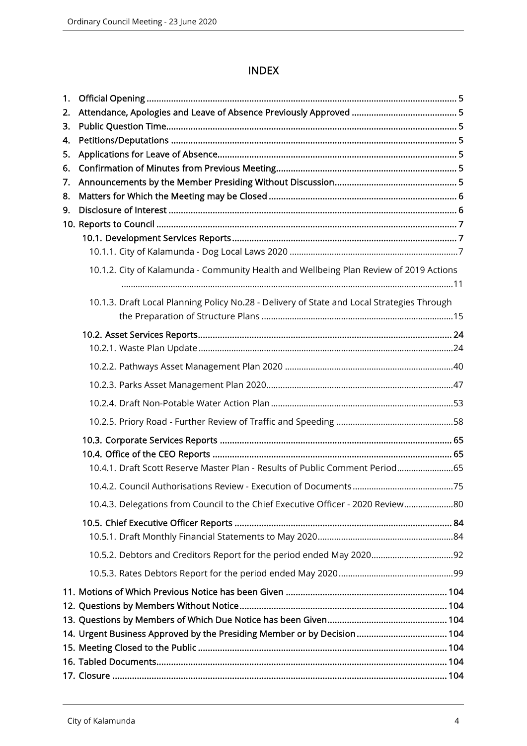# INDEX

1. Official Opening ........................................................ 5
2. Attendance, Apologies and Leave of Absence Previously Approved ........................................................ 5
3. Public Question Time ........................................................ 5
4. Petitions/Deputations ........................................................ 5
5. Applications for Leave of Absence ........................................................ 5
6. Confirmation of Minutes from Previous Meeting ........................................................ 5
7. Announcements by the Member Presiding Without Discussion ........................................................ 5
8. Matters for Which the Meeting may be Closed ........................................................ 6
9. Disclosure of Interest ........................................................ 6
10. Reports to Council ........................................................ 7
    - 10.1. Development Services Reports ........................................................ 7
        - 10.1.1. City of Kalamunda - Dog Local Laws 2020 ........................................................ 7
        - 10.1.2. City of Kalamunda - Community Health and Wellbeing Plan Review of 2019 Actions ........................................................ 11
        - 10.1.3. Draft Local Planning Policy No.28 - Delivery of State and Local Strategies Through the Preparation of Structure Plans ........................................................ 15
    - 10.2. Asset Services Reports ........................................................ 24
        - 10.2.1. Waste Plan Update ........................................................ 24
        - 10.2.2. Pathways Asset Management Plan 2020 ........................................................ 40
        - 10.2.3. Parks Asset Management Plan 2020 ........................................................ 47
        - 10.2.4. Draft Non-Potable Water Action Plan ........................................................ 53
        - 10.2.5. Priory Road - Further Review of Traffic and Speeding ........................................................ 58
    - 10.3. Corporate Services Reports ........................................................ 65
    - 10.4. Office of the CEO Reports ........................................................ 65
        - 10.4.1. Draft Scott Reserve Master Plan - Results of Public Comment Period ........................................................ 65
        - 10.4.2. Council Authorisations Review - Execution of Documents ........................................................ 75
        - 10.4.3. Delegations from Council to the Chief Executive Officer - 2020 Review ........................................................ 80
    - 10.5. Chief Executive Officer Reports ........................................................ 84
        - 10.5.1. Draft Monthly Financial Statements to May 2020 ........................................................ 84
        - 10.5.2. Debtors and Creditors Report for the period ended May 2020 ........................................................ 92
        - 10.5.3. Rates Debtors Report for the period ended May 2020 ........................................................ 99
11. Motions of Which Previous Notice has been Given ........................................................ 104
12. Questions by Members Without Notice ........................................................ 104
13. Questions by Members of Which Due Notice has been Given ........................................................ 104
14. Urgent Business Approved by the Presiding Member or by Decision ........................................................ 104
15. Meeting Closed to the Public ........................................................ 104
16. Tabled Documents ........................................................ 104
17. Closure ........................................................ 104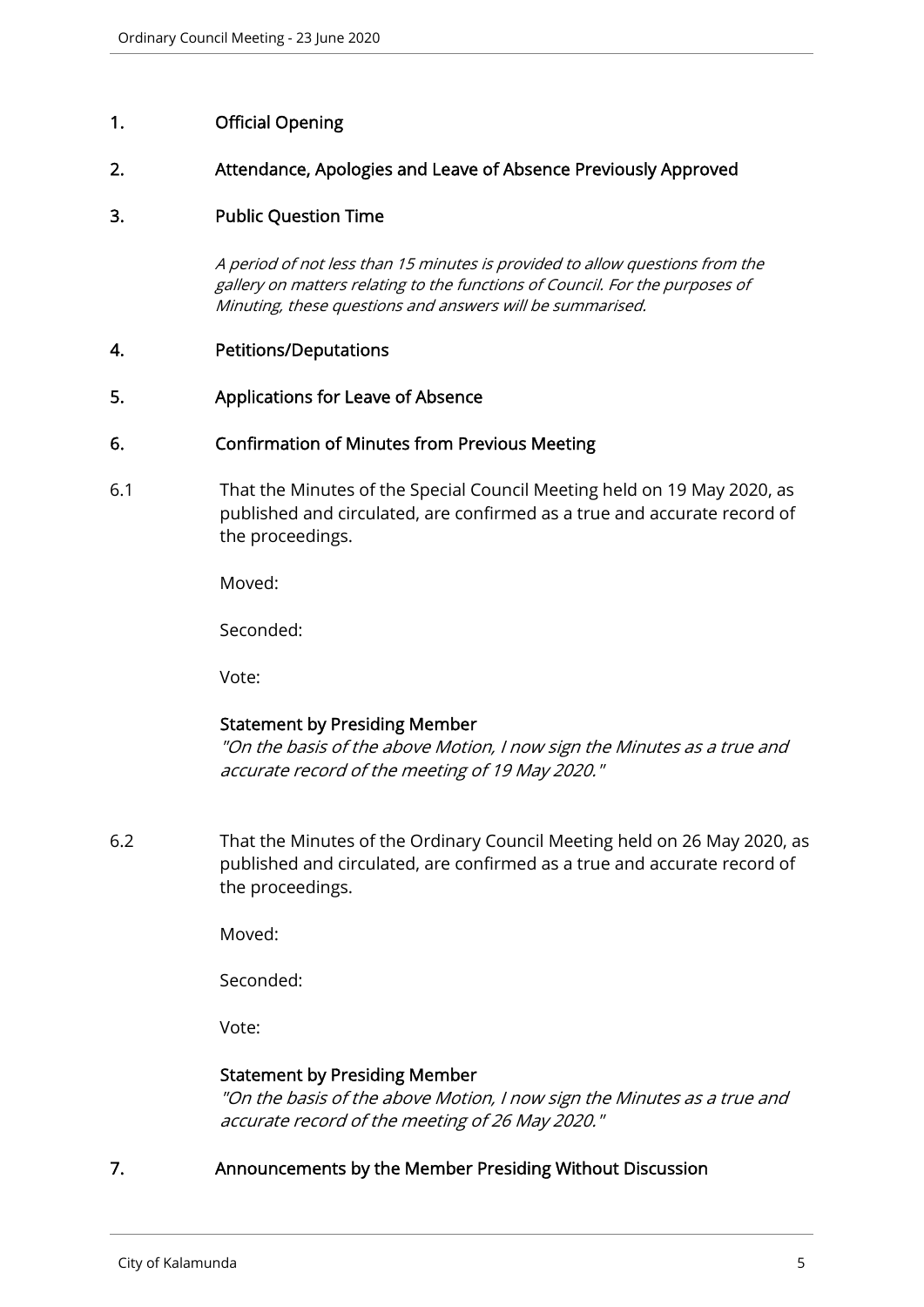## 1. Official Opening

## 2. Attendance, Apologies and Leave of Absence Previously Approved

## 3. Public Question Time

*A period of not less than 15 minutes is provided to allow questions from the gallery on matters relating to the functions of Council. For the purposes of Minuting, these questions and answers will be summarised.*

## 4. Petitions/Deputations

## 5. Applications for Leave of Absence

## 6. Confirmation of Minutes from Previous Meeting

6.1 That the Minutes of the Special Council Meeting held on 19 May 2020, as published and circulated, are confirmed as a true and accurate record of the proceedings.

Moved:

Seconded:

Vote:

**Statement by Presiding Member**
*"On the basis of the above Motion, I now sign the Minutes as a true and accurate record of the meeting of 19 May 2020."*

6.2 That the Minutes of the Ordinary Council Meeting held on 26 May 2020, as published and circulated, are confirmed as a true and accurate record of the proceedings.

Moved:

Seconded:

Vote:

**Statement by Presiding Member**
*"On the basis of the above Motion, I now sign the Minutes as a true and accurate record of the meeting of 26 May 2020."*

## 7. Announcements by the Member Presiding Without Discussion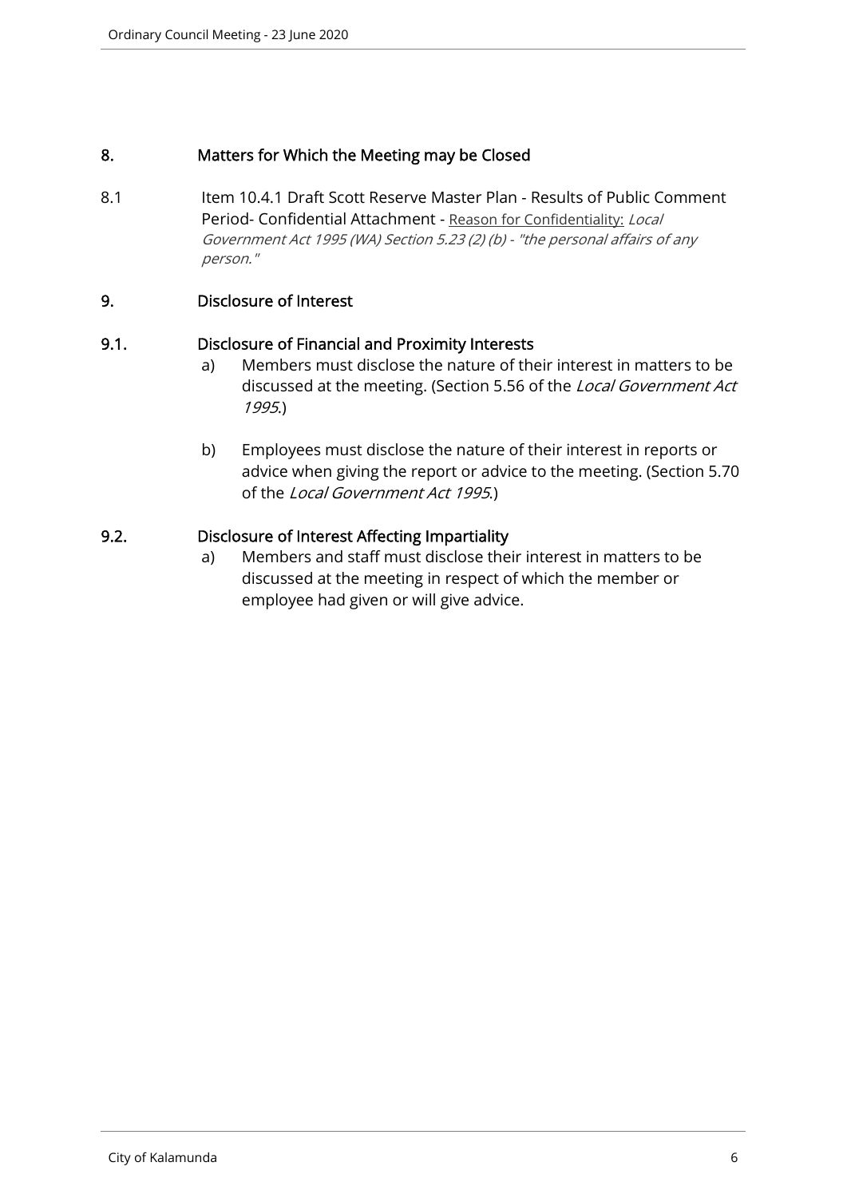## 8. Matters for Which the Meeting may be Closed

8.1 Item 10.4.1 Draft Scott Reserve Master Plan - Results of Public Comment Period- Confidential Attachment - Reason for Confidentiality: *Local Government Act 1995 (WA) Section 5.23 (2) (b) - "the personal affairs of any person."*

## 9. Disclosure of Interest

### 9.1. Disclosure of Financial and Proximity Interests

a) Members must disclose the nature of their interest in matters to be discussed at the meeting. (Section 5.56 of the *Local Government Act 1995*.)

b) Employees must disclose the nature of their interest in reports or advice when giving the report or advice to the meeting. (Section 5.70 of the *Local Government Act 1995*.)

### 9.2. Disclosure of Interest Affecting Impartiality

a) Members and staff must disclose their interest in matters to be discussed at the meeting in respect of which the member or employee had given or will give advice.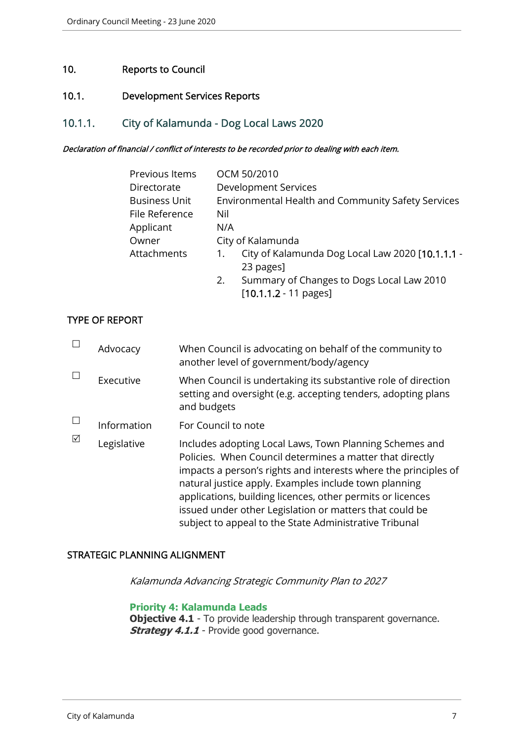## 10. Reports to Council

## 10.1. Development Services Reports

### 10.1.1. City of Kalamunda - Dog Local Laws 2020

***Declaration of financial / conflict of interests to be recorded prior to dealing with each item.***

| | |
|---|---|
| Previous Items | OCM 50/2010 |
| Directorate | Development Services |
| Business Unit | Environmental Health and Community Safety Services |
| File Reference | Nil |
| Applicant | N/A |
| Owner | City of Kalamunda |
| Attachments | 1. City of Kalamunda Dog Local Law 2020 [10.1.1.1 - 23 pages]<br>2. Summary of Changes to Dogs Local Law 2010 [10.1.1.2 - 11 pages] |

#### TYPE OF REPORT

| | | |
|---|---|---|
| ☐ | Advocacy | When Council is advocating on behalf of the community to another level of government/body/agency |
| ☐ | Executive | When Council is undertaking its substantive role of direction setting and oversight (e.g. accepting tenders, adopting plans and budgets |
| ☐ | Information | For Council to note |
| ☑ | Legislative | Includes adopting Local Laws, Town Planning Schemes and Policies. When Council determines a matter that directly impacts a person's rights and interests where the principles of natural justice apply. Examples include town planning applications, building licences, other permits or licences issued under other Legislation or matters that could be subject to appeal to the State Administrative Tribunal |

#### STRATEGIC PLANNING ALIGNMENT

*Kalamunda Advancing Strategic Community Plan to 2027*

**Priority 4: Kalamunda Leads**
**Objective 4.1** - To provide leadership through transparent governance.
***Strategy 4.1.1*** - Provide good governance.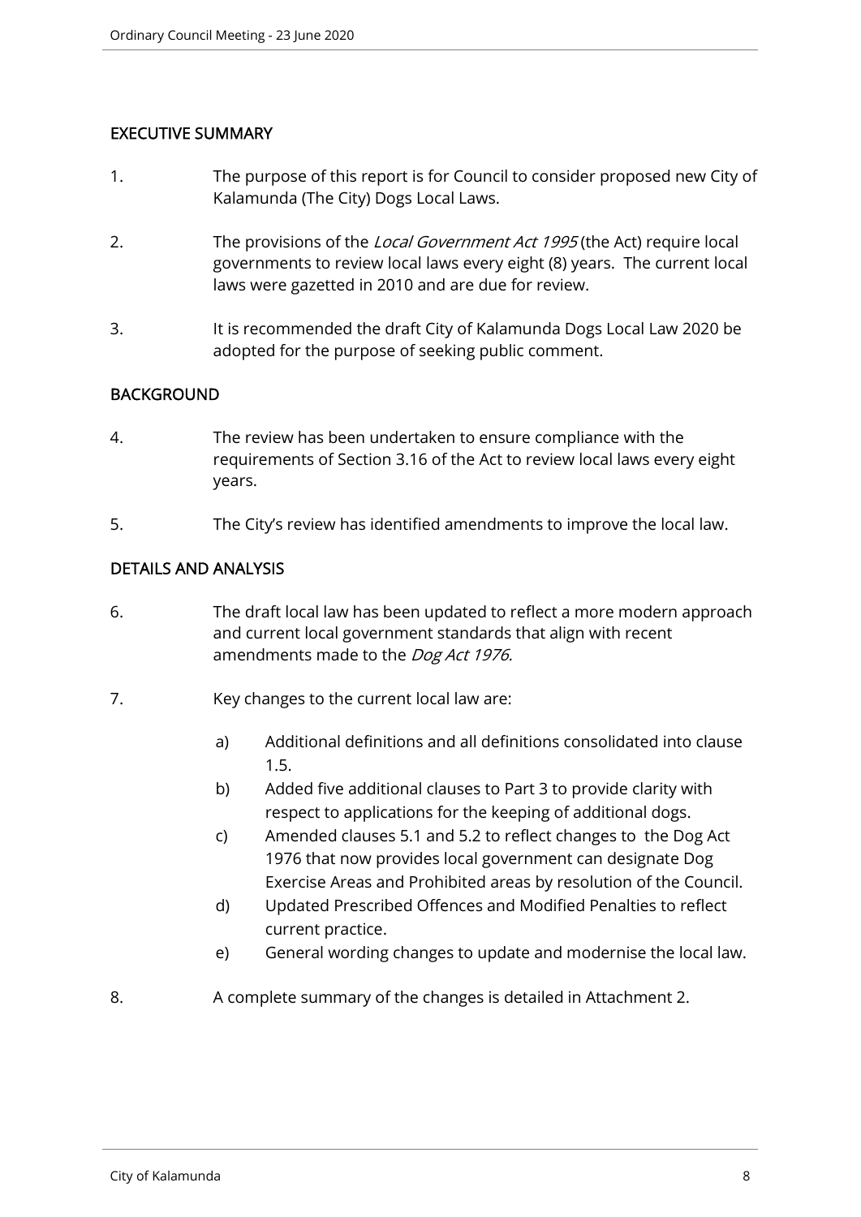## EXECUTIVE SUMMARY

1. The purpose of this report is for Council to consider proposed new City of Kalamunda (The City) Dogs Local Laws.

2. The provisions of the *Local Government Act 1995* (the Act) require local governments to review local laws every eight (8) years. The current local laws were gazetted in 2010 and are due for review.

3. It is recommended the draft City of Kalamunda Dogs Local Law 2020 be adopted for the purpose of seeking public comment.

## BACKGROUND

4. The review has been undertaken to ensure compliance with the requirements of Section 3.16 of the Act to review local laws every eight years.

5. The City's review has identified amendments to improve the local law.

## DETAILS AND ANALYSIS

6. The draft local law has been updated to reflect a more modern approach and current local government standards that align with recent amendments made to the *Dog Act 1976.*

7. Key changes to the current local law are:

   a) Additional definitions and all definitions consolidated into clause 1.5.
   
   b) Added five additional clauses to Part 3 to provide clarity with respect to applications for the keeping of additional dogs.
   
   c) Amended clauses 5.1 and 5.2 to reflect changes to the Dog Act 1976 that now provides local government can designate Dog Exercise Areas and Prohibited areas by resolution of the Council.
   
   d) Updated Prescribed Offences and Modified Penalties to reflect current practice.
   
   e) General wording changes to update and modernise the local law.

8. A complete summary of the changes is detailed in Attachment 2.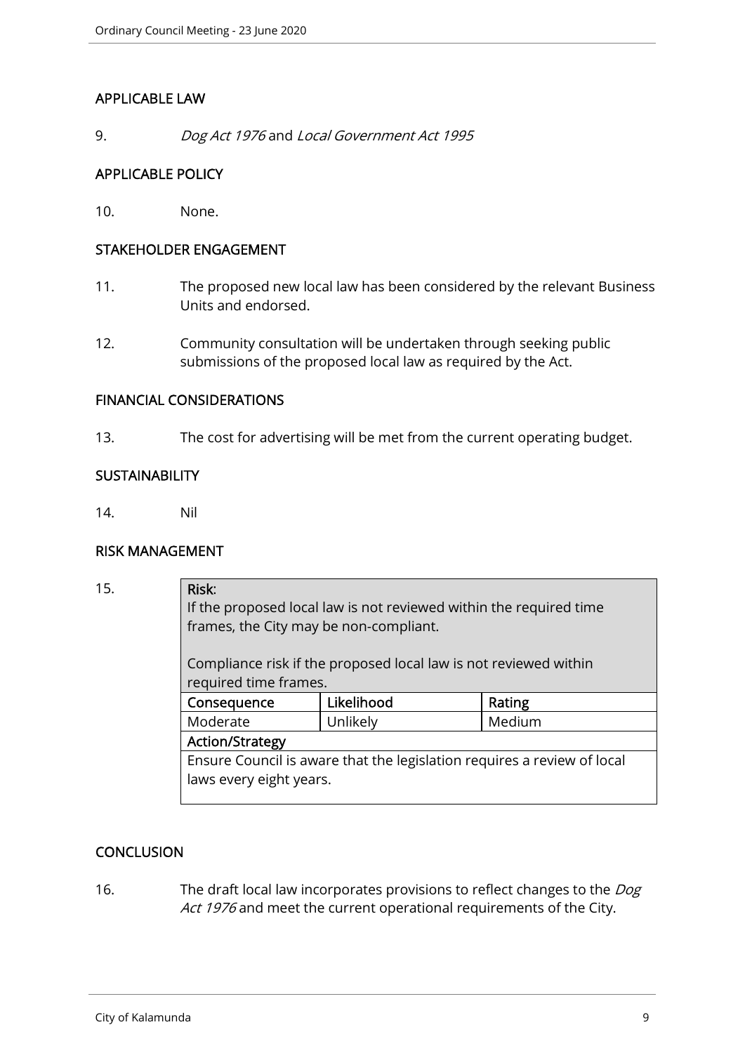## APPLICABLE LAW

9. *Dog Act 1976* and *Local Government Act 1995*

## APPLICABLE POLICY

10. None.

## STAKEHOLDER ENGAGEMENT

11. The proposed new local law has been considered by the relevant Business Units and endorsed.

12. Community consultation will be undertaken through seeking public submissions of the proposed local law as required by the Act.

## FINANCIAL CONSIDERATIONS

13. The cost for advertising will be met from the current operating budget.

## SUSTAINABILITY

14. Nil

## RISK MANAGEMENT

15.

| **Risk:** If the proposed local law is not reviewed within the required time frames, the City may be non-compliant.<br><br>Compliance risk if the proposed local law is not reviewed within required time frames. | | |
|---|---|---|
| **Consequence** | **Likelihood** | **Rating** |
| Moderate | Unlikely | Medium |
| **Action/Strategy** | | |
| Ensure Council is aware that the legislation requires a review of local laws every eight years. | | |

## CONCLUSION

16. The draft local law incorporates provisions to reflect changes to the *Dog Act 1976* and meet the current operational requirements of the City.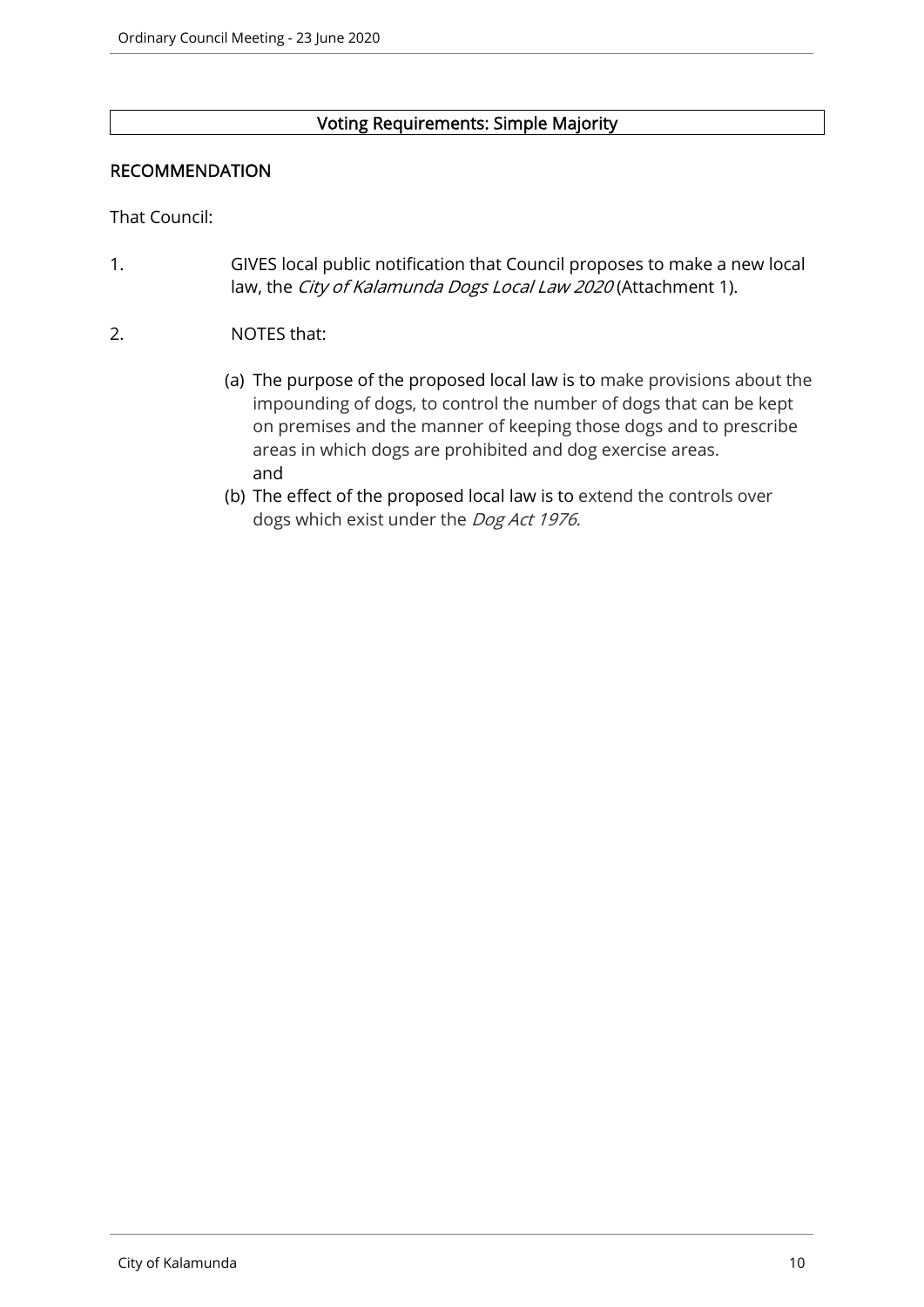**Voting Requirements: Simple Majority**

**RECOMMENDATION**

That Council:

1. GIVES local public notification that Council proposes to make a new local law, the *City of Kalamunda Dogs Local Law 2020* (Attachment 1).

2. NOTES that:

   (a) The purpose of the proposed local law is to make provisions about the impounding of dogs, to control the number of dogs that can be kept on premises and the manner of keeping those dogs and to prescribe areas in which dogs are prohibited and dog exercise areas. and

   (b) The effect of the proposed local law is to extend the controls over dogs which exist under the *Dog Act 1976.*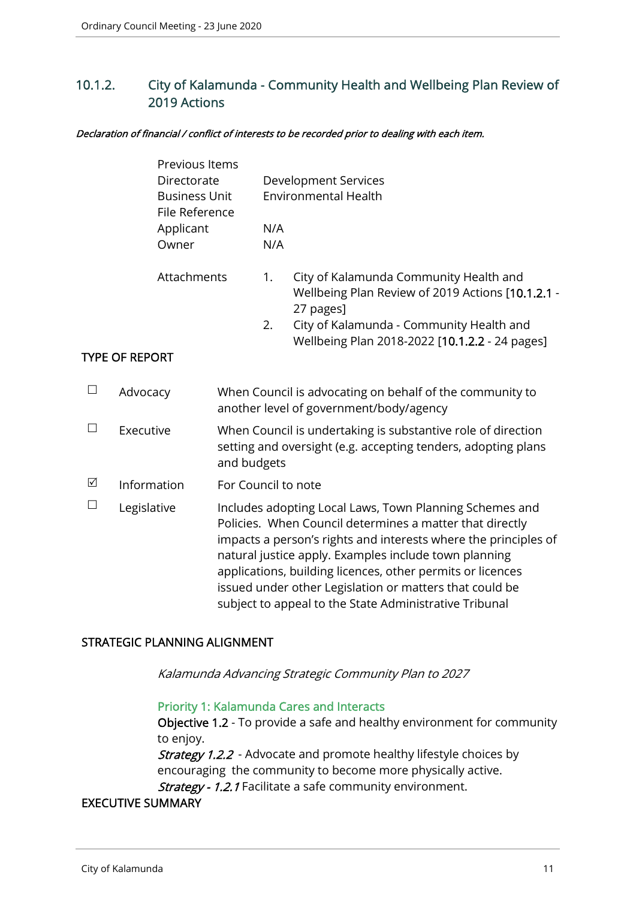## 10.1.2. City of Kalamunda - Community Health and Wellbeing Plan Review of 2019 Actions

***Declaration of financial / conflict of interests to be recorded prior to dealing with each item.***

| | |
|---|---|
| Previous Items | |
| Directorate | Development Services |
| Business Unit | Environmental Health |
| File Reference | |
| Applicant | N/A |
| Owner | N/A |

Attachments

1. City of Kalamunda Community Health and Wellbeing Plan Review of 2019 Actions [**10.1.2.1** - 27 pages]
2. City of Kalamunda - Community Health and Wellbeing Plan 2018-2022 [**10.1.2.2** - 24 pages]

### TYPE OF REPORT

| | | |
|---|---|---|
| ☐ | Advocacy | When Council is advocating on behalf of the community to another level of government/body/agency |
| ☐ | Executive | When Council is undertaking is substantive role of direction setting and oversight (e.g. accepting tenders, adopting plans and budgets |
| ☑ | Information | For Council to note |
| ☐ | Legislative | Includes adopting Local Laws, Town Planning Schemes and Policies. When Council determines a matter that directly impacts a person's rights and interests where the principles of natural justice apply. Examples include town planning applications, building licences, other permits or licences issued under other Legislation or matters that could be subject to appeal to the State Administrative Tribunal |

### STRATEGIC PLANNING ALIGNMENT

*Kalamunda Advancing Strategic Community Plan to 2027*

Priority 1: Kalamunda Cares and Interacts

**Objective 1.2** - To provide a safe and healthy environment for community to enjoy.

***Strategy 1.2.2*** - Advocate and promote healthy lifestyle choices by encouraging the community to become more physically active.

***Strategy - 1.2.1*** Facilitate a safe community environment.

### EXECUTIVE SUMMARY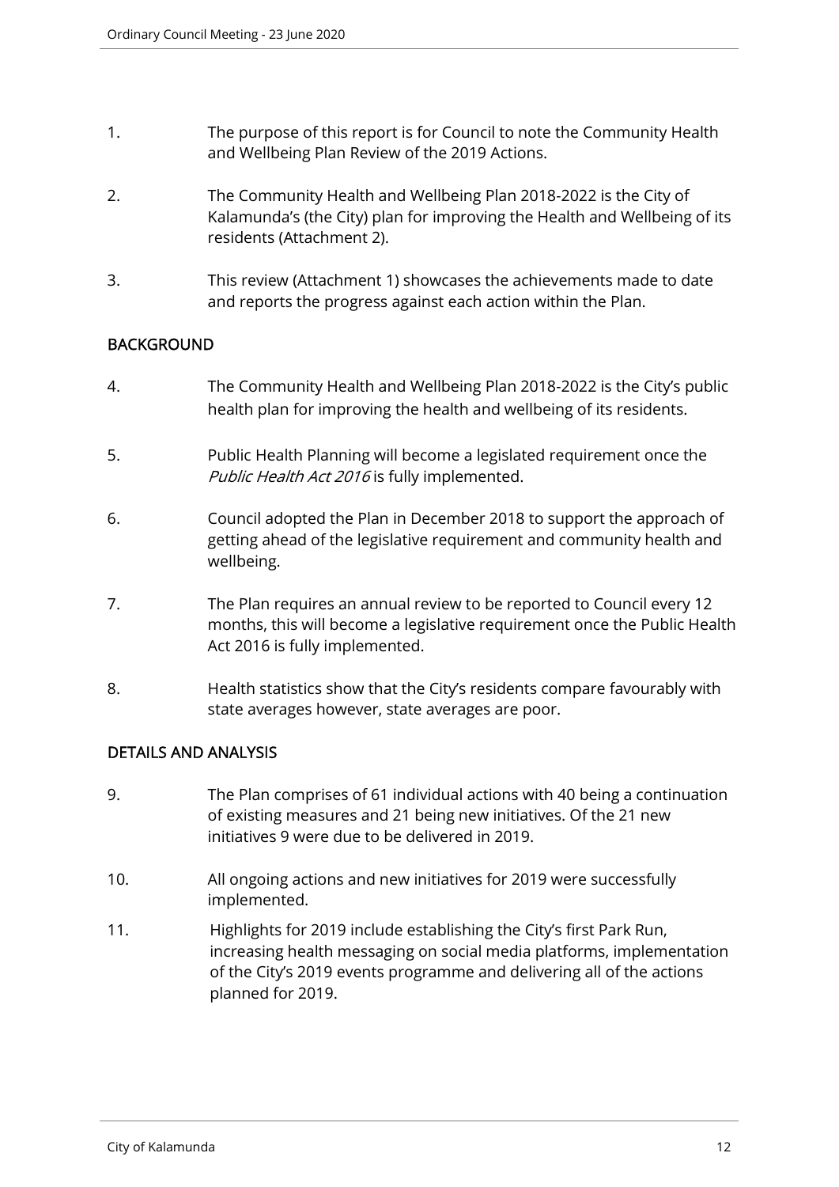1. The purpose of this report is for Council to note the Community Health and Wellbeing Plan Review of the 2019 Actions.

2. The Community Health and Wellbeing Plan 2018-2022 is the City of Kalamunda's (the City) plan for improving the Health and Wellbeing of its residents (Attachment 2).

3. This review (Attachment 1) showcases the achievements made to date and reports the progress against each action within the Plan.

## BACKGROUND

4. The Community Health and Wellbeing Plan 2018-2022 is the City's public health plan for improving the health and wellbeing of its residents.

5. Public Health Planning will become a legislated requirement once the *Public Health Act 2016* is fully implemented.

6. Council adopted the Plan in December 2018 to support the approach of getting ahead of the legislative requirement and community health and wellbeing.

7. The Plan requires an annual review to be reported to Council every 12 months, this will become a legislative requirement once the Public Health Act 2016 is fully implemented.

8. Health statistics show that the City's residents compare favourably with state averages however, state averages are poor.

## DETAILS AND ANALYSIS

9. The Plan comprises of 61 individual actions with 40 being a continuation of existing measures and 21 being new initiatives. Of the 21 new initiatives 9 were due to be delivered in 2019.

10. All ongoing actions and new initiatives for 2019 were successfully implemented.

11. Highlights for 2019 include establishing the City's first Park Run, increasing health messaging on social media platforms, implementation of the City's 2019 events programme and delivering all of the actions planned for 2019.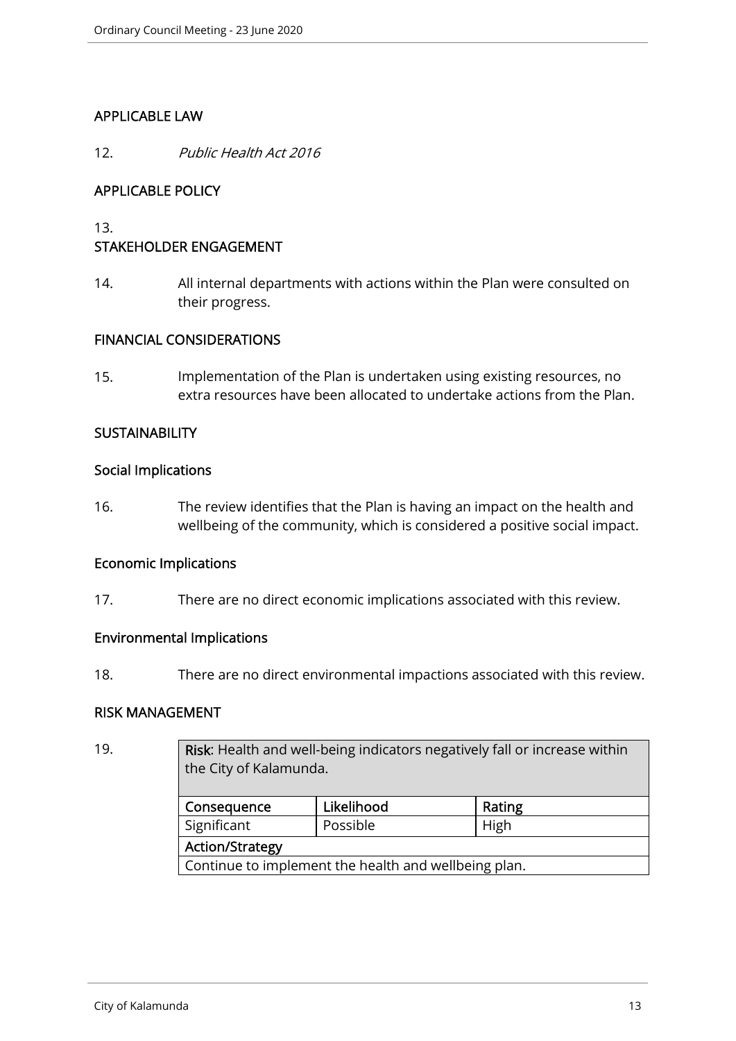## APPLICABLE LAW

12. *Public Health Act 2016*

## APPLICABLE POLICY

13.

## STAKEHOLDER ENGAGEMENT

14. All internal departments with actions within the Plan were consulted on their progress.

## FINANCIAL CONSIDERATIONS

15. Implementation of the Plan is undertaken using existing resources, no extra resources have been allocated to undertake actions from the Plan.

## SUSTAINABILITY

### Social Implications

16. The review identifies that the Plan is having an impact on the health and wellbeing of the community, which is considered a positive social impact.

### Economic Implications

17. There are no direct economic implications associated with this review.

### Environmental Implications

18. There are no direct environmental impactions associated with this review.

## RISK MANAGEMENT

19.

| **Risk**: Health and well-being indicators negatively fall or increase within the City of Kalamunda. | | |
|---|---|---|
| **Consequence** | **Likelihood** | **Rating** |
| Significant | Possible | High |
| **Action/Strategy** | | |
| Continue to implement the health and wellbeing plan. | | |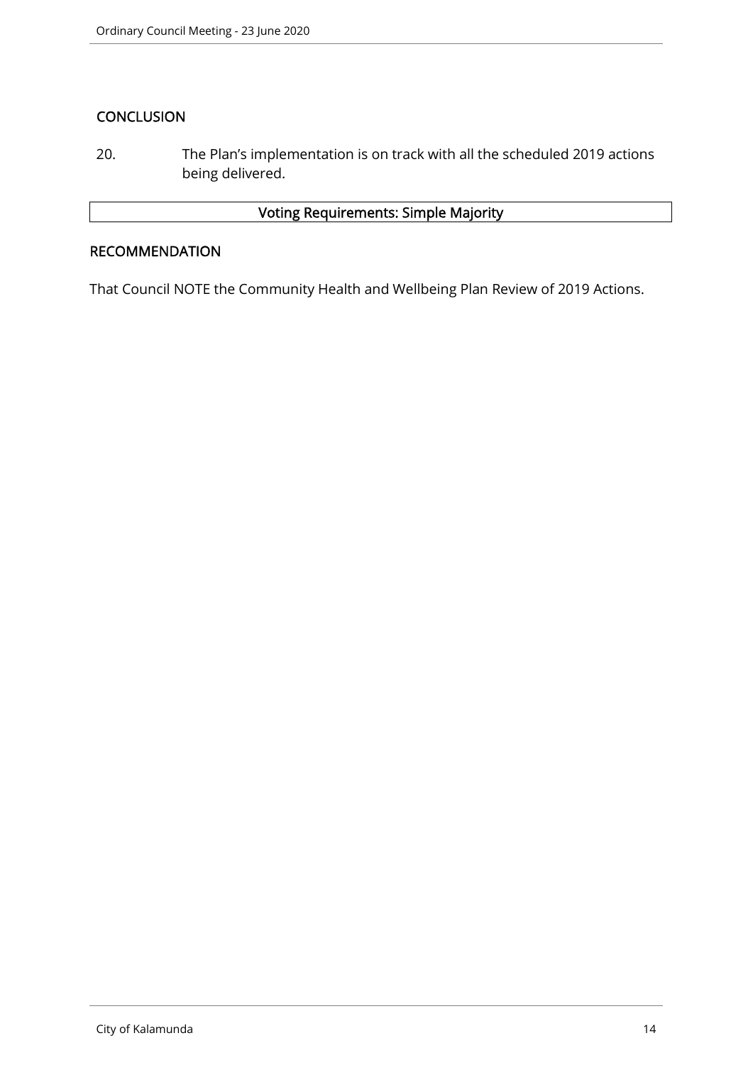## CONCLUSION

20. The Plan's implementation is on track with all the scheduled 2019 actions being delivered.

| Voting Requirements: Simple Majority |
| --- |

## RECOMMENDATION

That Council NOTE the Community Health and Wellbeing Plan Review of 2019 Actions.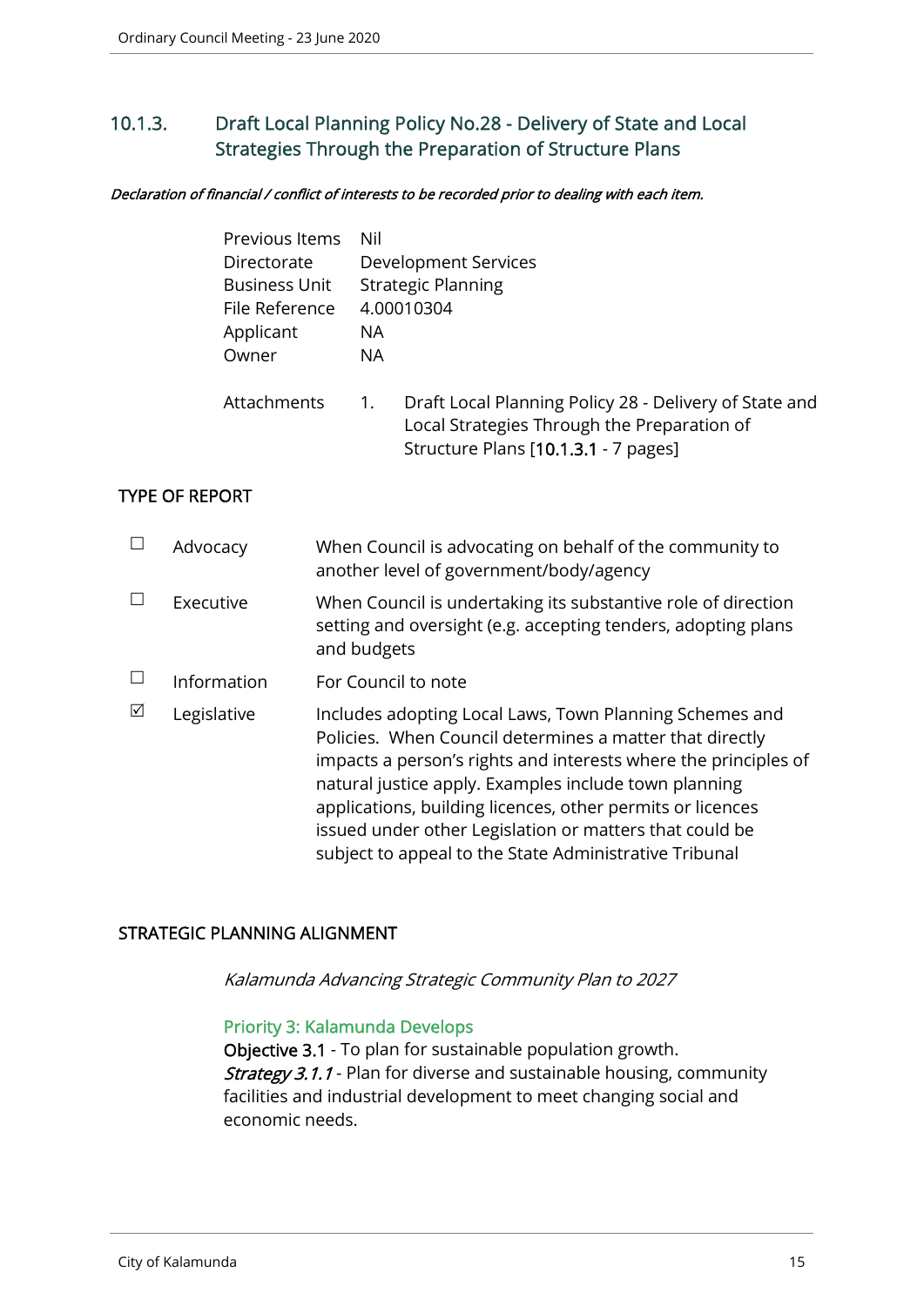## 10.1.3. Draft Local Planning Policy No.28 - Delivery of State and Local Strategies Through the Preparation of Structure Plans

***Declaration of financial / conflict of interests to be recorded prior to dealing with each item.***

| | |
|---|---|
| Previous Items | Nil |
| Directorate | Development Services |
| Business Unit | Strategic Planning |
| File Reference | 4.00010304 |
| Applicant | NA |
| Owner | NA |

Attachments 1. Draft Local Planning Policy 28 - Delivery of State and Local Strategies Through the Preparation of Structure Plans [10.1.3.1 - 7 pages]

### TYPE OF REPORT

| | | |
|---|---|---|
| ☐ | Advocacy | When Council is advocating on behalf of the community to another level of government/body/agency |
| ☐ | Executive | When Council is undertaking its substantive role of direction setting and oversight (e.g. accepting tenders, adopting plans and budgets |
| ☐ | Information | For Council to note |
| ☑ | Legislative | Includes adopting Local Laws, Town Planning Schemes and Policies. When Council determines a matter that directly impacts a person's rights and interests where the principles of natural justice apply. Examples include town planning applications, building licences, other permits or licences issued under other Legislation or matters that could be subject to appeal to the State Administrative Tribunal |

### STRATEGIC PLANNING ALIGNMENT

*Kalamunda Advancing Strategic Community Plan to 2027*

Priority 3: Kalamunda Develops

**Objective 3.1** - To plan for sustainable population growth.

***Strategy 3.1.1*** - Plan for diverse and sustainable housing, community facilities and industrial development to meet changing social and economic needs.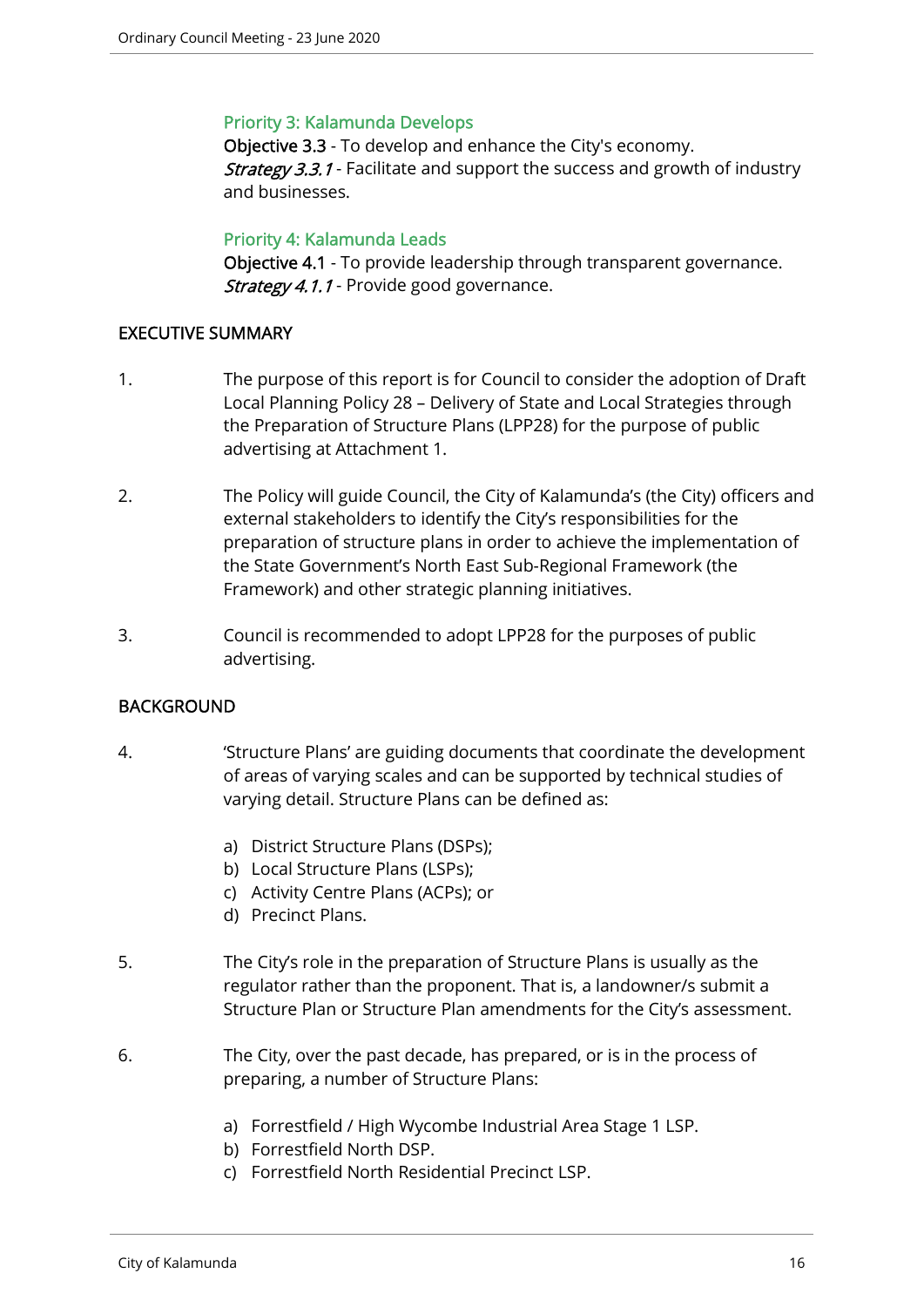### Priority 3: Kalamunda Develops

**Objective 3.3** - To develop and enhance the City's economy.
*Strategy 3.3.1* - Facilitate and support the success and growth of industry and businesses.

### Priority 4: Kalamunda Leads

**Objective 4.1** - To provide leadership through transparent governance.
*Strategy 4.1.1* - Provide good governance.

## EXECUTIVE SUMMARY

1. The purpose of this report is for Council to consider the adoption of Draft Local Planning Policy 28 – Delivery of State and Local Strategies through the Preparation of Structure Plans (LPP28) for the purpose of public advertising at Attachment 1.

2. The Policy will guide Council, the City of Kalamunda's (the City) officers and external stakeholders to identify the City's responsibilities for the preparation of structure plans in order to achieve the implementation of the State Government's North East Sub-Regional Framework (the Framework) and other strategic planning initiatives.

3. Council is recommended to adopt LPP28 for the purposes of public advertising.

## BACKGROUND

4. 'Structure Plans' are guiding documents that coordinate the development of areas of varying scales and can be supported by technical studies of varying detail. Structure Plans can be defined as:

   a) District Structure Plans (DSPs);
   b) Local Structure Plans (LSPs);
   c) Activity Centre Plans (ACPs); or
   d) Precinct Plans.

5. The City's role in the preparation of Structure Plans is usually as the regulator rather than the proponent. That is, a landowner/s submit a Structure Plan or Structure Plan amendments for the City's assessment.

6. The City, over the past decade, has prepared, or is in the process of preparing, a number of Structure Plans:

   a) Forrestfield / High Wycombe Industrial Area Stage 1 LSP.
   b) Forrestfield North DSP.
   c) Forrestfield North Residential Precinct LSP.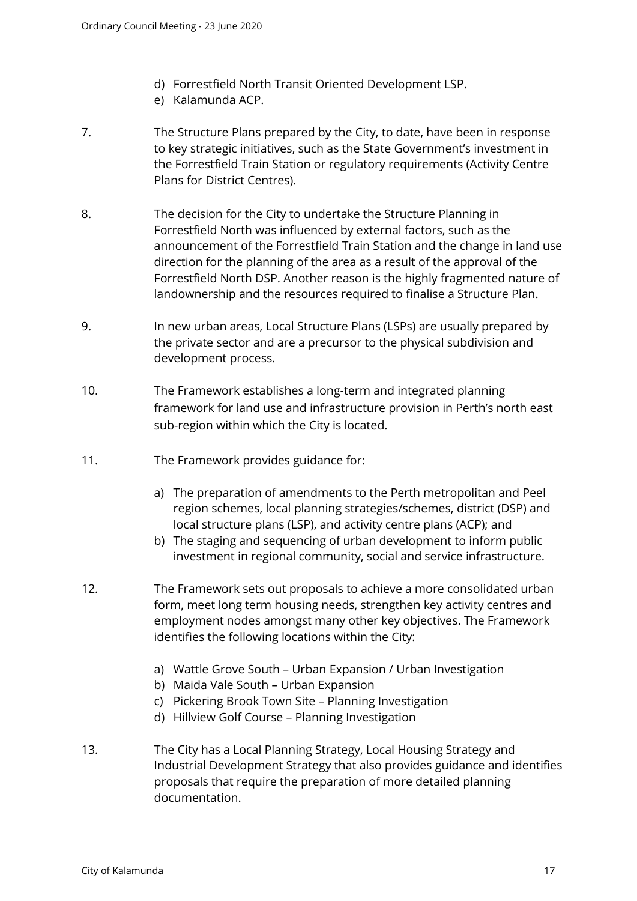d) Forrestfield North Transit Oriented Development LSP.
e) Kalamunda ACP.

7. The Structure Plans prepared by the City, to date, have been in response to key strategic initiatives, such as the State Government's investment in the Forrestfield Train Station or regulatory requirements (Activity Centre Plans for District Centres).

8. The decision for the City to undertake the Structure Planning in Forrestfield North was influenced by external factors, such as the announcement of the Forrestfield Train Station and the change in land use direction for the planning of the area as a result of the approval of the Forrestfield North DSP. Another reason is the highly fragmented nature of landownership and the resources required to finalise a Structure Plan.

9. In new urban areas, Local Structure Plans (LSPs) are usually prepared by the private sector and are a precursor to the physical subdivision and development process.

10. The Framework establishes a long-term and integrated planning framework for land use and infrastructure provision in Perth's north east sub-region within which the City is located.

11. The Framework provides guidance for:

    a) The preparation of amendments to the Perth metropolitan and Peel region schemes, local planning strategies/schemes, district (DSP) and local structure plans (LSP), and activity centre plans (ACP); and
    b) The staging and sequencing of urban development to inform public investment in regional community, social and service infrastructure.

12. The Framework sets out proposals to achieve a more consolidated urban form, meet long term housing needs, strengthen key activity centres and employment nodes amongst many other key objectives. The Framework identifies the following locations within the City:

    a) Wattle Grove South – Urban Expansion / Urban Investigation
    b) Maida Vale South – Urban Expansion
    c) Pickering Brook Town Site – Planning Investigation
    d) Hillview Golf Course – Planning Investigation

13. The City has a Local Planning Strategy, Local Housing Strategy and Industrial Development Strategy that also provides guidance and identifies proposals that require the preparation of more detailed planning documentation.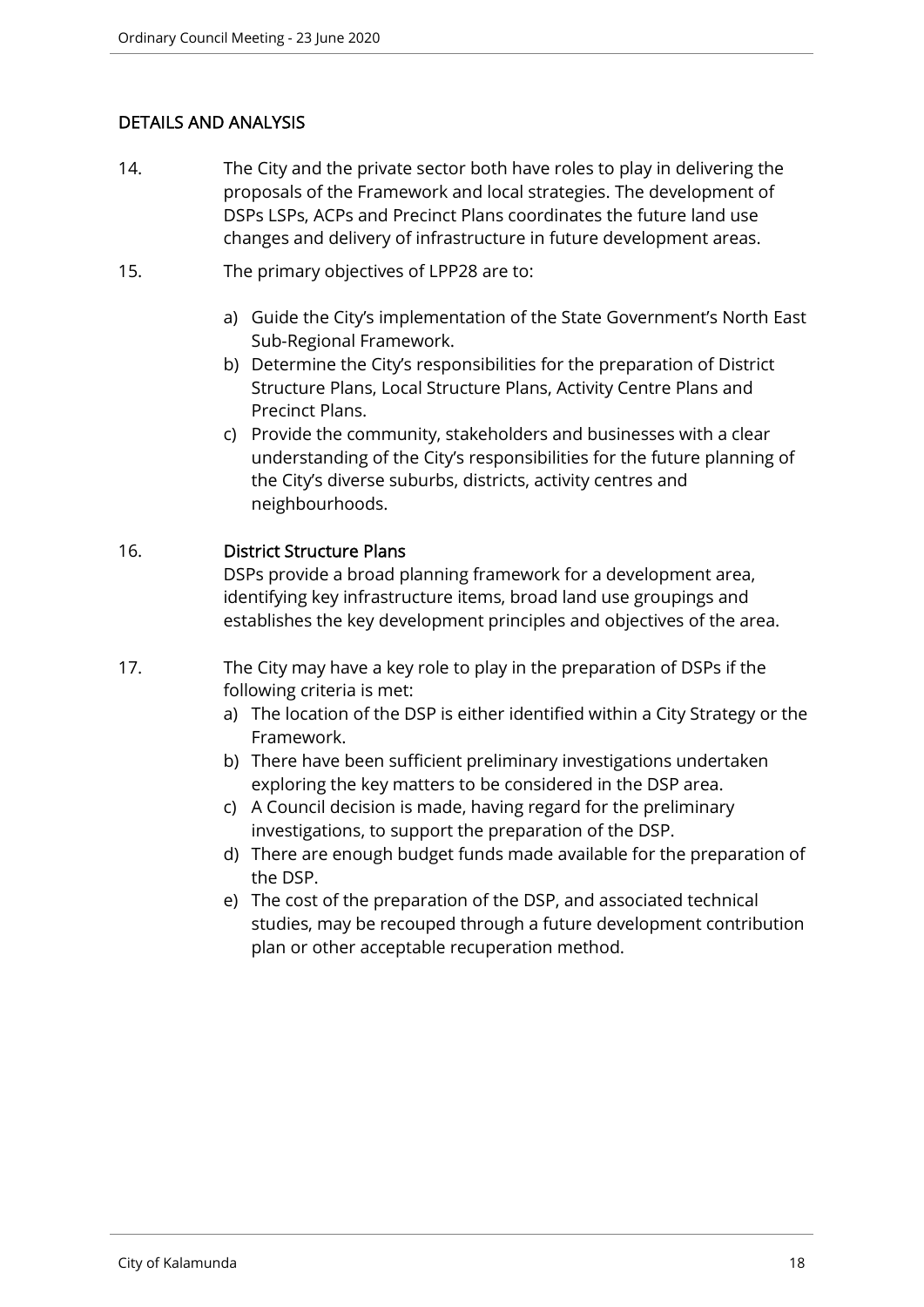## DETAILS AND ANALYSIS

14. The City and the private sector both have roles to play in delivering the proposals of the Framework and local strategies. The development of DSPs LSPs, ACPs and Precinct Plans coordinates the future land use changes and delivery of infrastructure in future development areas.

15. The primary objectives of LPP28 are to:

    a) Guide the City's implementation of the State Government's North East Sub-Regional Framework.
    b) Determine the City's responsibilities for the preparation of District Structure Plans, Local Structure Plans, Activity Centre Plans and Precinct Plans.
    c) Provide the community, stakeholders and businesses with a clear understanding of the City's responsibilities for the future planning of the City's diverse suburbs, districts, activity centres and neighbourhoods.

16. **District Structure Plans**

    DSPs provide a broad planning framework for a development area, identifying key infrastructure items, broad land use groupings and establishes the key development principles and objectives of the area.

17. The City may have a key role to play in the preparation of DSPs if the following criteria is met:

    a) The location of the DSP is either identified within a City Strategy or the Framework.
    b) There have been sufficient preliminary investigations undertaken exploring the key matters to be considered in the DSP area.
    c) A Council decision is made, having regard for the preliminary investigations, to support the preparation of the DSP.
    d) There are enough budget funds made available for the preparation of the DSP.
    e) The cost of the preparation of the DSP, and associated technical studies, may be recouped through a future development contribution plan or other acceptable recuperation method.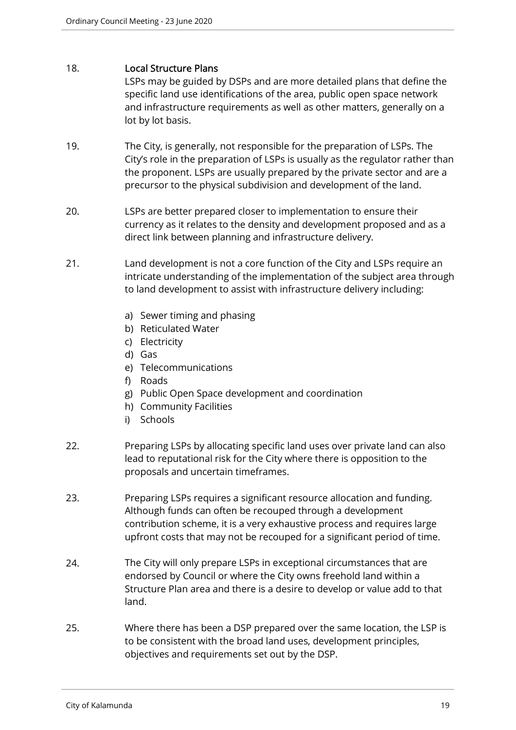18. **Local Structure Plans**

LSPs may be guided by DSPs and are more detailed plans that define the specific land use identifications of the area, public open space network and infrastructure requirements as well as other matters, generally on a lot by lot basis.

19. The City, is generally, not responsible for the preparation of LSPs. The City's role in the preparation of LSPs is usually as the regulator rather than the proponent. LSPs are usually prepared by the private sector and are a precursor to the physical subdivision and development of the land.

20. LSPs are better prepared closer to implementation to ensure their currency as it relates to the density and development proposed and as a direct link between planning and infrastructure delivery.

21. Land development is not a core function of the City and LSPs require an intricate understanding of the implementation of the subject area through to land development to assist with infrastructure delivery including:

    a) Sewer timing and phasing
    b) Reticulated Water
    c) Electricity
    d) Gas
    e) Telecommunications
    f) Roads
    g) Public Open Space development and coordination
    h) Community Facilities
    i) Schools

22. Preparing LSPs by allocating specific land uses over private land can also lead to reputational risk for the City where there is opposition to the proposals and uncertain timeframes.

23. Preparing LSPs requires a significant resource allocation and funding. Although funds can often be recouped through a development contribution scheme, it is a very exhaustive process and requires large upfront costs that may not be recouped for a significant period of time.

24. The City will only prepare LSPs in exceptional circumstances that are endorsed by Council or where the City owns freehold land within a Structure Plan area and there is a desire to develop or value add to that land.

25. Where there has been a DSP prepared over the same location, the LSP is to be consistent with the broad land uses, development principles, objectives and requirements set out by the DSP.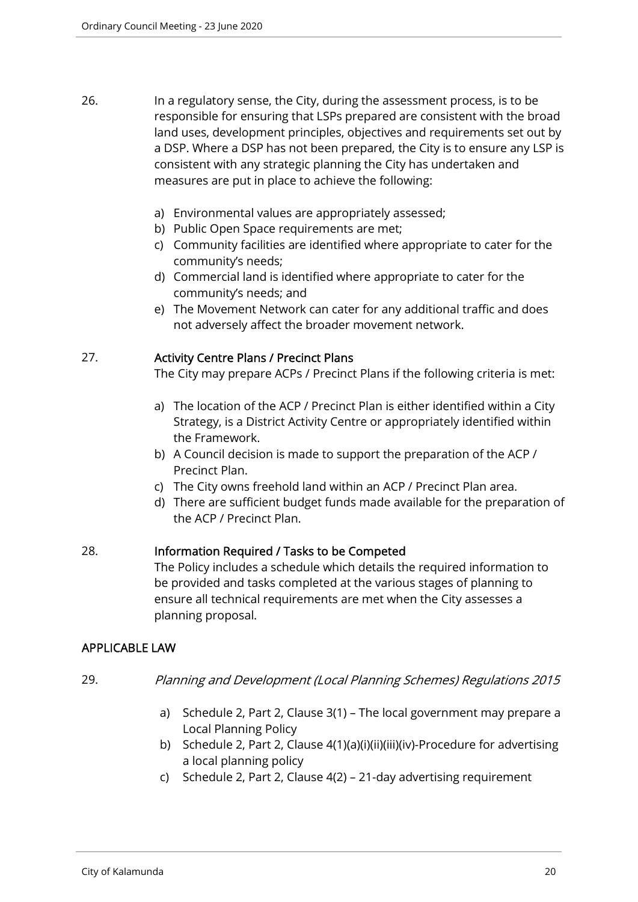26. In a regulatory sense, the City, during the assessment process, is to be responsible for ensuring that LSPs prepared are consistent with the broad land uses, development principles, objectives and requirements set out by a DSP. Where a DSP has not been prepared, the City is to ensure any LSP is consistent with any strategic planning the City has undertaken and measures are put in place to achieve the following:

    a) Environmental values are appropriately assessed;
    b) Public Open Space requirements are met;
    c) Community facilities are identified where appropriate to cater for the community's needs;
    d) Commercial land is identified where appropriate to cater for the community's needs; and
    e) The Movement Network can cater for any additional traffic and does not adversely affect the broader movement network.

27. **Activity Centre Plans / Precinct Plans**

    The City may prepare ACPs / Precinct Plans if the following criteria is met:

    a) The location of the ACP / Precinct Plan is either identified within a City Strategy, is a District Activity Centre or appropriately identified within the Framework.
    b) A Council decision is made to support the preparation of the ACP / Precinct Plan.
    c) The City owns freehold land within an ACP / Precinct Plan area.
    d) There are sufficient budget funds made available for the preparation of the ACP / Precinct Plan.

28. **Information Required / Tasks to be Competed**

    The Policy includes a schedule which details the required information to be provided and tasks completed at the various stages of planning to ensure all technical requirements are met when the City assesses a planning proposal.

## APPLICABLE LAW

29. *Planning and Development (Local Planning Schemes) Regulations 2015*

    a) Schedule 2, Part 2, Clause 3(1) – The local government may prepare a Local Planning Policy
    b) Schedule 2, Part 2, Clause 4(1)(a)(i)(ii)(iii)(iv)-Procedure for advertising a local planning policy
    c) Schedule 2, Part 2, Clause 4(2) – 21-day advertising requirement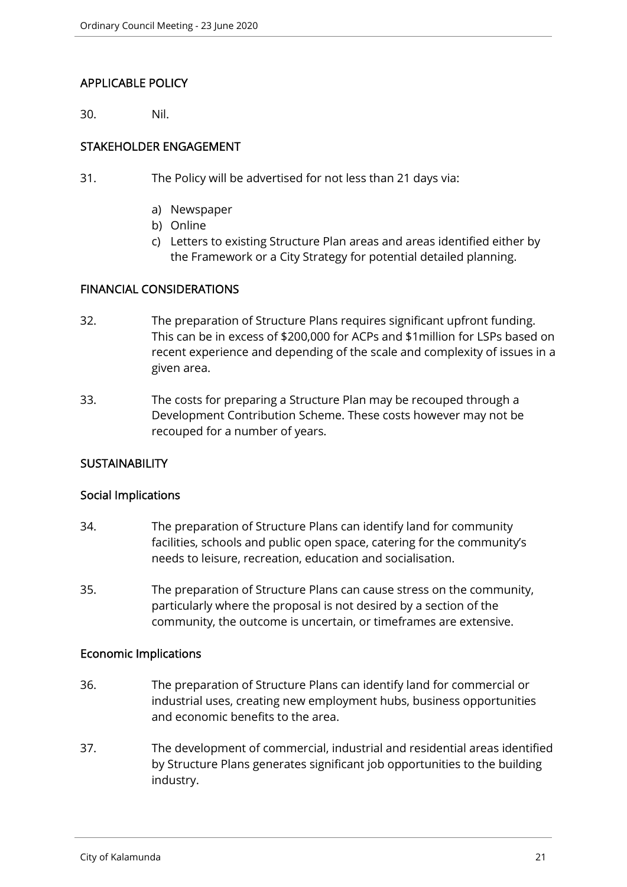## APPLICABLE POLICY

30. Nil.

## STAKEHOLDER ENGAGEMENT

31. The Policy will be advertised for not less than 21 days via:

    a) Newspaper
    b) Online
    c) Letters to existing Structure Plan areas and areas identified either by the Framework or a City Strategy for potential detailed planning.

## FINANCIAL CONSIDERATIONS

32. The preparation of Structure Plans requires significant upfront funding. This can be in excess of $200,000 for ACPs and $1million for LSPs based on recent experience and depending of the scale and complexity of issues in a given area.

33. The costs for preparing a Structure Plan may be recouped through a Development Contribution Scheme. These costs however may not be recouped for a number of years.

## SUSTAINABILITY

### Social Implications

34. The preparation of Structure Plans can identify land for community facilities, schools and public open space, catering for the community's needs to leisure, recreation, education and socialisation.

35. The preparation of Structure Plans can cause stress on the community, particularly where the proposal is not desired by a section of the community, the outcome is uncertain, or timeframes are extensive.

### Economic Implications

36. The preparation of Structure Plans can identify land for commercial or industrial uses, creating new employment hubs, business opportunities and economic benefits to the area.

37. The development of commercial, industrial and residential areas identified by Structure Plans generates significant job opportunities to the building industry.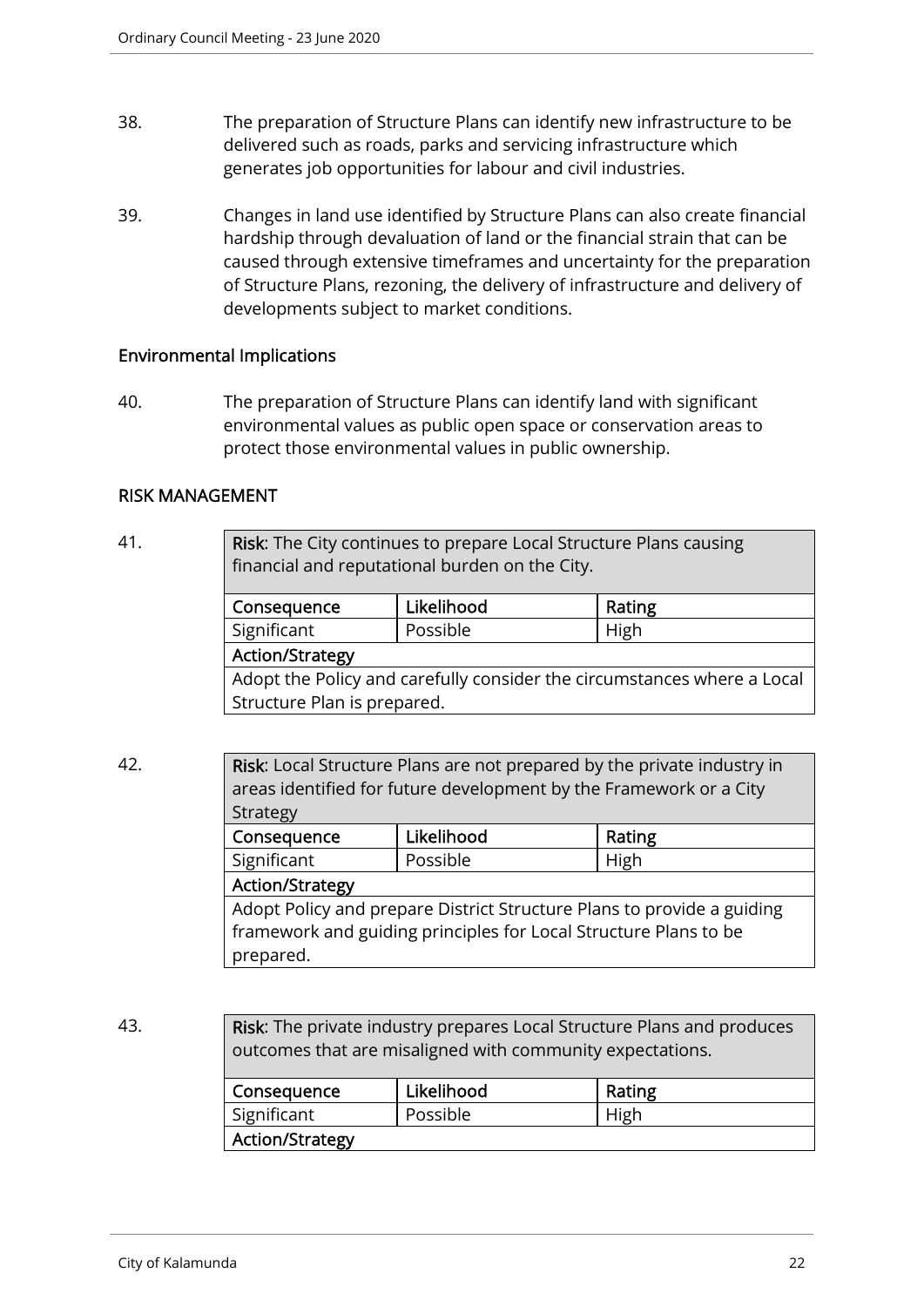38. The preparation of Structure Plans can identify new infrastructure to be delivered such as roads, parks and servicing infrastructure which generates job opportunities for labour and civil industries.

39. Changes in land use identified by Structure Plans can also create financial hardship through devaluation of land or the financial strain that can be caused through extensive timeframes and uncertainty for the preparation of Structure Plans, rezoning, the delivery of infrastructure and delivery of developments subject to market conditions.

### Environmental Implications

40. The preparation of Structure Plans can identify land with significant environmental values as public open space or conservation areas to protect those environmental values in public ownership.

## RISK MANAGEMENT

41.

| **Risk**: The City continues to prepare Local Structure Plans causing financial and reputational burden on the City. | | |
|---|---|---|
| **Consequence** | **Likelihood** | **Rating** |
| Significant | Possible | High |
| **Action/Strategy** | | |
| Adopt the Policy and carefully consider the circumstances where a Local Structure Plan is prepared. | | |

42.

| **Risk**: Local Structure Plans are not prepared by the private industry in areas identified for future development by the Framework or a City Strategy | | |
|---|---|---|
| **Consequence** | **Likelihood** | **Rating** |
| Significant | Possible | High |
| **Action/Strategy** | | |
| Adopt Policy and prepare District Structure Plans to provide a guiding framework and guiding principles for Local Structure Plans to be prepared. | | |

43.

| **Risk**: The private industry prepares Local Structure Plans and produces outcomes that are misaligned with community expectations. | | |
|---|---|---|
| **Consequence** | **Likelihood** | **Rating** |
| Significant | Possible | High |
| **Action/Strategy** | | |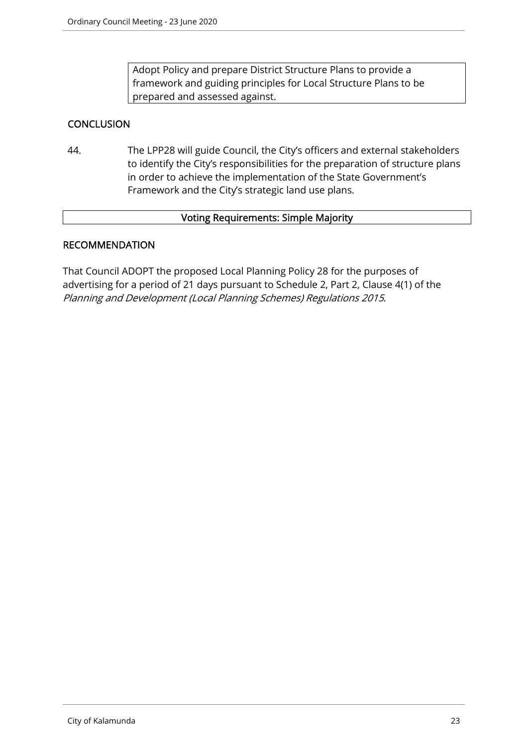| Adopt Policy and prepare District Structure Plans to provide a framework and guiding principles for Local Structure Plans to be prepared and assessed against. |
|---|

## CONCLUSION

44. The LPP28 will guide Council, the City's officers and external stakeholders to identify the City's responsibilities for the preparation of structure plans in order to achieve the implementation of the State Government's Framework and the City's strategic land use plans.

| Voting Requirements: Simple Majority |
|---|

## RECOMMENDATION

That Council ADOPT the proposed Local Planning Policy 28 for the purposes of advertising for a period of 21 days pursuant to Schedule 2, Part 2, Clause 4(1) of the *Planning and Development (Local Planning Schemes) Regulations 2015*.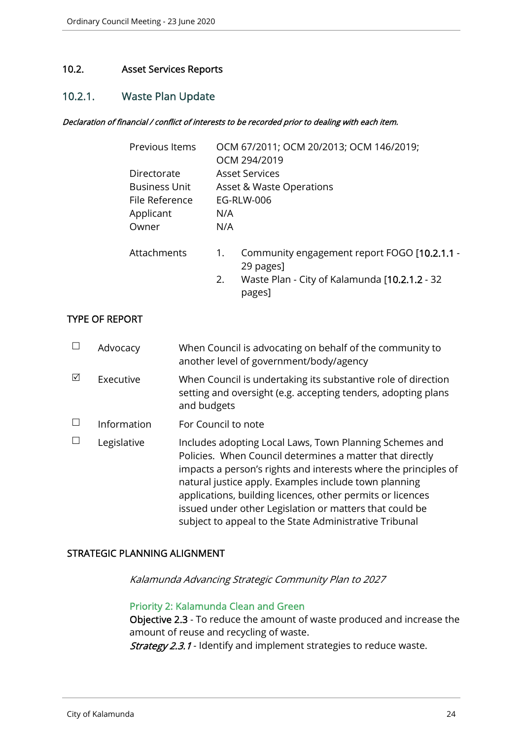## 10.2. Asset Services Reports

### 10.2.1. Waste Plan Update

***Declaration of financial / conflict of interests to be recorded prior to dealing with each item.***

| | |
|---|---|
| Previous Items | OCM 67/2011; OCM 20/2013; OCM 146/2019; OCM 294/2019 |
| Directorate | Asset Services |
| Business Unit | Asset & Waste Operations |
| File Reference | EG-RLW-006 |
| Applicant | N/A |
| Owner | N/A |
| Attachments | 1. Community engagement report FOGO [10.2.1.1 - 29 pages]<br>2. Waste Plan - City of Kalamunda [10.2.1.2 - 32 pages] |

**TYPE OF REPORT**

| | | |
|---|---|---|
| ☐ | Advocacy | When Council is advocating on behalf of the community to another level of government/body/agency |
| ☑ | Executive | When Council is undertaking its substantive role of direction setting and oversight (e.g. accepting tenders, adopting plans and budgets |
| ☐ | Information | For Council to note |
| ☐ | Legislative | Includes adopting Local Laws, Town Planning Schemes and Policies. When Council determines a matter that directly impacts a person's rights and interests where the principles of natural justice apply. Examples include town planning applications, building licences, other permits or licences issued under other Legislation or matters that could be subject to appeal to the State Administrative Tribunal |

**STRATEGIC PLANNING ALIGNMENT**

*Kalamunda Advancing Strategic Community Plan to 2027*

Priority 2: Kalamunda Clean and Green

**Objective 2.3** - To reduce the amount of waste produced and increase the amount of reuse and recycling of waste.

***Strategy 2.3.1*** - Identify and implement strategies to reduce waste.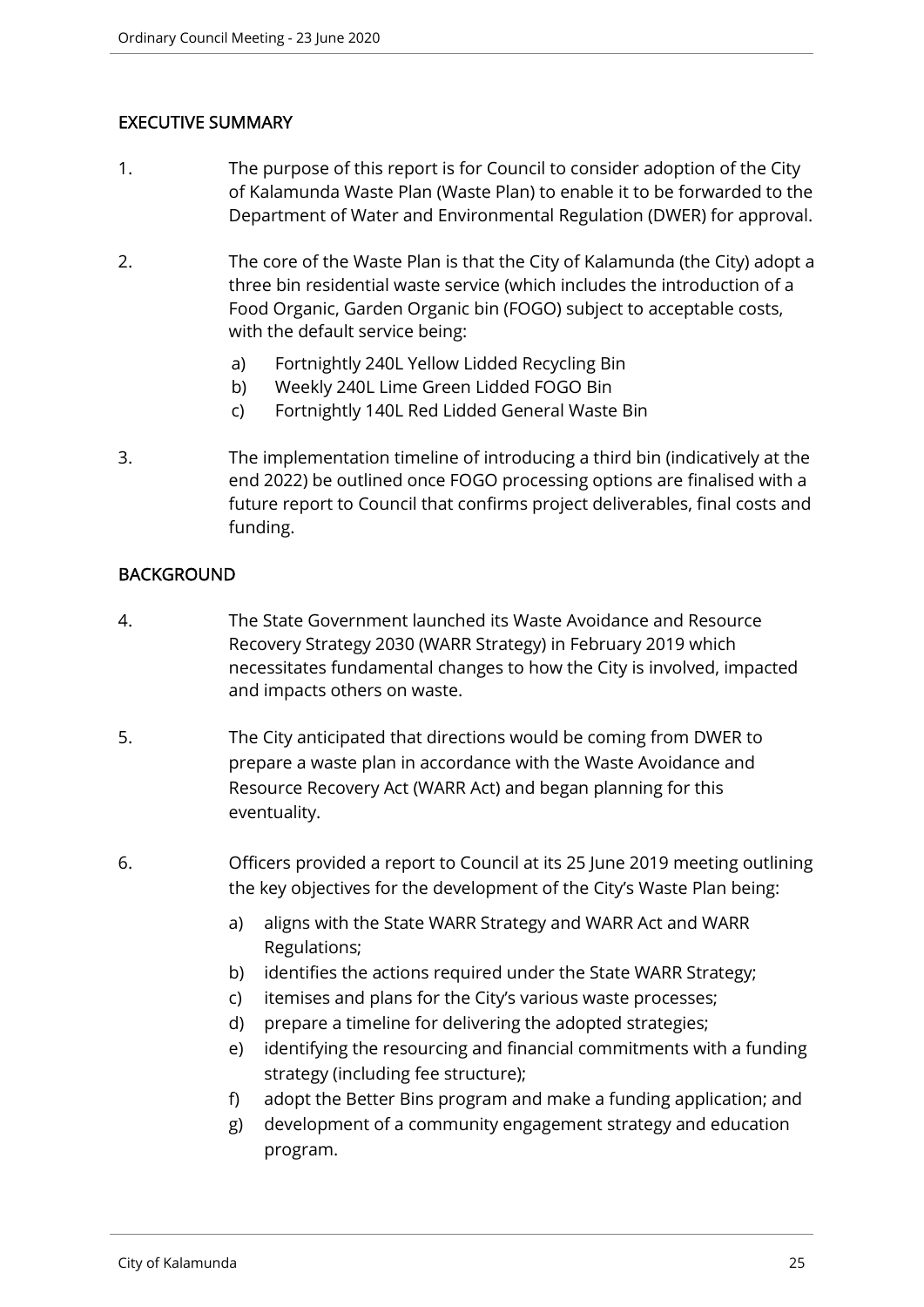## EXECUTIVE SUMMARY

1. The purpose of this report is for Council to consider adoption of the City of Kalamunda Waste Plan (Waste Plan) to enable it to be forwarded to the Department of Water and Environmental Regulation (DWER) for approval.

2. The core of the Waste Plan is that the City of Kalamunda (the City) adopt a three bin residential waste service (which includes the introduction of a Food Organic, Garden Organic bin (FOGO) subject to acceptable costs, with the default service being:

   a) Fortnightly 240L Yellow Lidded Recycling Bin
   b) Weekly 240L Lime Green Lidded FOGO Bin
   c) Fortnightly 140L Red Lidded General Waste Bin

3. The implementation timeline of introducing a third bin (indicatively at the end 2022) be outlined once FOGO processing options are finalised with a future report to Council that confirms project deliverables, final costs and funding.

## BACKGROUND

4. The State Government launched its Waste Avoidance and Resource Recovery Strategy 2030 (WARR Strategy) in February 2019 which necessitates fundamental changes to how the City is involved, impacted and impacts others on waste.

5. The City anticipated that directions would be coming from DWER to prepare a waste plan in accordance with the Waste Avoidance and Resource Recovery Act (WARR Act) and began planning for this eventuality.

6. Officers provided a report to Council at its 25 June 2019 meeting outlining the key objectives for the development of the City's Waste Plan being:

   a) aligns with the State WARR Strategy and WARR Act and WARR Regulations;
   b) identifies the actions required under the State WARR Strategy;
   c) itemises and plans for the City's various waste processes;
   d) prepare a timeline for delivering the adopted strategies;
   e) identifying the resourcing and financial commitments with a funding strategy (including fee structure);
   f) adopt the Better Bins program and make a funding application; and
   g) development of a community engagement strategy and education program.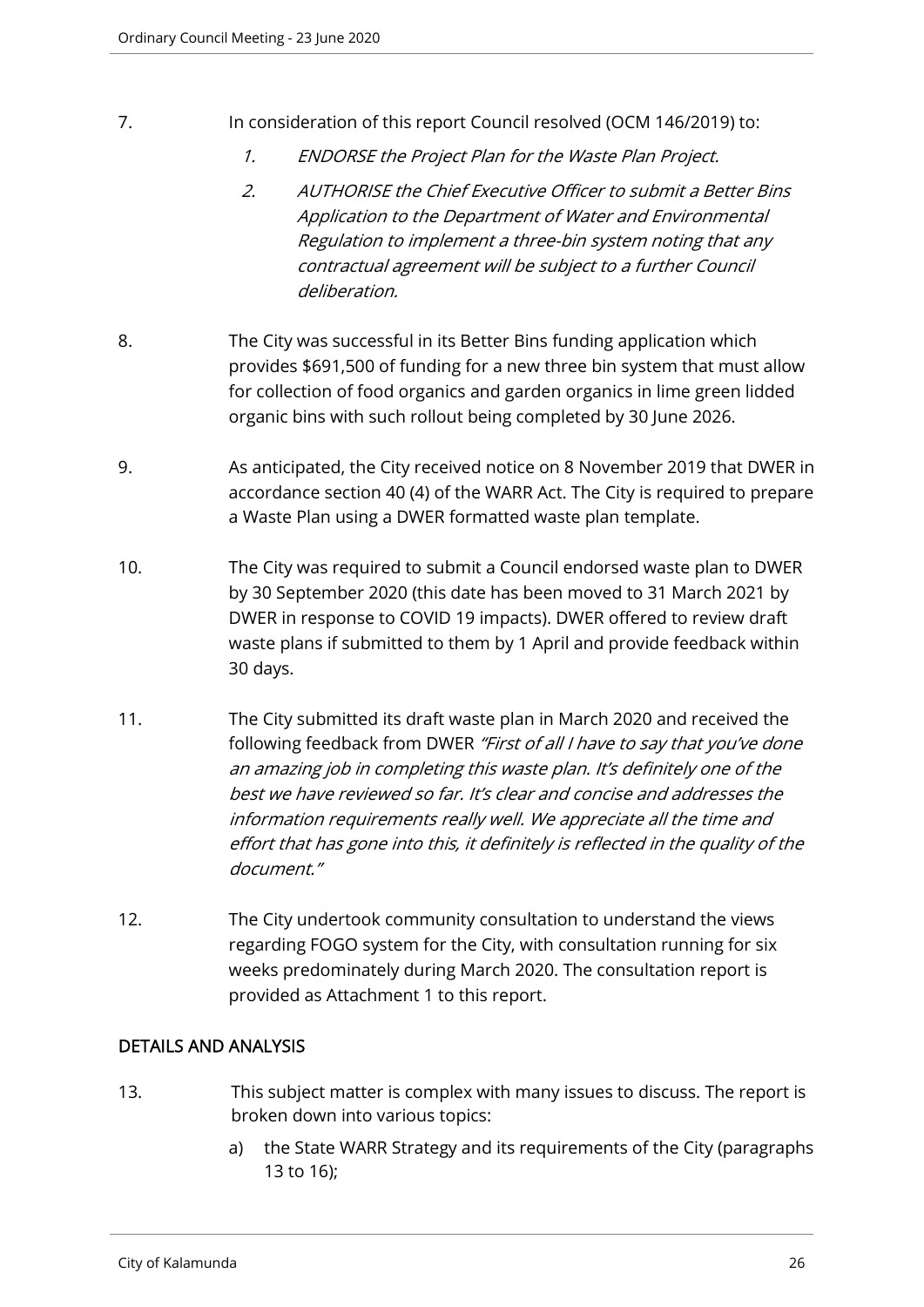7. In consideration of this report Council resolved (OCM 146/2019) to:

    1. *ENDORSE the Project Plan for the Waste Plan Project.*
    2. *AUTHORISE the Chief Executive Officer to submit a Better Bins Application to the Department of Water and Environmental Regulation to implement a three-bin system noting that any contractual agreement will be subject to a further Council deliberation.*

8. The City was successful in its Better Bins funding application which provides $691,500 of funding for a new three bin system that must allow for collection of food organics and garden organics in lime green lidded organic bins with such rollout being completed by 30 June 2026.

9. As anticipated, the City received notice on 8 November 2019 that DWER in accordance section 40 (4) of the WARR Act. The City is required to prepare a Waste Plan using a DWER formatted waste plan template.

10. The City was required to submit a Council endorsed waste plan to DWER by 30 September 2020 (this date has been moved to 31 March 2021 by DWER in response to COVID 19 impacts). DWER offered to review draft waste plans if submitted to them by 1 April and provide feedback within 30 days.

11. The City submitted its draft waste plan in March 2020 and received the following feedback from DWER *"First of all I have to say that you've done an amazing job in completing this waste plan. It's definitely one of the best we have reviewed so far. It's clear and concise and addresses the information requirements really well. We appreciate all the time and effort that has gone into this, it definitely is reflected in the quality of the document."*

12. The City undertook community consultation to understand the views regarding FOGO system for the City, with consultation running for six weeks predominately during March 2020. The consultation report is provided as Attachment 1 to this report.

## DETAILS AND ANALYSIS

13. This subject matter is complex with many issues to discuss. The report is broken down into various topics:

    a) the State WARR Strategy and its requirements of the City (paragraphs 13 to 16);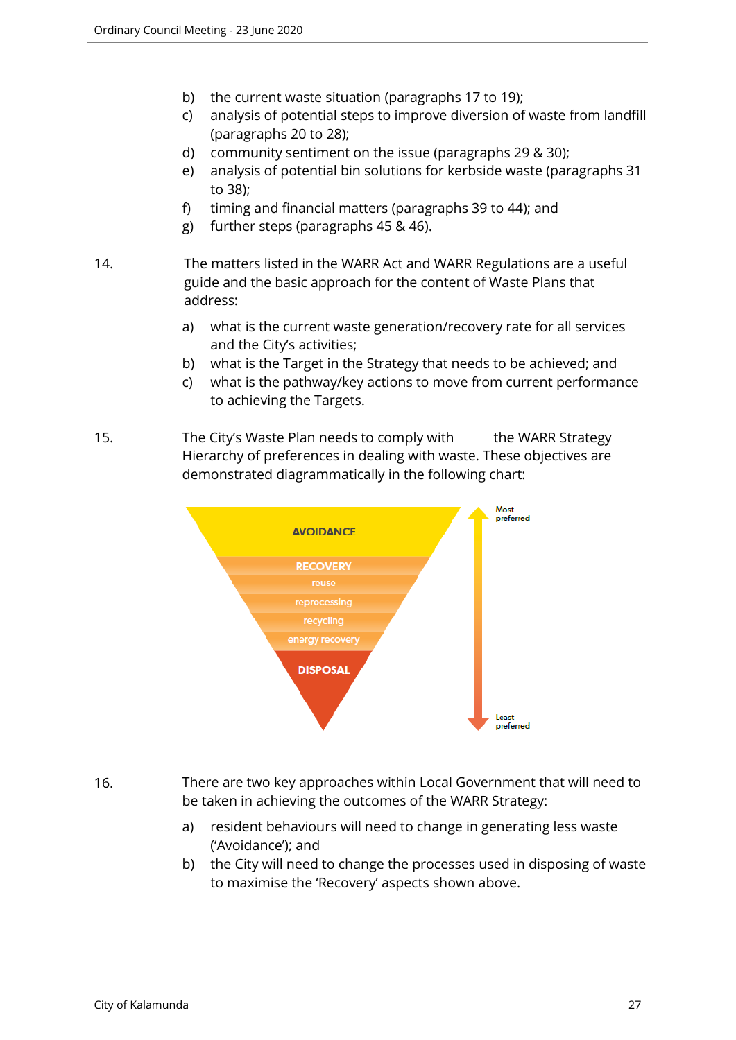b) the current waste situation (paragraphs 17 to 19);
c) analysis of potential steps to improve diversion of waste from landfill (paragraphs 20 to 28);
d) community sentiment on the issue (paragraphs 29 & 30);
e) analysis of potential bin solutions for kerbside waste (paragraphs 31 to 38);
f) timing and financial matters (paragraphs 39 to 44); and
g) further steps (paragraphs 45 & 46).

14. The matters listed in the WARR Act and WARR Regulations are a useful guide and the basic approach for the content of Waste Plans that address:

a) what is the current waste generation/recovery rate for all services and the City's activities;
b) what is the Target in the Strategy that needs to be achieved; and
c) what is the pathway/key actions to move from current performance to achieving the Targets.

15. The City's Waste Plan needs to comply with the WARR Strategy Hierarchy of preferences in dealing with waste. These objectives are demonstrated diagrammatically in the following chart:

AVOIDANCE
RECOVERY
reuse
reprocessing
recycling
energy recovery
DISPOSAL

Most preferred
Least preferred

16. There are two key approaches within Local Government that will need to be taken in achieving the outcomes of the WARR Strategy:

a) resident behaviours will need to change in generating less waste ('Avoidance'); and
b) the City will need to change the processes used in disposing of waste to maximise the 'Recovery' aspects shown above.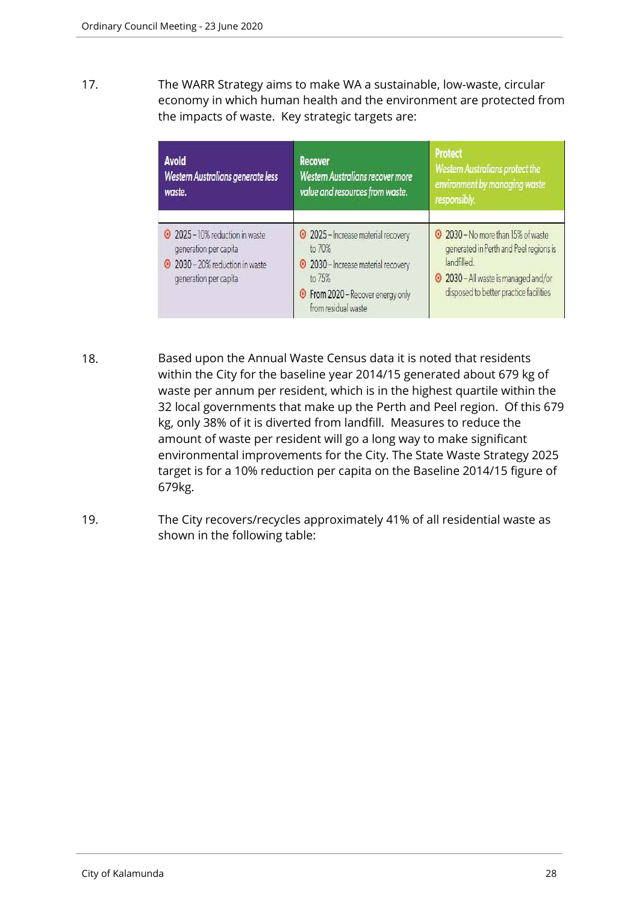17. The WARR Strategy aims to make WA a sustainable, low-waste, circular economy in which human health and the environment are protected from the impacts of waste. Key strategic targets are:

| **Avoid** *Western Australians generate less waste.* | **Recover** *Western Australians recover more value and resources from waste.* | **Protect** *Western Australians protect the environment by managing waste responsibly.* |
|---|---|---|
| **2025** – 10% reduction in waste generation per capita<br>**2030** – 20% reduction in waste generation per capita | **2025** – Increase material recovery to 70%<br>**2030** – Increase material recovery to 75%<br>**From 2020** – Recover energy only from residual waste | **2030** – No more than 15% of waste generated in Perth and Peel regions is landfilled.<br>**2030** – All waste is managed and/or disposed to better practice facilities |

18. Based upon the Annual Waste Census data it is noted that residents within the City for the baseline year 2014/15 generated about 679 kg of waste per annum per resident, which is in the highest quartile within the 32 local governments that make up the Perth and Peel region. Of this 679 kg, only 38% of it is diverted from landfill. Measures to reduce the amount of waste per resident will go a long way to make significant environmental improvements for the City. The State Waste Strategy 2025 target is for a 10% reduction per capita on the Baseline 2014/15 figure of 679kg.

19. The City recovers/recycles approximately 41% of all residential waste as shown in the following table: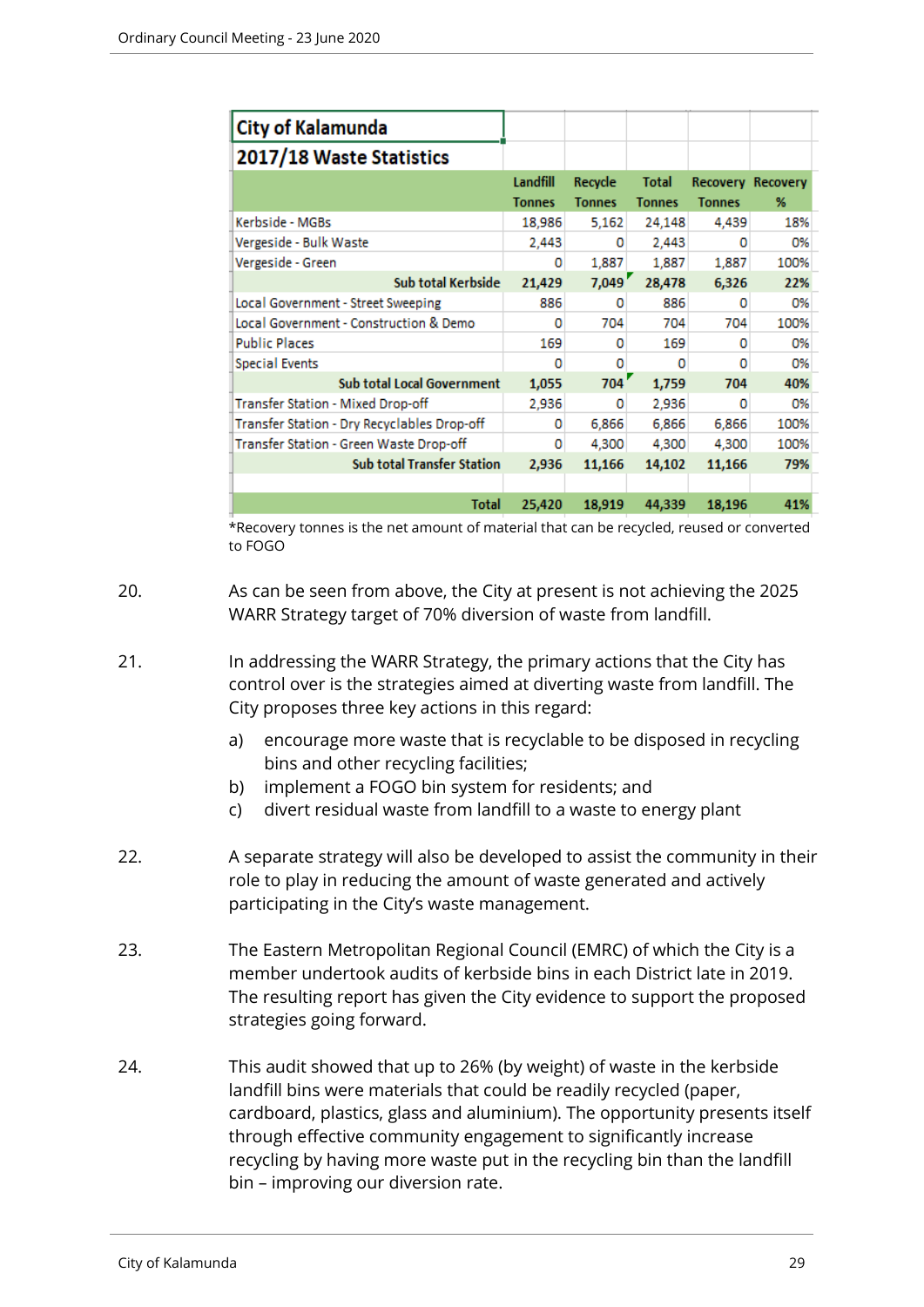| City of Kalamunda | | | | | |
|---|---|---|---|---|---|
| **2017/18 Waste Statistics** | | | | | |
| | **Landfill Tonnes** | **Recycle Tonnes** | **Total Tonnes** | **Recovery Tonnes** | **Recovery %** |
| Kerbside - MGBs | 18,986 | 5,162 | 24,148 | 4,439 | 18% |
| Vergeside - Bulk Waste | 2,443 | 0 | 2,443 | 0 | 0% |
| Vergeside - Green | 0 | 1,887 | 1,887 | 1,887 | 100% |
| **Sub total Kerbside** | **21,429** | **7,049** | **28,478** | **6,326** | **22%** |
| Local Government - Street Sweeping | 886 | 0 | 886 | 0 | 0% |
| Local Government - Construction & Demo | 0 | 704 | 704 | 704 | 100% |
| Public Places | 169 | 0 | 169 | 0 | 0% |
| Special Events | 0 | 0 | 0 | 0 | 0% |
| **Sub total Local Government** | **1,055** | **704** | **1,759** | **704** | **40%** |
| Transfer Station - Mixed Drop-off | 2,936 | 0 | 2,936 | 0 | 0% |
| Transfer Station - Dry Recyclables Drop-off | 0 | 6,866 | 6,866 | 6,866 | 100% |
| Transfer Station - Green Waste Drop-off | 0 | 4,300 | 4,300 | 4,300 | 100% |
| **Sub total Transfer Station** | **2,936** | **11,166** | **14,102** | **11,166** | **79%** |
| | | | | | |
| **Total** | **25,420** | **18,919** | **44,339** | **18,196** | **41%** |

*Recovery tonnes is the net amount of material that can be recycled, reused or converted to FOGO

20. As can be seen from above, the City at present is not achieving the 2025 WARR Strategy target of 70% diversion of waste from landfill.

21. In addressing the WARR Strategy, the primary actions that the City has control over is the strategies aimed at diverting waste from landfill. The City proposes three key actions in this regard:

    a) encourage more waste that is recyclable to be disposed in recycling bins and other recycling facilities;
    b) implement a FOGO bin system for residents; and
    c) divert residual waste from landfill to a waste to energy plant

22. A separate strategy will also be developed to assist the community in their role to play in reducing the amount of waste generated and actively participating in the City's waste management.

23. The Eastern Metropolitan Regional Council (EMRC) of which the City is a member undertook audits of kerbside bins in each District late in 2019. The resulting report has given the City evidence to support the proposed strategies going forward.

24. This audit showed that up to 26% (by weight) of waste in the kerbside landfill bins were materials that could be readily recycled (paper, cardboard, plastics, glass and aluminium). The opportunity presents itself through effective community engagement to significantly increase recycling by having more waste put in the recycling bin than the landfill bin – improving our diversion rate.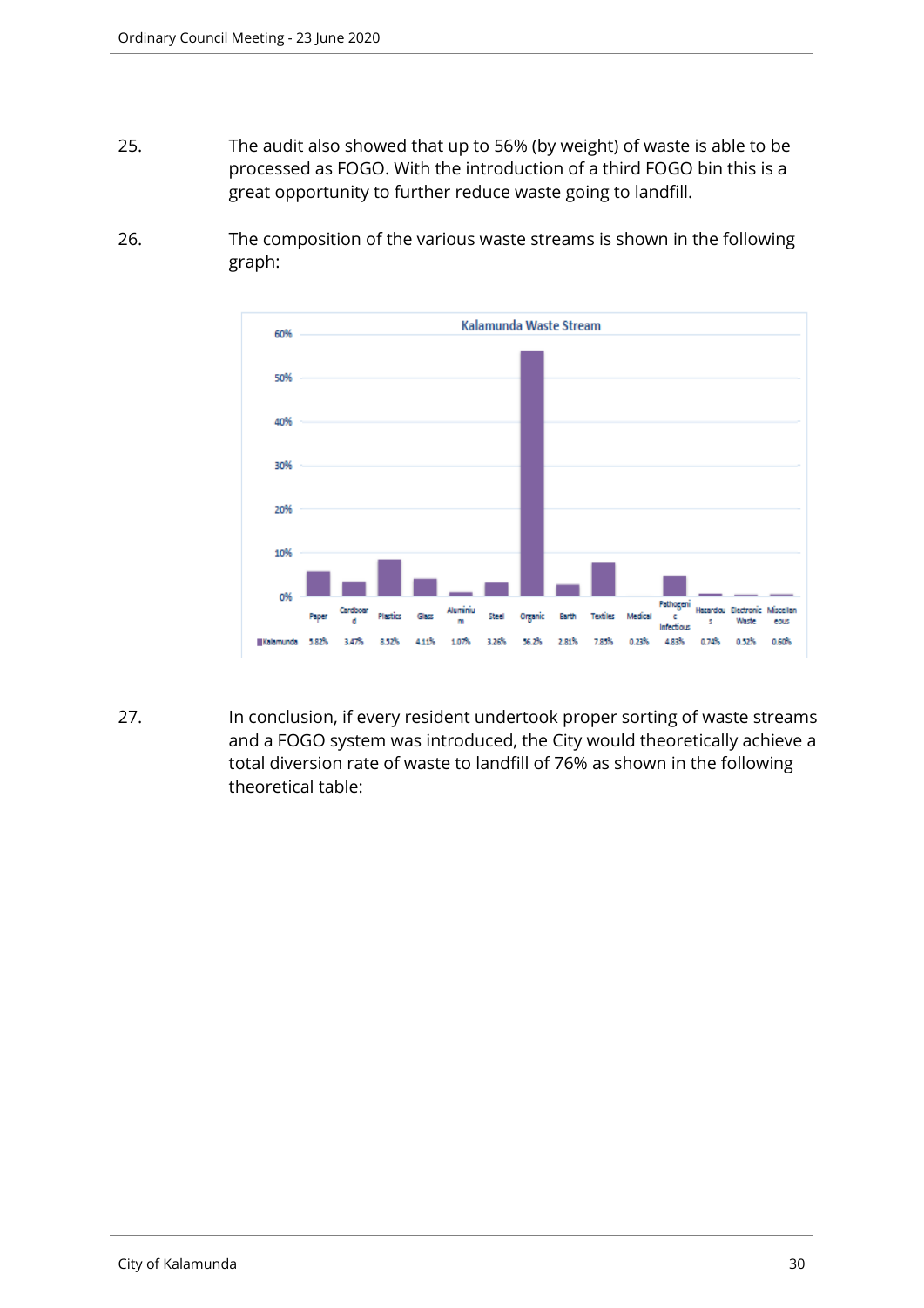25. The audit also showed that up to 56% (by weight) of waste is able to be processed as FOGO. With the introduction of a third FOGO bin this is a great opportunity to further reduce waste going to landfill.

26. The composition of the various waste streams is shown in the following graph:

**Kalamunda Waste Stream**

| | Paper | Cardboard | Plastics | Glass | Aluminium | Steel | Organic | Earth | Textiles | Medical | Pathogenic Infectious | Hazardous | Electronic Waste | Miscellaneous |
|---|---|---|---|---|---|---|---|---|---|---|---|---|---|---|
| Kalamunda | 5.82% | 3.47% | 8.52% | 4.11% | 1.07% | 3.26% | 56.2% | 2.81% | 7.85% | 0.23% | 4.83% | 0.74% | 0.52% | 0.60% |

27. In conclusion, if every resident undertook proper sorting of waste streams and a FOGO system was introduced, the City would theoretically achieve a total diversion rate of waste to landfill of 76% as shown in the following theoretical table: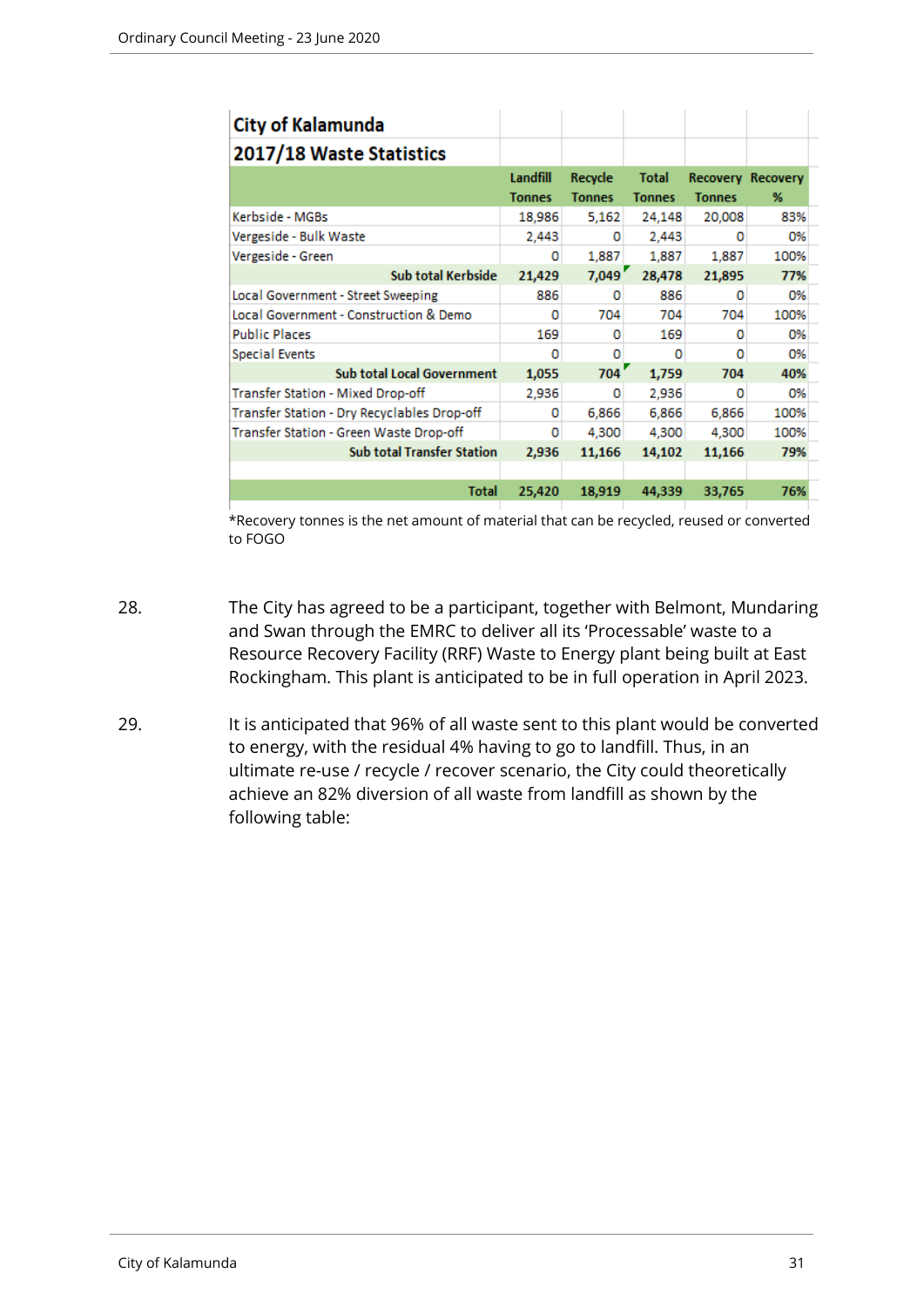| City of Kalamunda 2017/18 Waste Statistics | Landfill Tonnes | Recycle Tonnes | Total Tonnes | Recovery Tonnes | Recovery % |
|---|---|---|---|---|---|
| Kerbside - MGBs | 18,986 | 5,162 | 24,148 | 20,008 | 83% |
| Vergeside - Bulk Waste | 2,443 | 0 | 2,443 | 0 | 0% |
| Vergeside - Green | 0 | 1,887 | 1,887 | 1,887 | 100% |
| **Sub total Kerbside** | **21,429** | **7,049** | **28,478** | **21,895** | **77%** |
| Local Government - Street Sweeping | 886 | 0 | 886 | 0 | 0% |
| Local Government - Construction & Demo | 0 | 704 | 704 | 704 | 100% |
| Public Places | 169 | 0 | 169 | 0 | 0% |
| Special Events | 0 | 0 | 0 | 0 | 0% |
| **Sub total Local Government** | **1,055** | **704** | **1,759** | **704** | **40%** |
| Transfer Station - Mixed Drop-off | 2,936 | 0 | 2,936 | 0 | 0% |
| Transfer Station - Dry Recyclables Drop-off | 0 | 6,866 | 6,866 | 6,866 | 100% |
| Transfer Station - Green Waste Drop-off | 0 | 4,300 | 4,300 | 4,300 | 100% |
| **Sub total Transfer Station** | **2,936** | **11,166** | **14,102** | **11,166** | **79%** |
| | | | | | |
| **Total** | **25,420** | **18,919** | **44,339** | **33,765** | **76%** |

*Recovery tonnes is the net amount of material that can be recycled, reused or converted to FOGO

28. The City has agreed to be a participant, together with Belmont, Mundaring and Swan through the EMRC to deliver all its 'Processable' waste to a Resource Recovery Facility (RRF) Waste to Energy plant being built at East Rockingham. This plant is anticipated to be in full operation in April 2023.

29. It is anticipated that 96% of all waste sent to this plant would be converted to energy, with the residual 4% having to go to landfill. Thus, in an ultimate re-use / recycle / recover scenario, the City could theoretically achieve an 82% diversion of all waste from landfill as shown by the following table: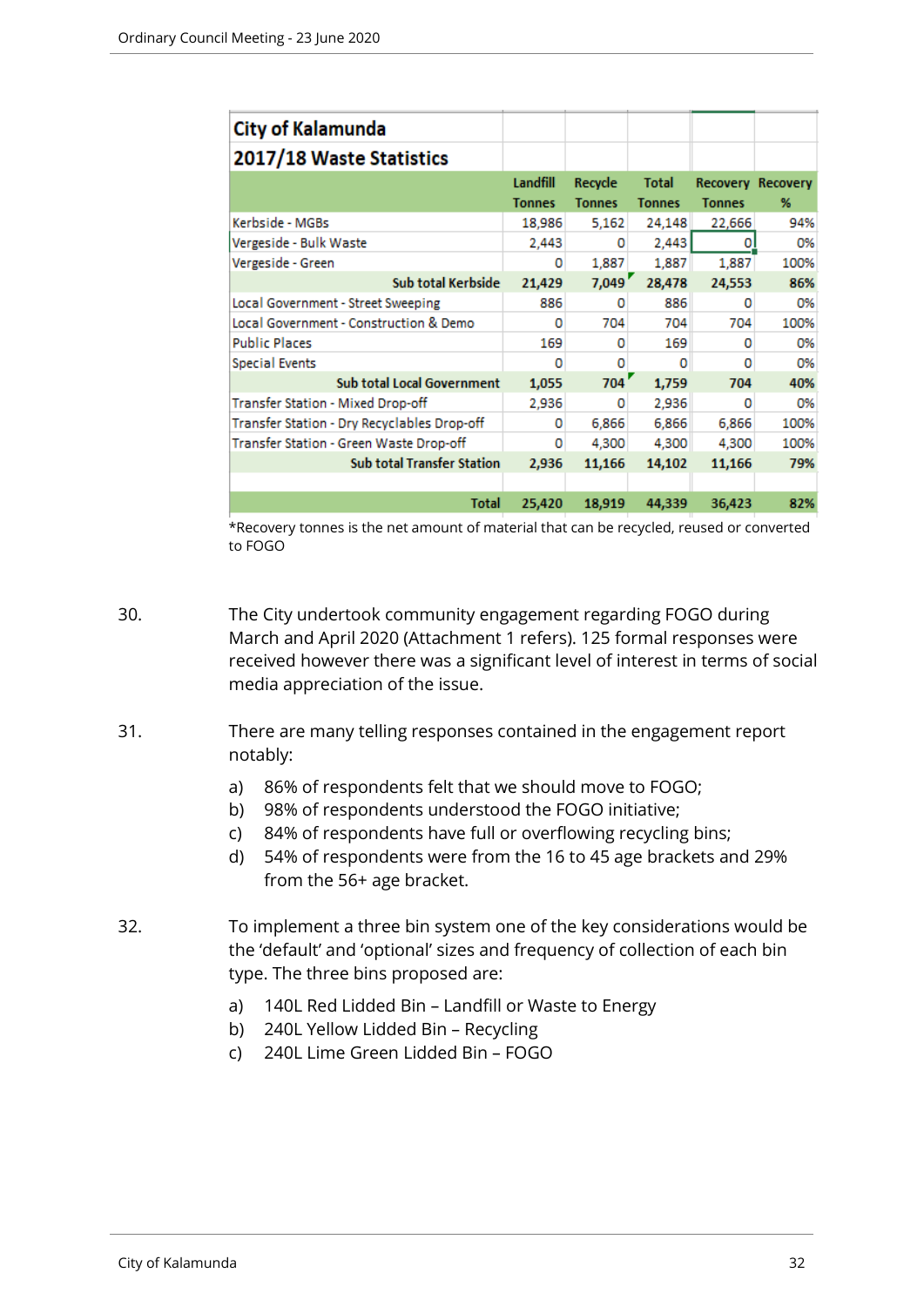| City of Kalamunda<br>2017/18 Waste Statistics | | | | | |
|---|---|---|---|---|---|
| | Landfill Tonnes | Recycle Tonnes | Total Tonnes | Recovery Tonnes | Recovery % |
| Kerbside - MGBs | 18,986 | 5,162 | 24,148 | 22,666 | 94% |
| Vergeside - Bulk Waste | 2,443 | 0 | 2,443 | 0 | 0% |
| Vergeside - Green | 0 | 1,887 | 1,887 | 1,887 | 100% |
| **Sub total Kerbside** | **21,429** | **7,049** | **28,478** | **24,553** | **86%** |
| Local Government - Street Sweeping | 886 | 0 | 886 | 0 | 0% |
| Local Government - Construction & Demo | 0 | 704 | 704 | 704 | 100% |
| Public Places | 169 | 0 | 169 | 0 | 0% |
| Special Events | 0 | 0 | 0 | 0 | 0% |
| **Sub total Local Government** | **1,055** | **704** | **1,759** | **704** | **40%** |
| Transfer Station - Mixed Drop-off | 2,936 | 0 | 2,936 | 0 | 0% |
| Transfer Station - Dry Recyclables Drop-off | 0 | 6,866 | 6,866 | 6,866 | 100% |
| Transfer Station - Green Waste Drop-off | 0 | 4,300 | 4,300 | 4,300 | 100% |
| **Sub total Transfer Station** | **2,936** | **11,166** | **14,102** | **11,166** | **79%** |
| | | | | | |
| **Total** | **25,420** | **18,919** | **44,339** | **36,423** | **82%** |

*Recovery tonnes is the net amount of material that can be recycled, reused or converted to FOGO

30. The City undertook community engagement regarding FOGO during March and April 2020 (Attachment 1 refers). 125 formal responses were received however there was a significant level of interest in terms of social media appreciation of the issue.

31. There are many telling responses contained in the engagement report notably:

    a) 86% of respondents felt that we should move to FOGO;
    b) 98% of respondents understood the FOGO initiative;
    c) 84% of respondents have full or overflowing recycling bins;
    d) 54% of respondents were from the 16 to 45 age brackets and 29% from the 56+ age bracket.

32. To implement a three bin system one of the key considerations would be the 'default' and 'optional' sizes and frequency of collection of each bin type. The three bins proposed are:

    a) 140L Red Lidded Bin – Landfill or Waste to Energy
    b) 240L Yellow Lidded Bin – Recycling
    c) 240L Lime Green Lidded Bin – FOGO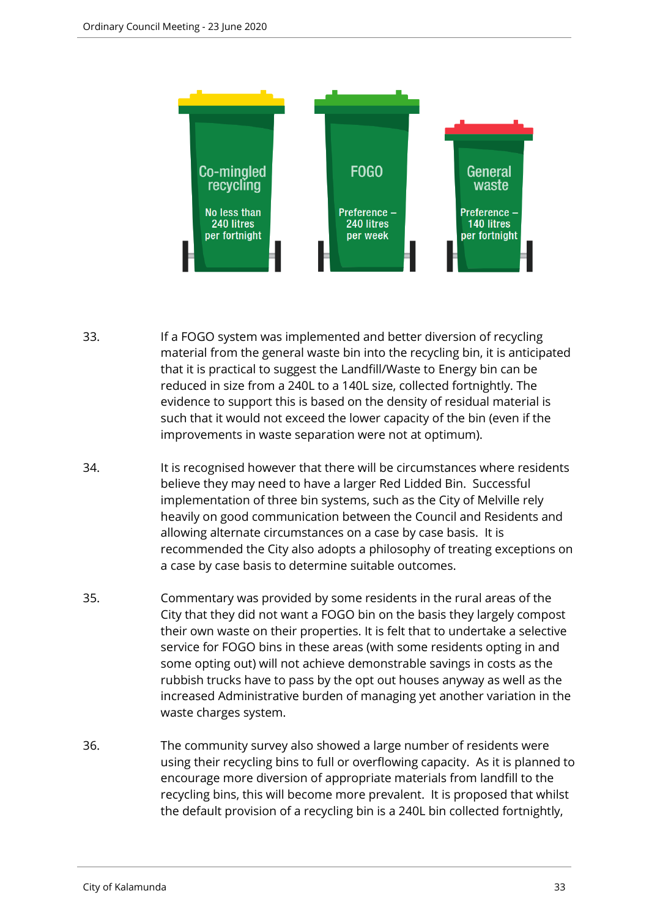Co-mingled recycling – No less than 240 litres per fortnight

FOGO – Preference – 240 litres per week

General waste – Preference – 140 litres per fortnight

33. If a FOGO system was implemented and better diversion of recycling material from the general waste bin into the recycling bin, it is anticipated that it is practical to suggest the Landfill/Waste to Energy bin can be reduced in size from a 240L to a 140L size, collected fortnightly. The evidence to support this is based on the density of residual material is such that it would not exceed the lower capacity of the bin (even if the improvements in waste separation were not at optimum).

34. It is recognised however that there will be circumstances where residents believe they may need to have a larger Red Lidded Bin. Successful implementation of three bin systems, such as the City of Melville rely heavily on good communication between the Council and Residents and allowing alternate circumstances on a case by case basis. It is recommended the City also adopts a philosophy of treating exceptions on a case by case basis to determine suitable outcomes.

35. Commentary was provided by some residents in the rural areas of the City that they did not want a FOGO bin on the basis they largely compost their own waste on their properties. It is felt that to undertake a selective service for FOGO bins in these areas (with some residents opting in and some opting out) will not achieve demonstrable savings in costs as the rubbish trucks have to pass by the opt out houses anyway as well as the increased Administrative burden of managing yet another variation in the waste charges system.

36. The community survey also showed a large number of residents were using their recycling bins to full or overflowing capacity. As it is planned to encourage more diversion of appropriate materials from landfill to the recycling bins, this will become more prevalent. It is proposed that whilst the default provision of a recycling bin is a 240L bin collected fortnightly,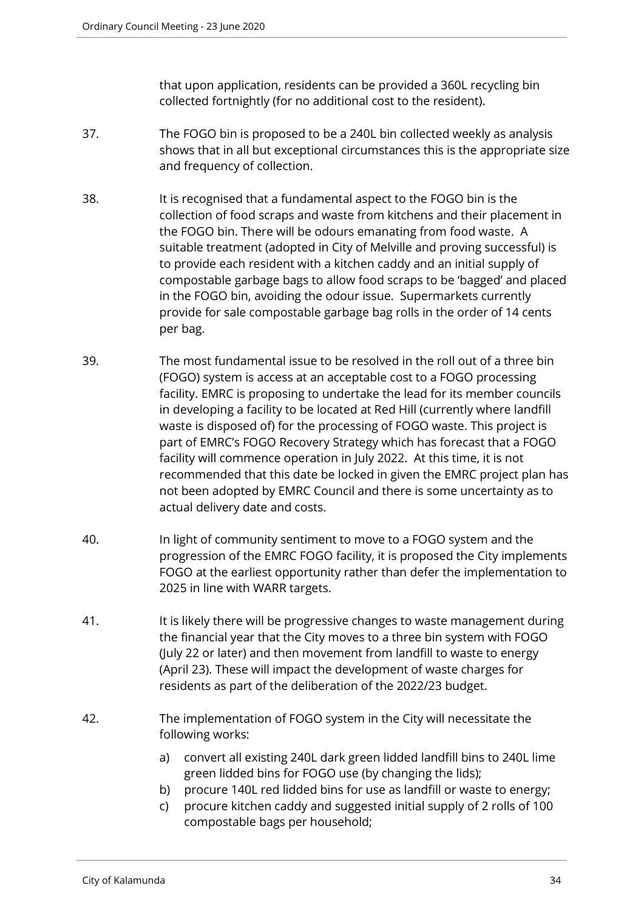that upon application, residents can be provided a 360L recycling bin collected fortnightly (for no additional cost to the resident).

37. The FOGO bin is proposed to be a 240L bin collected weekly as analysis shows that in all but exceptional circumstances this is the appropriate size and frequency of collection.

38. It is recognised that a fundamental aspect to the FOGO bin is the collection of food scraps and waste from kitchens and their placement in the FOGO bin. There will be odours emanating from food waste. A suitable treatment (adopted in City of Melville and proving successful) is to provide each resident with a kitchen caddy and an initial supply of compostable garbage bags to allow food scraps to be 'bagged' and placed in the FOGO bin, avoiding the odour issue. Supermarkets currently provide for sale compostable garbage bag rolls in the order of 14 cents per bag.

39. The most fundamental issue to be resolved in the roll out of a three bin (FOGO) system is access at an acceptable cost to a FOGO processing facility. EMRC is proposing to undertake the lead for its member councils in developing a facility to be located at Red Hill (currently where landfill waste is disposed of) for the processing of FOGO waste. This project is part of EMRC's FOGO Recovery Strategy which has forecast that a FOGO facility will commence operation in July 2022. At this time, it is not recommended that this date be locked in given the EMRC project plan has not been adopted by EMRC Council and there is some uncertainty as to actual delivery date and costs.

40. In light of community sentiment to move to a FOGO system and the progression of the EMRC FOGO facility, it is proposed the City implements FOGO at the earliest opportunity rather than defer the implementation to 2025 in line with WARR targets.

41. It is likely there will be progressive changes to waste management during the financial year that the City moves to a three bin system with FOGO (July 22 or later) and then movement from landfill to waste to energy (April 23). These will impact the development of waste charges for residents as part of the deliberation of the 2022/23 budget.

42. The implementation of FOGO system in the City will necessitate the following works:

    a) convert all existing 240L dark green lidded landfill bins to 240L lime green lidded bins for FOGO use (by changing the lids);
    b) procure 140L red lidded bins for use as landfill or waste to energy;
    c) procure kitchen caddy and suggested initial supply of 2 rolls of 100 compostable bags per household;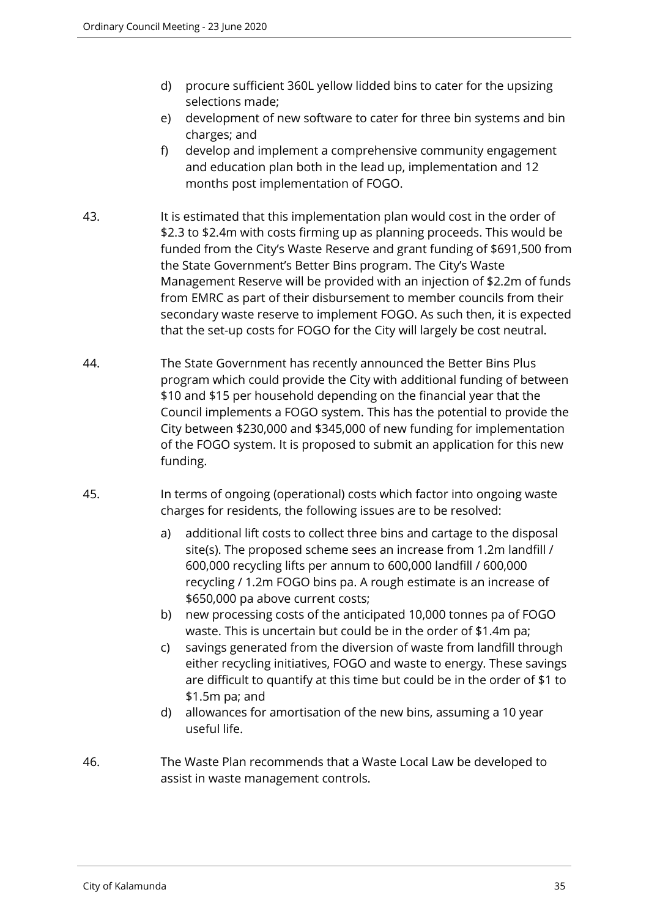d) procure sufficient 360L yellow lidded bins to cater for the upsizing selections made;

e) development of new software to cater for three bin systems and bin charges; and

f) develop and implement a comprehensive community engagement and education plan both in the lead up, implementation and 12 months post implementation of FOGO.

43. It is estimated that this implementation plan would cost in the order of $2.3 to $2.4m with costs firming up as planning proceeds. This would be funded from the City's Waste Reserve and grant funding of $691,500 from the State Government's Better Bins program. The City's Waste Management Reserve will be provided with an injection of $2.2m of funds from EMRC as part of their disbursement to member councils from their secondary waste reserve to implement FOGO. As such then, it is expected that the set-up costs for FOGO for the City will largely be cost neutral.

44. The State Government has recently announced the Better Bins Plus program which could provide the City with additional funding of between $10 and $15 per household depending on the financial year that the Council implements a FOGO system. This has the potential to provide the City between $230,000 and $345,000 of new funding for implementation of the FOGO system. It is proposed to submit an application for this new funding.

45. In terms of ongoing (operational) costs which factor into ongoing waste charges for residents, the following issues are to be resolved:

   a) additional lift costs to collect three bins and cartage to the disposal site(s). The proposed scheme sees an increase from 1.2m landfill / 600,000 recycling lifts per annum to 600,000 landfill / 600,000 recycling / 1.2m FOGO bins pa. A rough estimate is an increase of $650,000 pa above current costs;

   b) new processing costs of the anticipated 10,000 tonnes pa of FOGO waste. This is uncertain but could be in the order of $1.4m pa;

   c) savings generated from the diversion of waste from landfill through either recycling initiatives, FOGO and waste to energy. These savings are difficult to quantify at this time but could be in the order of $1 to $1.5m pa; and

   d) allowances for amortisation of the new bins, assuming a 10 year useful life.

46. The Waste Plan recommends that a Waste Local Law be developed to assist in waste management controls.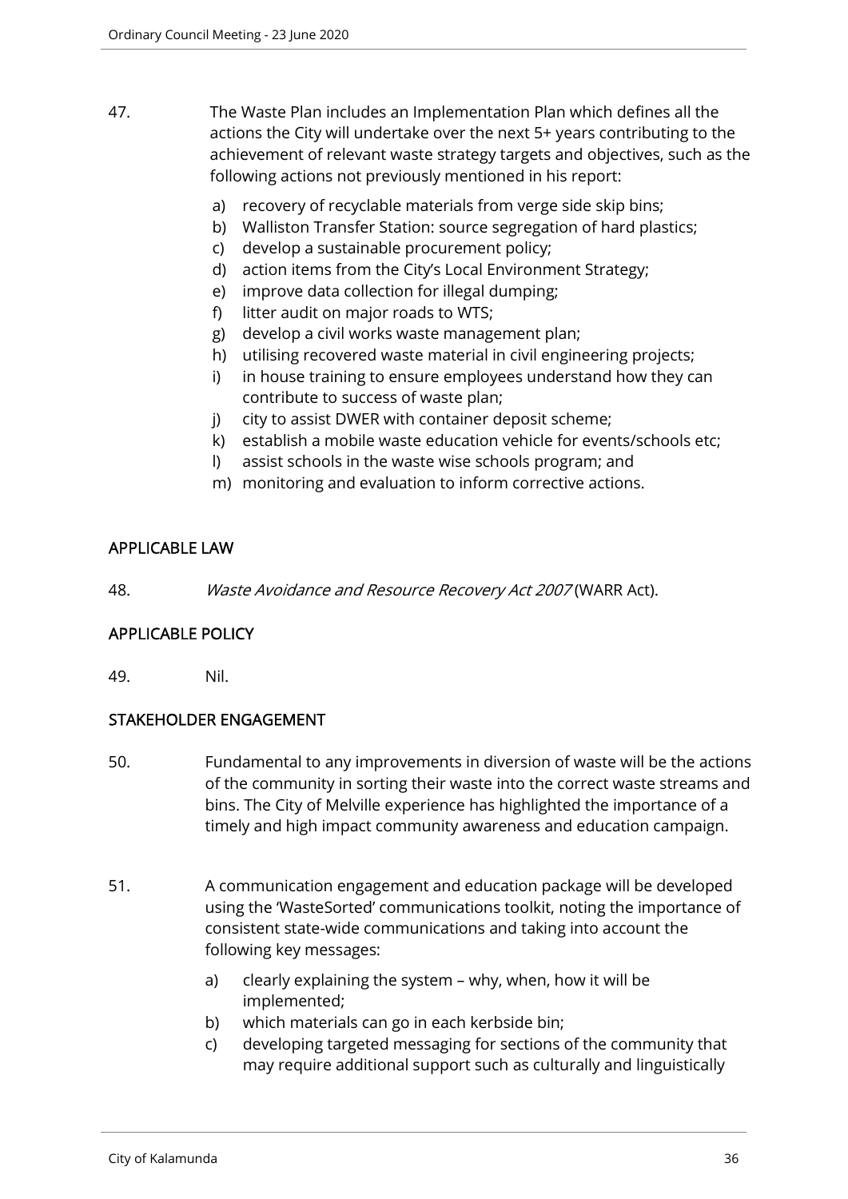47. The Waste Plan includes an Implementation Plan which defines all the actions the City will undertake over the next 5+ years contributing to the achievement of relevant waste strategy targets and objectives, such as the following actions not previously mentioned in his report:

    a) recovery of recyclable materials from verge side skip bins;
    b) Walliston Transfer Station: source segregation of hard plastics;
    c) develop a sustainable procurement policy;
    d) action items from the City's Local Environment Strategy;
    e) improve data collection for illegal dumping;
    f) litter audit on major roads to WTS;
    g) develop a civil works waste management plan;
    h) utilising recovered waste material in civil engineering projects;
    i) in house training to ensure employees understand how they can contribute to success of waste plan;
    j) city to assist DWER with container deposit scheme;
    k) establish a mobile waste education vehicle for events/schools etc;
    l) assist schools in the waste wise schools program; and
    m) monitoring and evaluation to inform corrective actions.

## APPLICABLE LAW

48. *Waste Avoidance and Resource Recovery Act 2007* (WARR Act).

## APPLICABLE POLICY

49. Nil.

## STAKEHOLDER ENGAGEMENT

50. Fundamental to any improvements in diversion of waste will be the actions of the community in sorting their waste into the correct waste streams and bins. The City of Melville experience has highlighted the importance of a timely and high impact community awareness and education campaign.

51. A communication engagement and education package will be developed using the 'WasteSorted' communications toolkit, noting the importance of consistent state-wide communications and taking into account the following key messages:

    a) clearly explaining the system – why, when, how it will be implemented;
    b) which materials can go in each kerbside bin;
    c) developing targeted messaging for sections of the community that may require additional support such as culturally and linguistically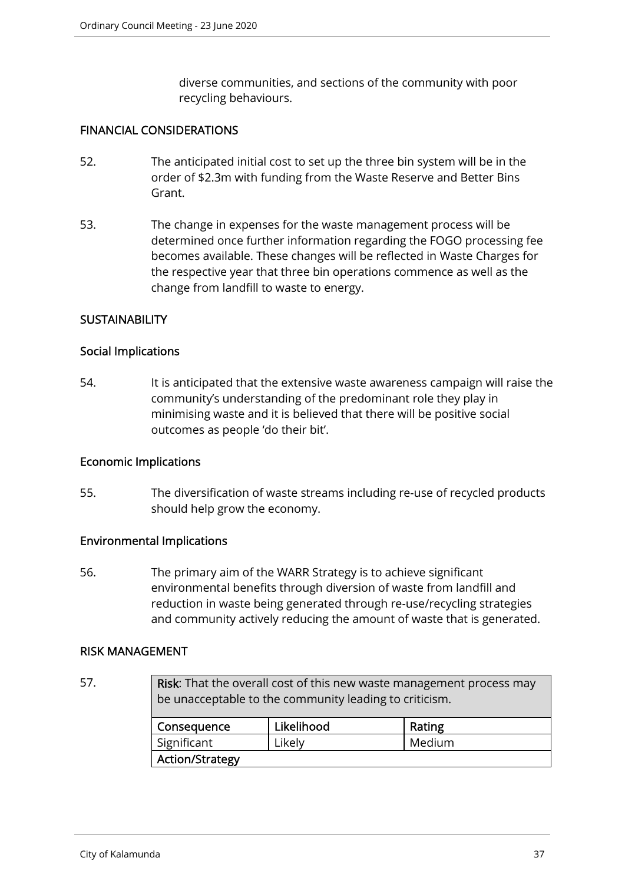diverse communities, and sections of the community with poor recycling behaviours.

## FINANCIAL CONSIDERATIONS

52. The anticipated initial cost to set up the three bin system will be in the order of $2.3m with funding from the Waste Reserve and Better Bins Grant.

53. The change in expenses for the waste management process will be determined once further information regarding the FOGO processing fee becomes available. These changes will be reflected in Waste Charges for the respective year that three bin operations commence as well as the change from landfill to waste to energy.

## SUSTAINABILITY

### Social Implications

54. It is anticipated that the extensive waste awareness campaign will raise the community's understanding of the predominant role they play in minimising waste and it is believed that there will be positive social outcomes as people 'do their bit'.

### Economic Implications

55. The diversification of waste streams including re-use of recycled products should help grow the economy.

### Environmental Implications

56. The primary aim of the WARR Strategy is to achieve significant environmental benefits through diversion of waste from landfill and reduction in waste being generated through re-use/recycling strategies and community actively reducing the amount of waste that is generated.

## RISK MANAGEMENT

57.

| **Risk**: That the overall cost of this new waste management process may be unacceptable to the community leading to criticism. | | |
|---|---|---|
| **Consequence** | **Likelihood** | **Rating** |
| Significant | Likely | Medium |
| **Action/Strategy** | | |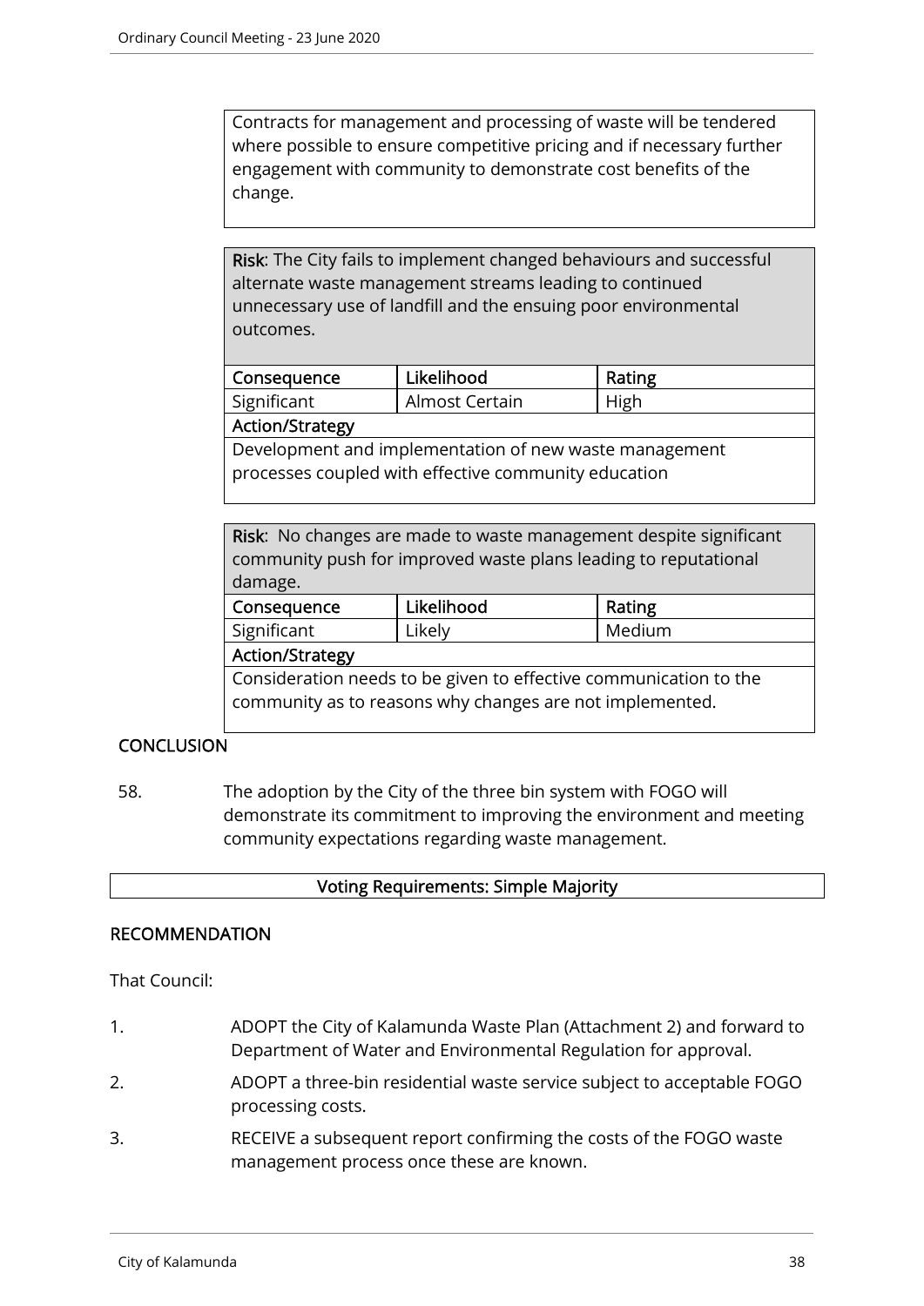Contracts for management and processing of waste will be tendered where possible to ensure competitive pricing and if necessary further engagement with community to demonstrate cost benefits of the change.

| **Risk**: The City fails to implement changed behaviours and successful alternate waste management streams leading to continued unnecessary use of landfill and the ensuing poor environmental outcomes. | | |
|---|---|---|
| **Consequence** | **Likelihood** | **Rating** |
| Significant | Almost Certain | High |
| **Action/Strategy** | | |
| Development and implementation of new waste management processes coupled with effective community education | | |

| **Risk**: No changes are made to waste management despite significant community push for improved waste plans leading to reputational damage. | | |
|---|---|---|
| **Consequence** | **Likelihood** | **Rating** |
| Significant | Likely | Medium |
| **Action/Strategy** | | |
| Consideration needs to be given to effective communication to the community as to reasons why changes are not implemented. | | |

## CONCLUSION

58. The adoption by the City of the three bin system with FOGO will demonstrate its commitment to improving the environment and meeting community expectations regarding waste management.

**Voting Requirements: Simple Majority**

## RECOMMENDATION

That Council:

1. ADOPT the City of Kalamunda Waste Plan (Attachment 2) and forward to Department of Water and Environmental Regulation for approval.
2. ADOPT a three-bin residential waste service subject to acceptable FOGO processing costs.
3. RECEIVE a subsequent report confirming the costs of the FOGO waste management process once these are known.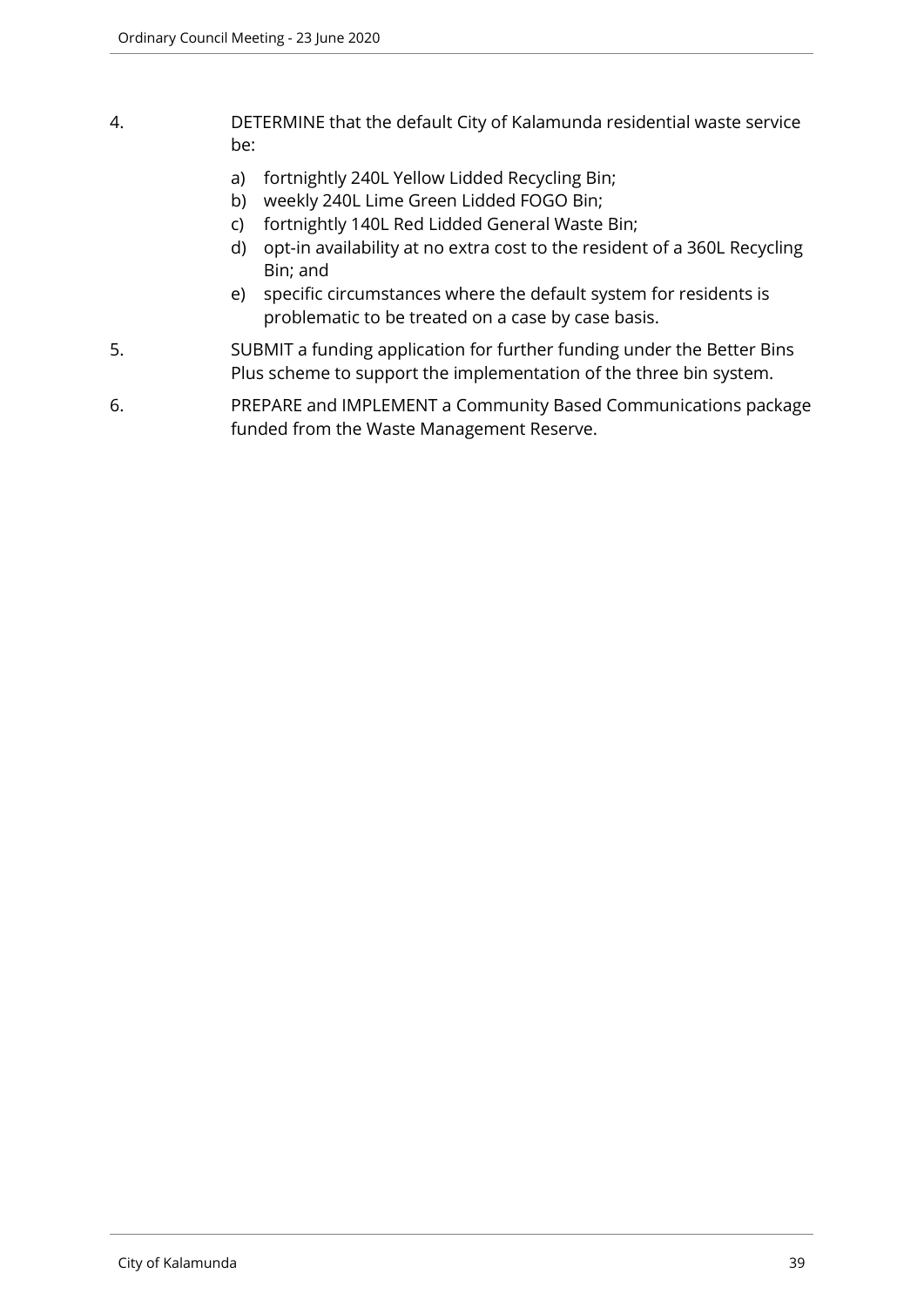4. DETERMINE that the default City of Kalamunda residential waste service be:

   a) fortnightly 240L Yellow Lidded Recycling Bin;
   b) weekly 240L Lime Green Lidded FOGO Bin;
   c) fortnightly 140L Red Lidded General Waste Bin;
   d) opt-in availability at no extra cost to the resident of a 360L Recycling Bin; and
   e) specific circumstances where the default system for residents is problematic to be treated on a case by case basis.

5. SUBMIT a funding application for further funding under the Better Bins Plus scheme to support the implementation of the three bin system.

6. PREPARE and IMPLEMENT a Community Based Communications package funded from the Waste Management Reserve.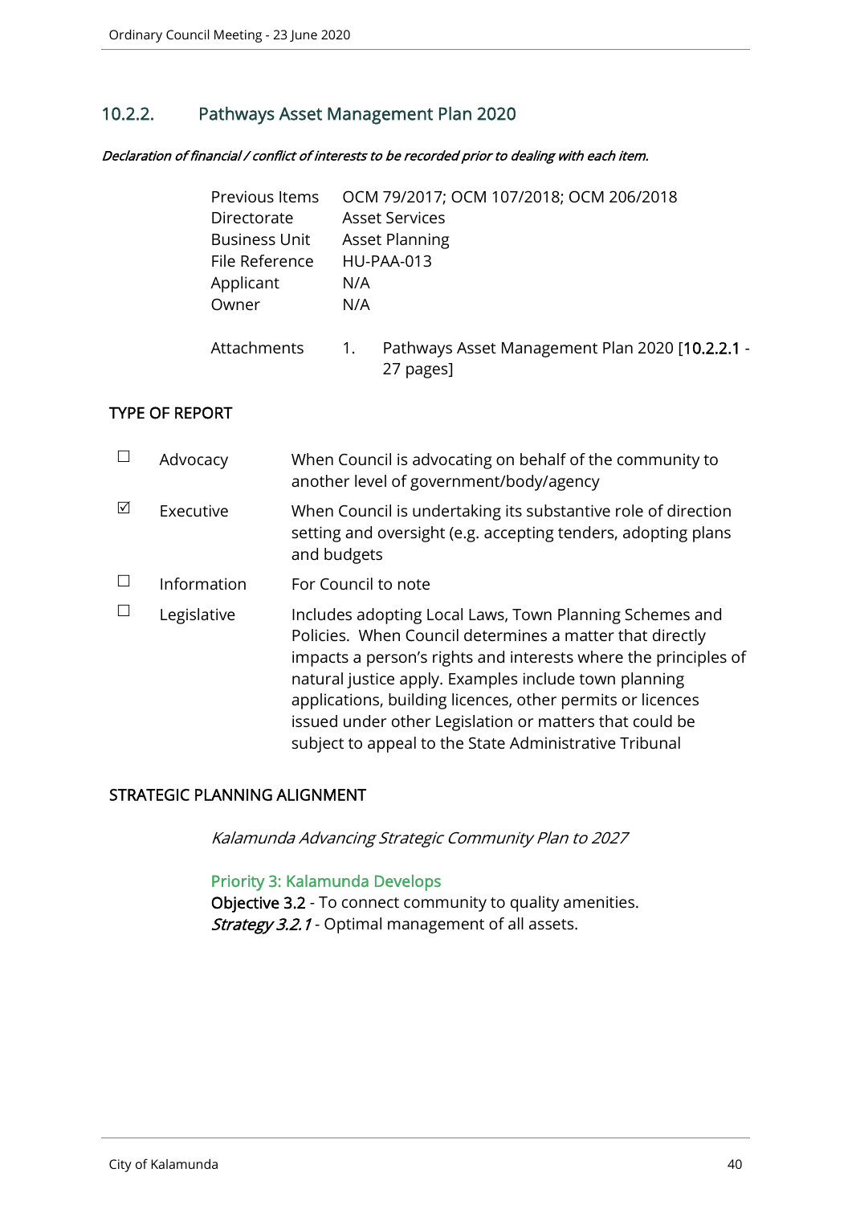## 10.2.2. Pathways Asset Management Plan 2020

***Declaration of financial / conflict of interests to be recorded prior to dealing with each item.***

| | |
|---|---|
| Previous Items | OCM 79/2017; OCM 107/2018; OCM 206/2018 |
| Directorate | Asset Services |
| Business Unit | Asset Planning |
| File Reference | HU-PAA-013 |
| Applicant | N/A |
| Owner | N/A |
| Attachments | 1. Pathways Asset Management Plan 2020 [**10.2.2.1** - 27 pages] |

### TYPE OF REPORT

| | | |
|---|---|---|
| ☐ | Advocacy | When Council is advocating on behalf of the community to another level of government/body/agency |
| ☑ | Executive | When Council is undertaking its substantive role of direction setting and oversight (e.g. accepting tenders, adopting plans and budgets |
| ☐ | Information | For Council to note |
| ☐ | Legislative | Includes adopting Local Laws, Town Planning Schemes and Policies. When Council determines a matter that directly impacts a person's rights and interests where the principles of natural justice apply. Examples include town planning applications, building licences, other permits or licences issued under other Legislation or matters that could be subject to appeal to the State Administrative Tribunal |

### STRATEGIC PLANNING ALIGNMENT

*Kalamunda Advancing Strategic Community Plan to 2027*

Priority 3: Kalamunda Develops
**Objective 3.2** - To connect community to quality amenities.
***Strategy 3.2.1*** - Optimal management of all assets.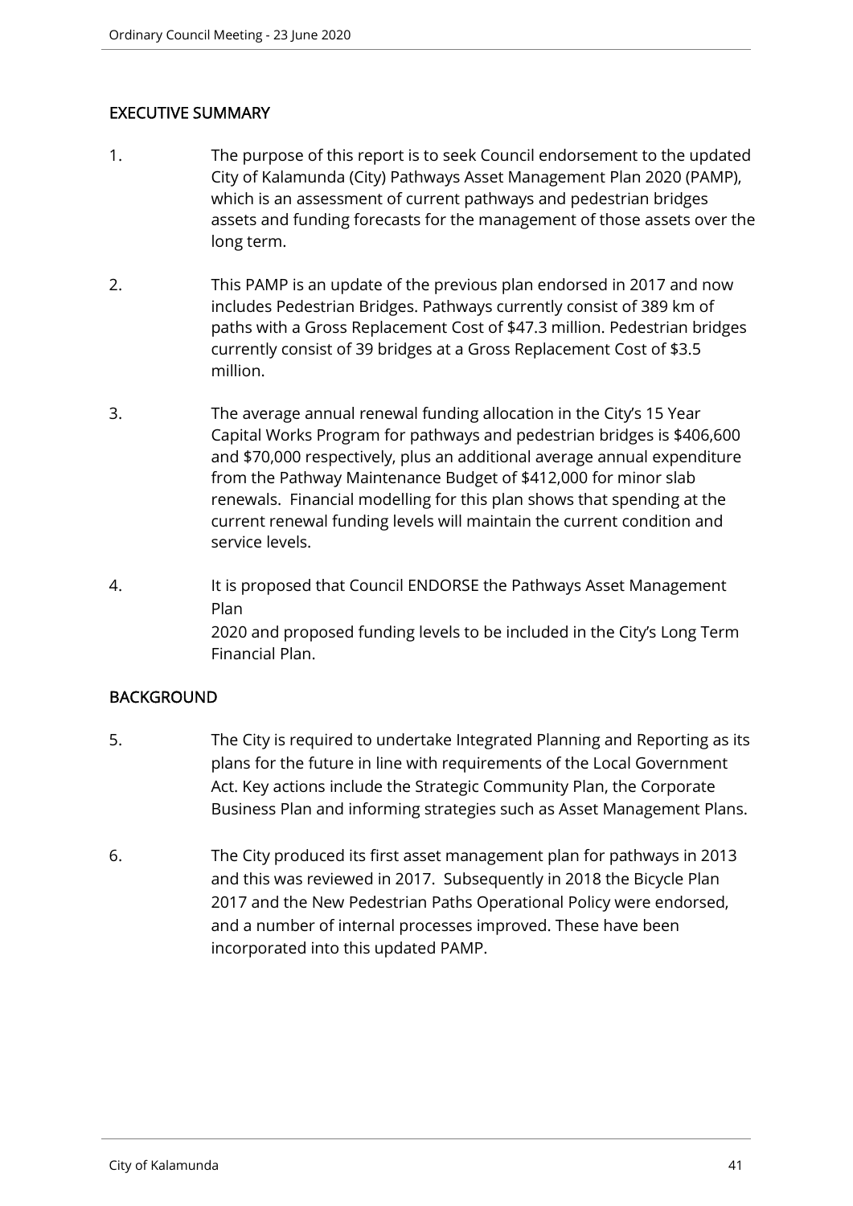## EXECUTIVE SUMMARY

1. The purpose of this report is to seek Council endorsement to the updated City of Kalamunda (City) Pathways Asset Management Plan 2020 (PAMP), which is an assessment of current pathways and pedestrian bridges assets and funding forecasts for the management of those assets over the long term.

2. This PAMP is an update of the previous plan endorsed in 2017 and now includes Pedestrian Bridges. Pathways currently consist of 389 km of paths with a Gross Replacement Cost of $47.3 million. Pedestrian bridges currently consist of 39 bridges at a Gross Replacement Cost of $3.5 million.

3. The average annual renewal funding allocation in the City's 15 Year Capital Works Program for pathways and pedestrian bridges is $406,600 and $70,000 respectively, plus an additional average annual expenditure from the Pathway Maintenance Budget of $412,000 for minor slab renewals. Financial modelling for this plan shows that spending at the current renewal funding levels will maintain the current condition and service levels.

4. It is proposed that Council ENDORSE the Pathways Asset Management Plan 2020 and proposed funding levels to be included in the City's Long Term Financial Plan.

## BACKGROUND

5. The City is required to undertake Integrated Planning and Reporting as its plans for the future in line with requirements of the Local Government Act. Key actions include the Strategic Community Plan, the Corporate Business Plan and informing strategies such as Asset Management Plans.

6. The City produced its first asset management plan for pathways in 2013 and this was reviewed in 2017. Subsequently in 2018 the Bicycle Plan 2017 and the New Pedestrian Paths Operational Policy were endorsed, and a number of internal processes improved. These have been incorporated into this updated PAMP.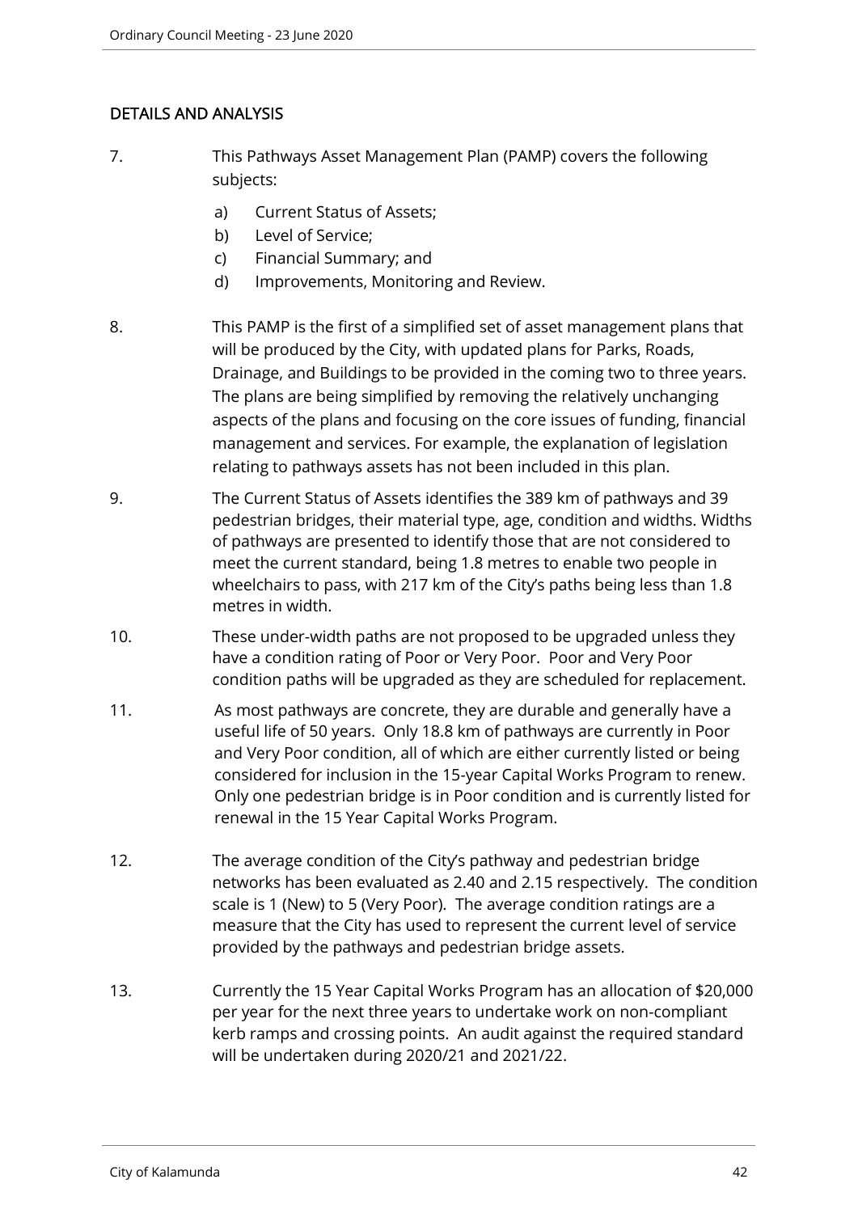## DETAILS AND ANALYSIS

7. This Pathways Asset Management Plan (PAMP) covers the following subjects:

   a) Current Status of Assets;
   b) Level of Service;
   c) Financial Summary; and
   d) Improvements, Monitoring and Review.

8. This PAMP is the first of a simplified set of asset management plans that will be produced by the City, with updated plans for Parks, Roads, Drainage, and Buildings to be provided in the coming two to three years. The plans are being simplified by removing the relatively unchanging aspects of the plans and focusing on the core issues of funding, financial management and services. For example, the explanation of legislation relating to pathways assets has not been included in this plan.

9. The Current Status of Assets identifies the 389 km of pathways and 39 pedestrian bridges, their material type, age, condition and widths. Widths of pathways are presented to identify those that are not considered to meet the current standard, being 1.8 metres to enable two people in wheelchairs to pass, with 217 km of the City's paths being less than 1.8 metres in width.

10. These under-width paths are not proposed to be upgraded unless they have a condition rating of Poor or Very Poor. Poor and Very Poor condition paths will be upgraded as they are scheduled for replacement.

11. As most pathways are concrete, they are durable and generally have a useful life of 50 years. Only 18.8 km of pathways are currently in Poor and Very Poor condition, all of which are either currently listed or being considered for inclusion in the 15-year Capital Works Program to renew. Only one pedestrian bridge is in Poor condition and is currently listed for renewal in the 15 Year Capital Works Program.

12. The average condition of the City's pathway and pedestrian bridge networks has been evaluated as 2.40 and 2.15 respectively. The condition scale is 1 (New) to 5 (Very Poor). The average condition ratings are a measure that the City has used to represent the current level of service provided by the pathways and pedestrian bridge assets.

13. Currently the 15 Year Capital Works Program has an allocation of $20,000 per year for the next three years to undertake work on non-compliant kerb ramps and crossing points. An audit against the required standard will be undertaken during 2020/21 and 2021/22.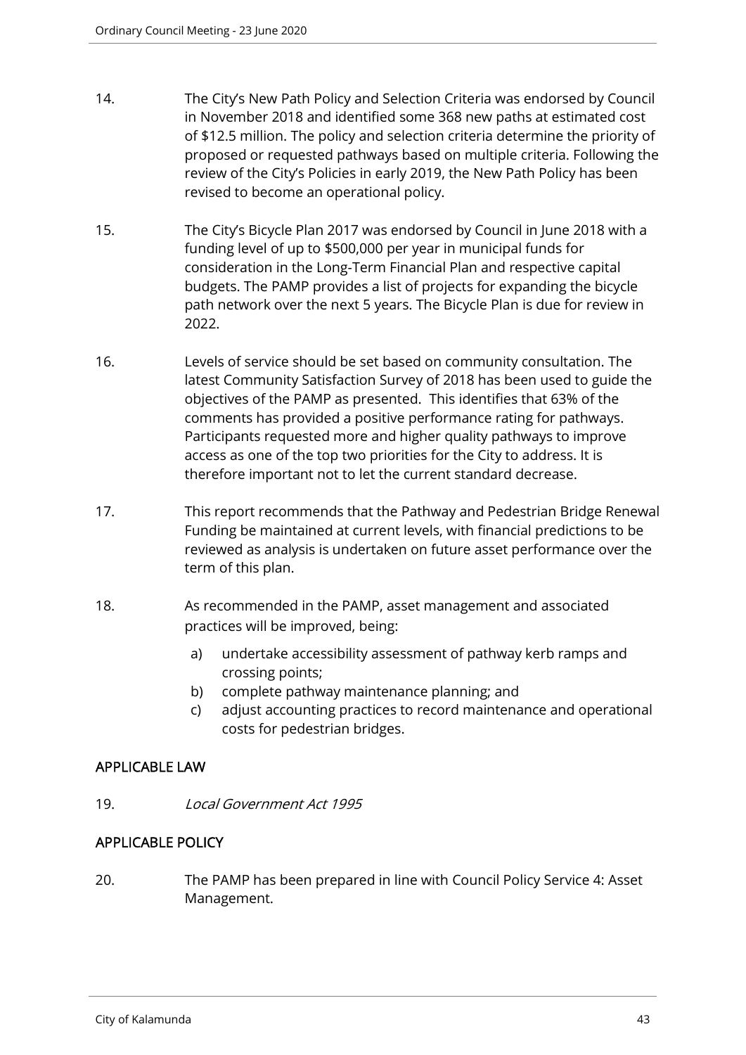14. The City's New Path Policy and Selection Criteria was endorsed by Council in November 2018 and identified some 368 new paths at estimated cost of $12.5 million. The policy and selection criteria determine the priority of proposed or requested pathways based on multiple criteria. Following the review of the City's Policies in early 2019, the New Path Policy has been revised to become an operational policy.

15. The City's Bicycle Plan 2017 was endorsed by Council in June 2018 with a funding level of up to $500,000 per year in municipal funds for consideration in the Long-Term Financial Plan and respective capital budgets. The PAMP provides a list of projects for expanding the bicycle path network over the next 5 years. The Bicycle Plan is due for review in 2022.

16. Levels of service should be set based on community consultation. The latest Community Satisfaction Survey of 2018 has been used to guide the objectives of the PAMP as presented. This identifies that 63% of the comments has provided a positive performance rating for pathways. Participants requested more and higher quality pathways to improve access as one of the top two priorities for the City to address. It is therefore important not to let the current standard decrease.

17. This report recommends that the Pathway and Pedestrian Bridge Renewal Funding be maintained at current levels, with financial predictions to be reviewed as analysis is undertaken on future asset performance over the term of this plan.

18. As recommended in the PAMP, asset management and associated practices will be improved, being:

    a) undertake accessibility assessment of pathway kerb ramps and crossing points;
    b) complete pathway maintenance planning; and
    c) adjust accounting practices to record maintenance and operational costs for pedestrian bridges.

## APPLICABLE LAW

19. *Local Government Act 1995*

## APPLICABLE POLICY

20. The PAMP has been prepared in line with Council Policy Service 4: Asset Management.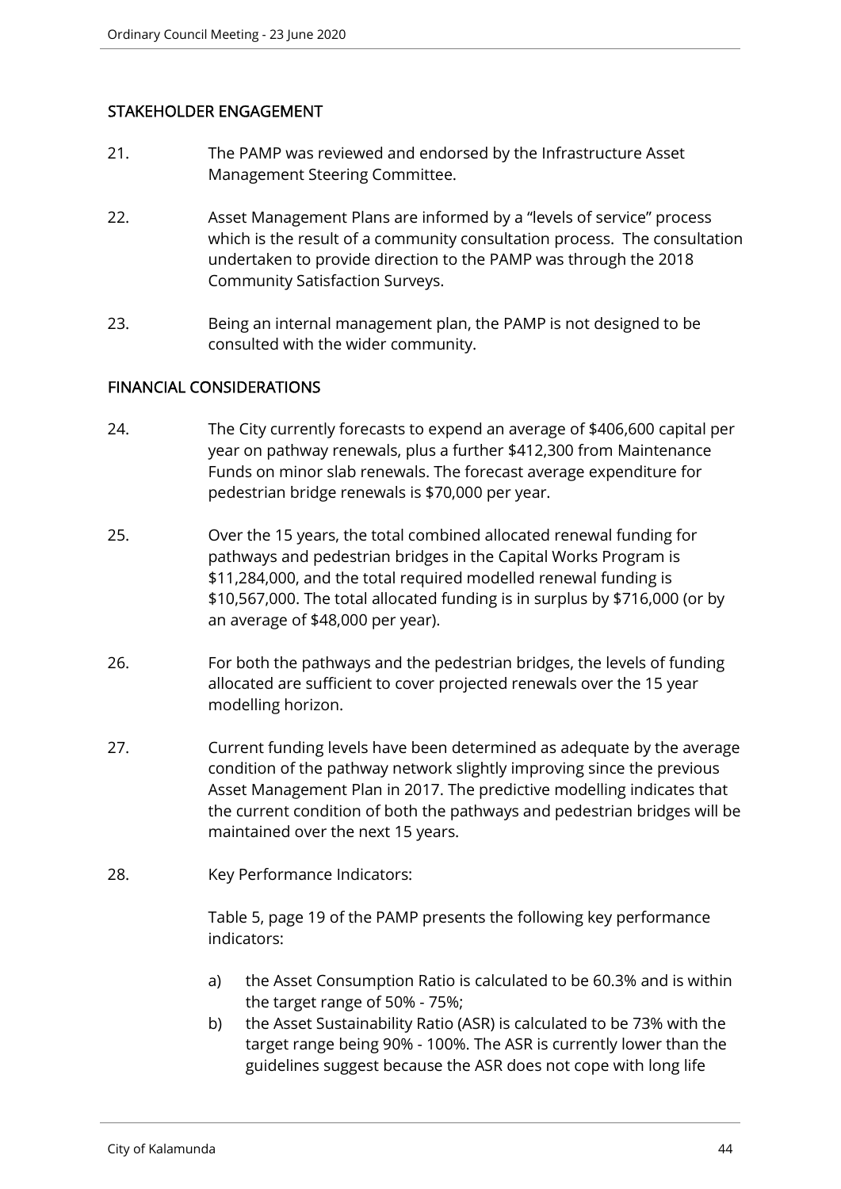## STAKEHOLDER ENGAGEMENT

21. The PAMP was reviewed and endorsed by the Infrastructure Asset Management Steering Committee.

22. Asset Management Plans are informed by a "levels of service" process which is the result of a community consultation process. The consultation undertaken to provide direction to the PAMP was through the 2018 Community Satisfaction Surveys.

23. Being an internal management plan, the PAMP is not designed to be consulted with the wider community.

## FINANCIAL CONSIDERATIONS

24. The City currently forecasts to expend an average of $406,600 capital per year on pathway renewals, plus a further $412,300 from Maintenance Funds on minor slab renewals. The forecast average expenditure for pedestrian bridge renewals is $70,000 per year.

25. Over the 15 years, the total combined allocated renewal funding for pathways and pedestrian bridges in the Capital Works Program is $11,284,000, and the total required modelled renewal funding is $10,567,000. The total allocated funding is in surplus by $716,000 (or by an average of $48,000 per year).

26. For both the pathways and the pedestrian bridges, the levels of funding allocated are sufficient to cover projected renewals over the 15 year modelling horizon.

27. Current funding levels have been determined as adequate by the average condition of the pathway network slightly improving since the previous Asset Management Plan in 2017. The predictive modelling indicates that the current condition of both the pathways and pedestrian bridges will be maintained over the next 15 years.

28. Key Performance Indicators:

    Table 5, page 19 of the PAMP presents the following key performance indicators:

    a) the Asset Consumption Ratio is calculated to be 60.3% and is within the target range of 50% - 75%;
    b) the Asset Sustainability Ratio (ASR) is calculated to be 73% with the target range being 90% - 100%. The ASR is currently lower than the guidelines suggest because the ASR does not cope with long life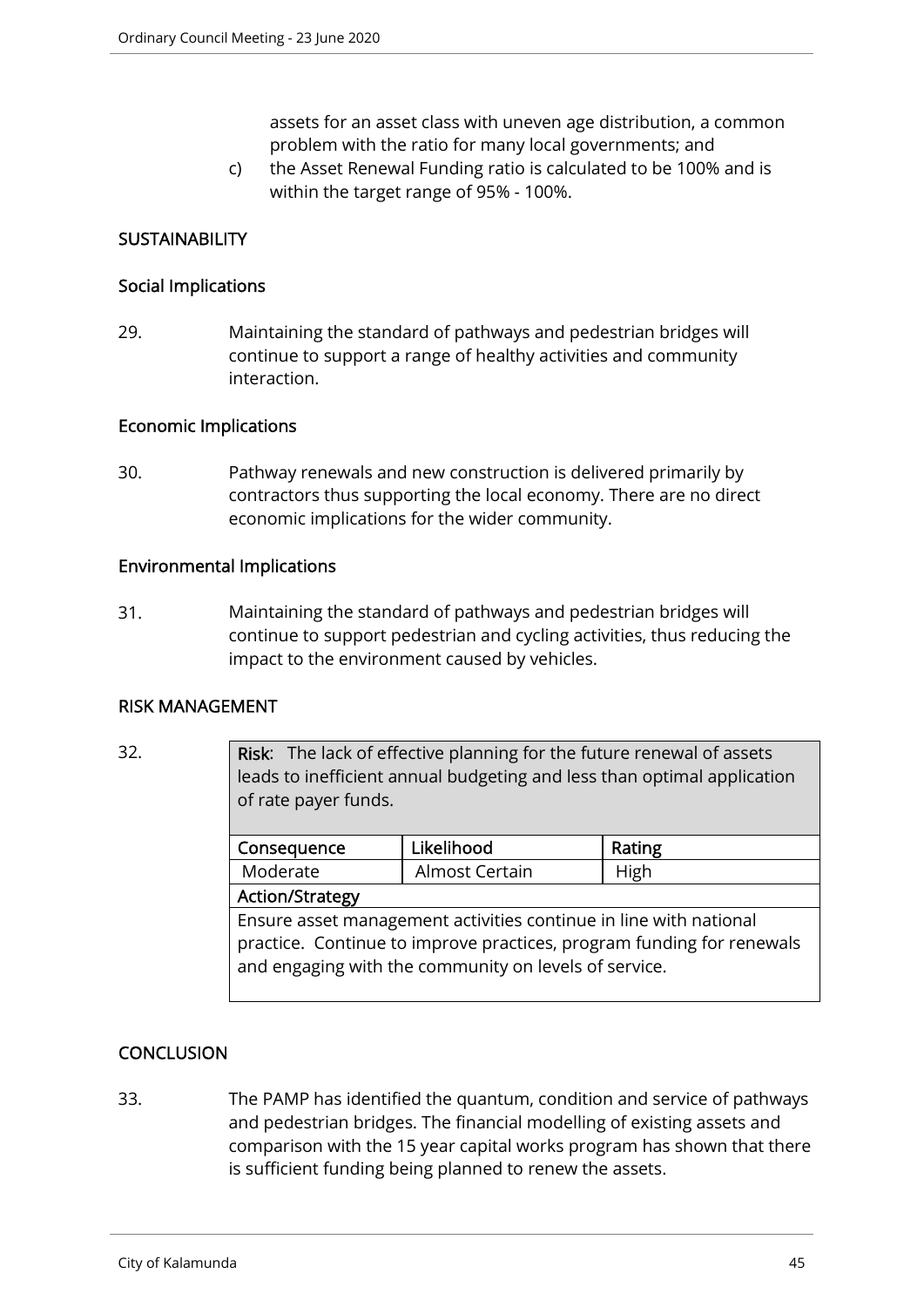assets for an asset class with uneven age distribution, a common problem with the ratio for many local governments; and

c) the Asset Renewal Funding ratio is calculated to be 100% and is within the target range of 95% - 100%.

## SUSTAINABILITY

### Social Implications

29. Maintaining the standard of pathways and pedestrian bridges will continue to support a range of healthy activities and community interaction.

### Economic Implications

30. Pathway renewals and new construction is delivered primarily by contractors thus supporting the local economy. There are no direct economic implications for the wider community.

### Environmental Implications

31. Maintaining the standard of pathways and pedestrian bridges will continue to support pedestrian and cycling activities, thus reducing the impact to the environment caused by vehicles.

## RISK MANAGEMENT

32.

| **Risk**: The lack of effective planning for the future renewal of assets leads to inefficient annual budgeting and less than optimal application of rate payer funds. | | |
|---|---|---|
| **Consequence** | **Likelihood** | **Rating** |
| Moderate | Almost Certain | High |
| **Action/Strategy** | | |
| Ensure asset management activities continue in line with national practice. Continue to improve practices, program funding for renewals and engaging with the community on levels of service. | | |

## CONCLUSION

33. The PAMP has identified the quantum, condition and service of pathways and pedestrian bridges. The financial modelling of existing assets and comparison with the 15 year capital works program has shown that there is sufficient funding being planned to renew the assets.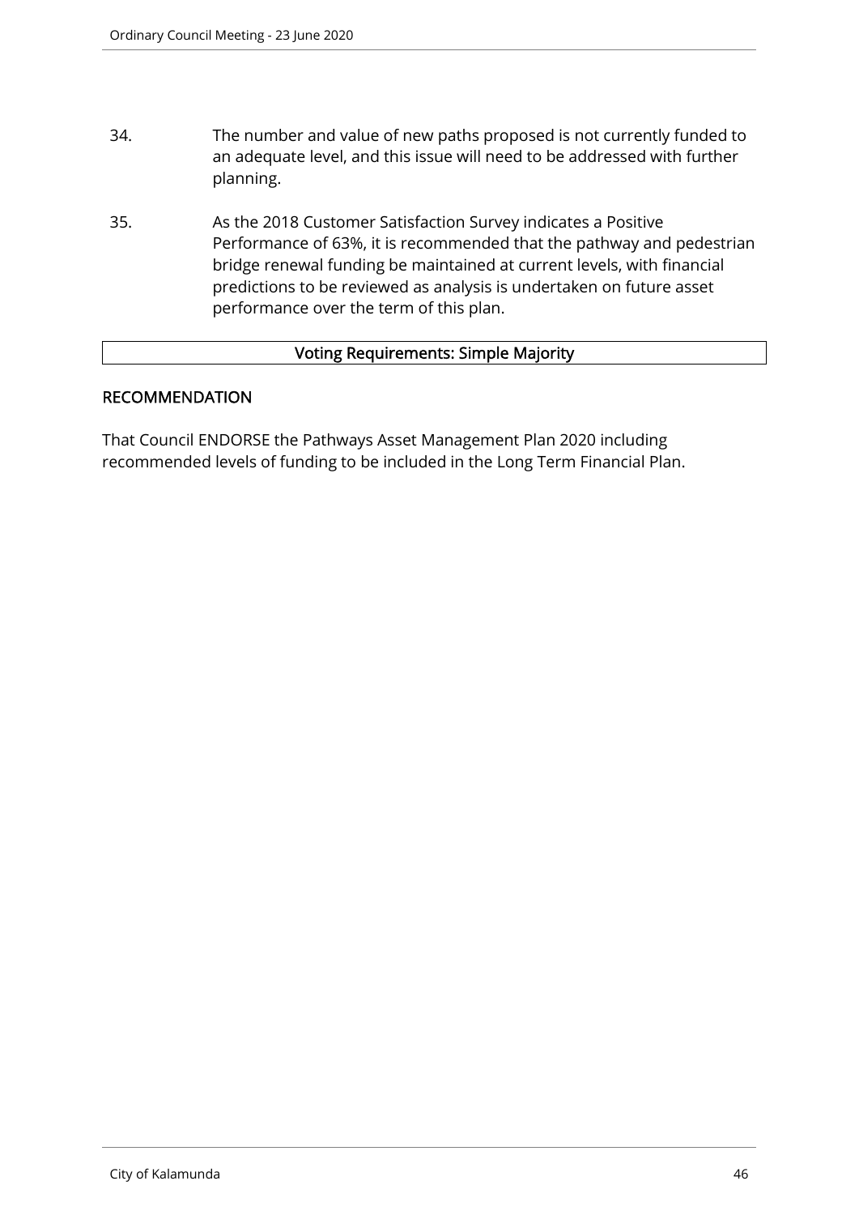34. The number and value of new paths proposed is not currently funded to an adequate level, and this issue will need to be addressed with further planning.

35. As the 2018 Customer Satisfaction Survey indicates a Positive Performance of 63%, it is recommended that the pathway and pedestrian bridge renewal funding be maintained at current levels, with financial predictions to be reviewed as analysis is undertaken on future asset performance over the term of this plan.

| Voting Requirements: Simple Majority |
|---|

## RECOMMENDATION

That Council ENDORSE the Pathways Asset Management Plan 2020 including recommended levels of funding to be included in the Long Term Financial Plan.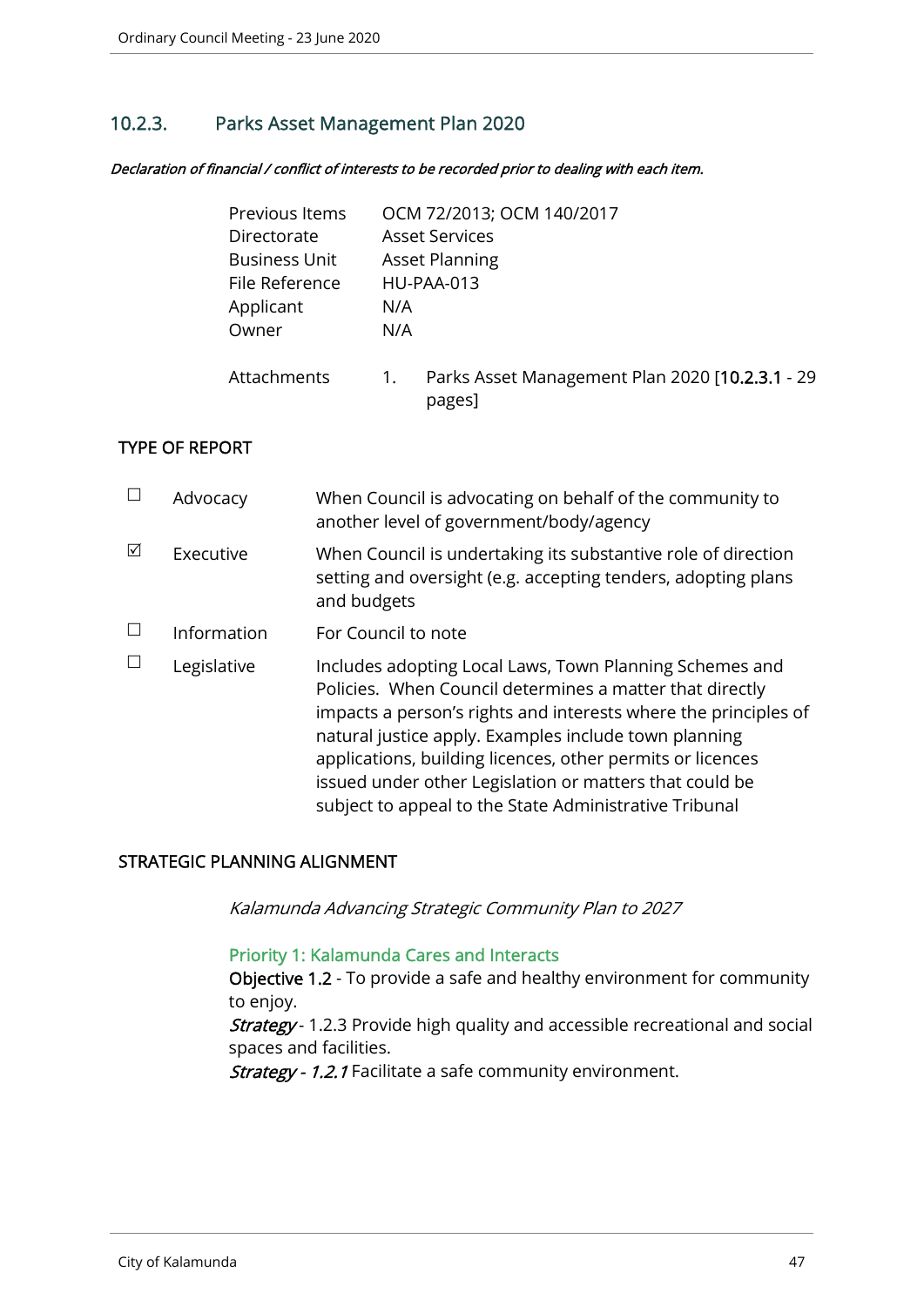## 10.2.3. Parks Asset Management Plan 2020

***Declaration of financial / conflict of interests to be recorded prior to dealing with each item.***

| | |
|---|---|
| Previous Items | OCM 72/2013; OCM 140/2017 |
| Directorate | Asset Services |
| Business Unit | Asset Planning |
| File Reference | HU-PAA-013 |
| Applicant | N/A |
| Owner | N/A |
| Attachments | 1. Parks Asset Management Plan 2020 [**10.2.3.1** - 29 pages] |

### TYPE OF REPORT

| | | |
|---|---|---|
| ☐ | Advocacy | When Council is advocating on behalf of the community to another level of government/body/agency |
| ☑ | Executive | When Council is undertaking its substantive role of direction setting and oversight (e.g. accepting tenders, adopting plans and budgets |
| ☐ | Information | For Council to note |
| ☐ | Legislative | Includes adopting Local Laws, Town Planning Schemes and Policies. When Council determines a matter that directly impacts a person's rights and interests where the principles of natural justice apply. Examples include town planning applications, building licences, other permits or licences issued under other Legislation or matters that could be subject to appeal to the State Administrative Tribunal |

### STRATEGIC PLANNING ALIGNMENT

*Kalamunda Advancing Strategic Community Plan to 2027*

Priority 1: Kalamunda Cares and Interacts

**Objective 1.2** - To provide a safe and healthy environment for community to enjoy.

***Strategy*** - 1.2.3 Provide high quality and accessible recreational and social spaces and facilities.

***Strategy - 1.2.1*** Facilitate a safe community environment.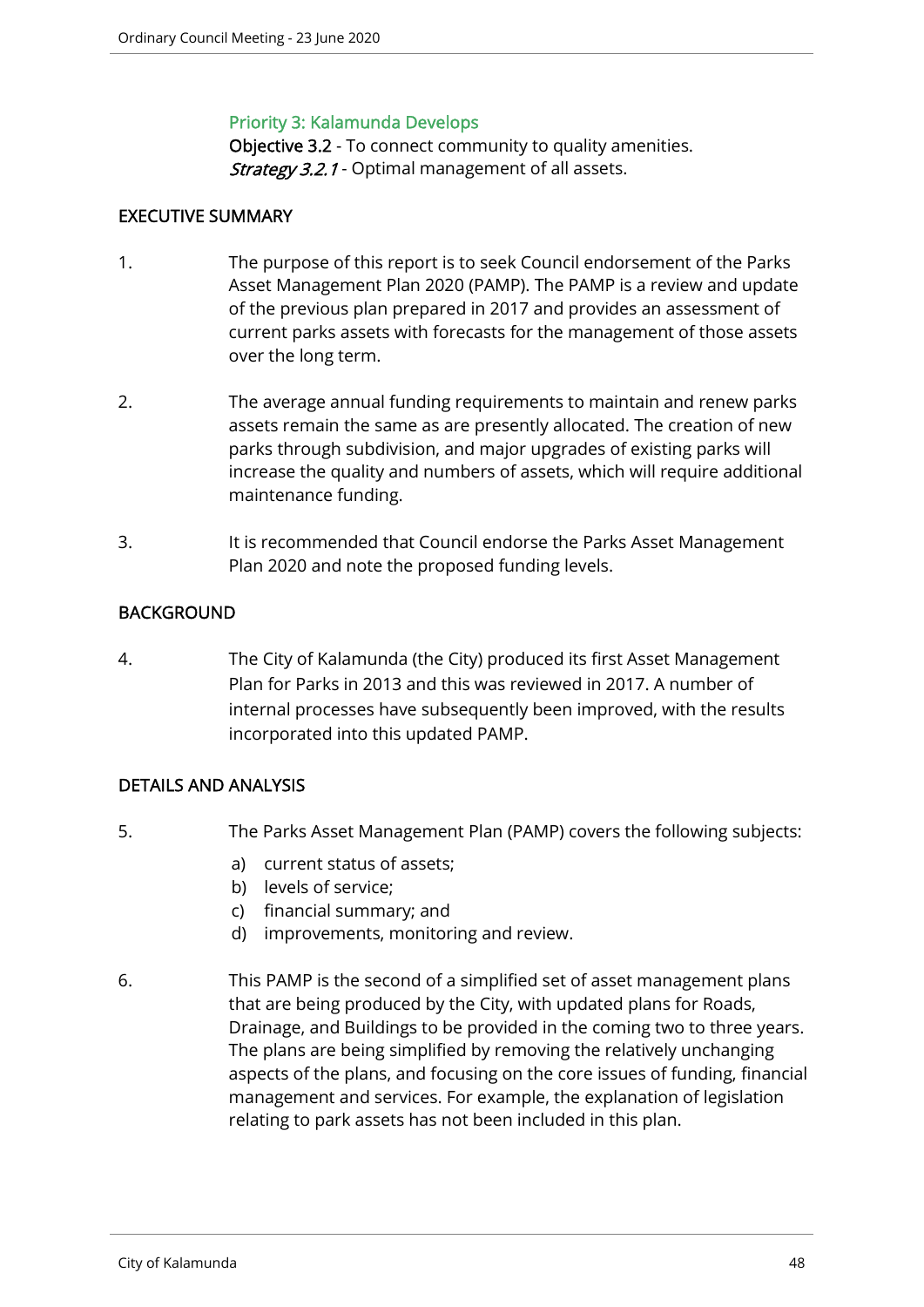### Priority 3: Kalamunda Develops

**Objective 3.2** - To connect community to quality amenities.
*Strategy 3.2.1* - Optimal management of all assets.

## EXECUTIVE SUMMARY

1. The purpose of this report is to seek Council endorsement of the Parks Asset Management Plan 2020 (PAMP). The PAMP is a review and update of the previous plan prepared in 2017 and provides an assessment of current parks assets with forecasts for the management of those assets over the long term.

2. The average annual funding requirements to maintain and renew parks assets remain the same as are presently allocated. The creation of new parks through subdivision, and major upgrades of existing parks will increase the quality and numbers of assets, which will require additional maintenance funding.

3. It is recommended that Council endorse the Parks Asset Management Plan 2020 and note the proposed funding levels.

## BACKGROUND

4. The City of Kalamunda (the City) produced its first Asset Management Plan for Parks in 2013 and this was reviewed in 2017. A number of internal processes have subsequently been improved, with the results incorporated into this updated PAMP.

## DETAILS AND ANALYSIS

5. The Parks Asset Management Plan (PAMP) covers the following subjects:

   a) current status of assets;
   b) levels of service;
   c) financial summary; and
   d) improvements, monitoring and review.

6. This PAMP is the second of a simplified set of asset management plans that are being produced by the City, with updated plans for Roads, Drainage, and Buildings to be provided in the coming two to three years. The plans are being simplified by removing the relatively unchanging aspects of the plans, and focusing on the core issues of funding, financial management and services. For example, the explanation of legislation relating to park assets has not been included in this plan.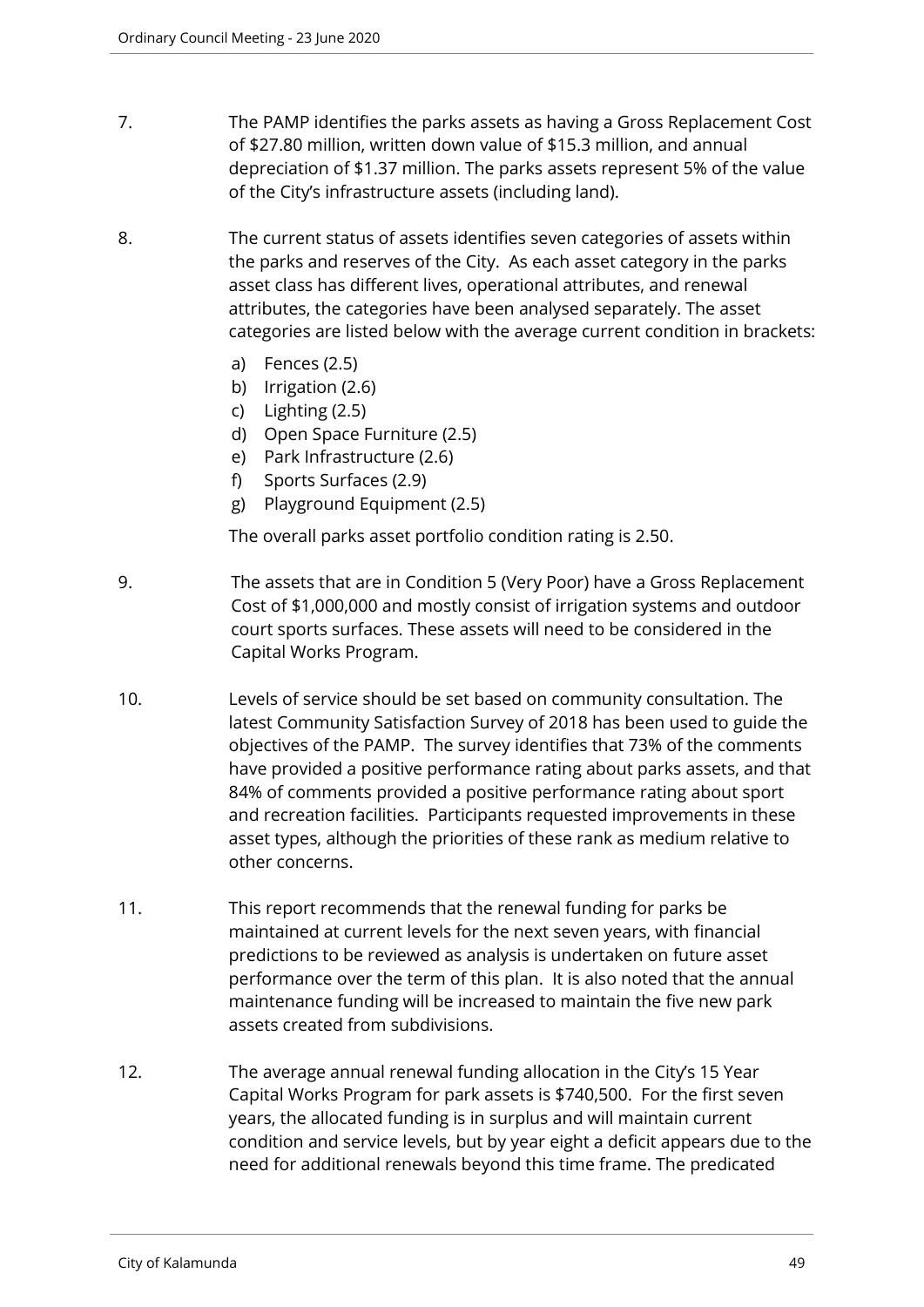7. The PAMP identifies the parks assets as having a Gross Replacement Cost of $27.80 million, written down value of $15.3 million, and annual depreciation of $1.37 million. The parks assets represent 5% of the value of the City's infrastructure assets (including land).

8. The current status of assets identifies seven categories of assets within the parks and reserves of the City. As each asset category in the parks asset class has different lives, operational attributes, and renewal attributes, the categories have been analysed separately. The asset categories are listed below with the average current condition in brackets:

   a) Fences (2.5)
   b) Irrigation (2.6)
   c) Lighting (2.5)
   d) Open Space Furniture (2.5)
   e) Park Infrastructure (2.6)
   f) Sports Surfaces (2.9)
   g) Playground Equipment (2.5)

   The overall parks asset portfolio condition rating is 2.50.

9. The assets that are in Condition 5 (Very Poor) have a Gross Replacement Cost of $1,000,000 and mostly consist of irrigation systems and outdoor court sports surfaces. These assets will need to be considered in the Capital Works Program.

10. Levels of service should be set based on community consultation. The latest Community Satisfaction Survey of 2018 has been used to guide the objectives of the PAMP. The survey identifies that 73% of the comments have provided a positive performance rating about parks assets, and that 84% of comments provided a positive performance rating about sport and recreation facilities. Participants requested improvements in these asset types, although the priorities of these rank as medium relative to other concerns.

11. This report recommends that the renewal funding for parks be maintained at current levels for the next seven years, with financial predictions to be reviewed as analysis is undertaken on future asset performance over the term of this plan. It is also noted that the annual maintenance funding will be increased to maintain the five new park assets created from subdivisions.

12. The average annual renewal funding allocation in the City's 15 Year Capital Works Program for park assets is $740,500. For the first seven years, the allocated funding is in surplus and will maintain current condition and service levels, but by year eight a deficit appears due to the need for additional renewals beyond this time frame. The predicated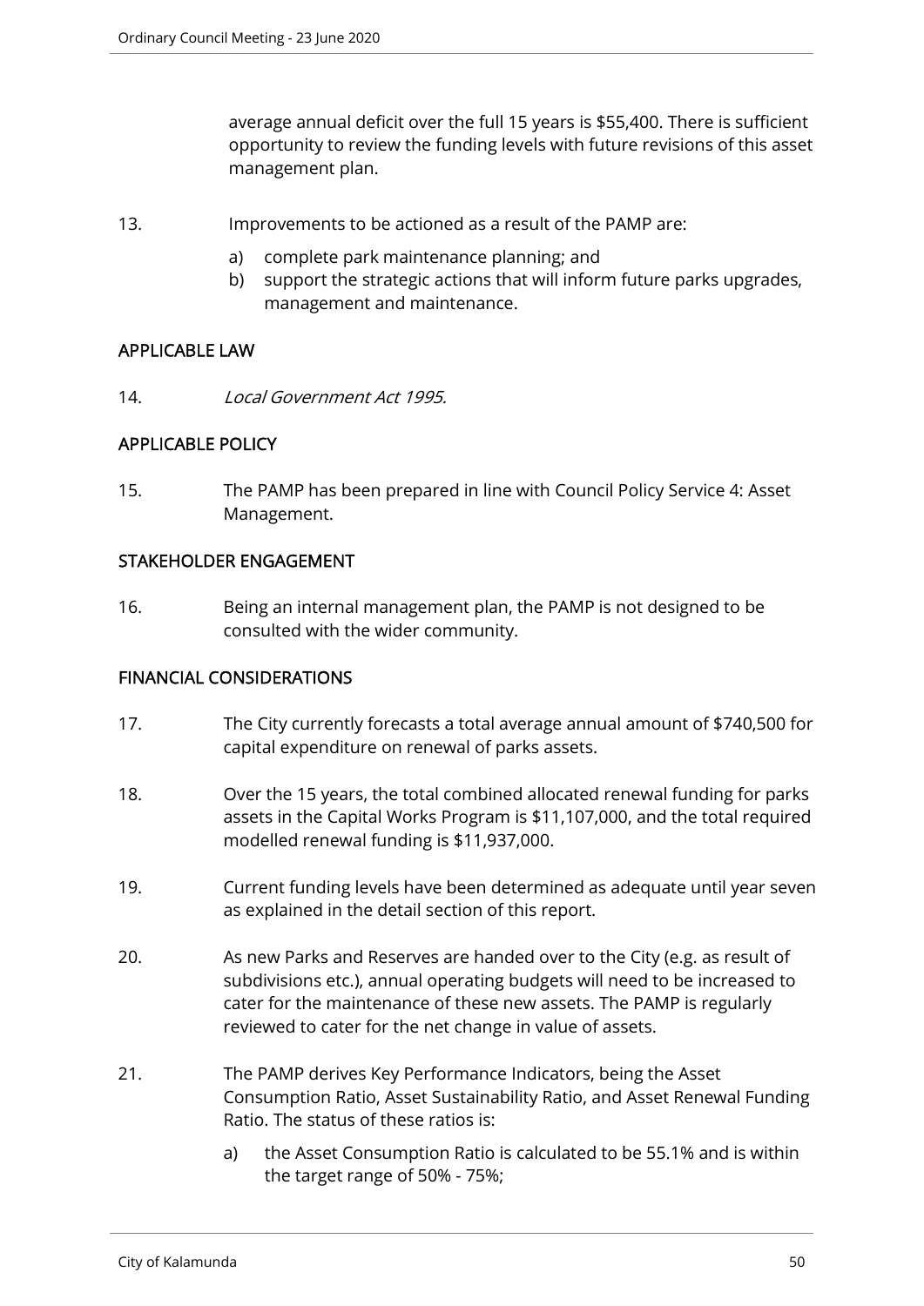average annual deficit over the full 15 years is $55,400. There is sufficient opportunity to review the funding levels with future revisions of this asset management plan.

13. Improvements to be actioned as a result of the PAMP are:

    a) complete park maintenance planning; and
    b) support the strategic actions that will inform future parks upgrades, management and maintenance.

## APPLICABLE LAW

14. *Local Government Act 1995.*

## APPLICABLE POLICY

15. The PAMP has been prepared in line with Council Policy Service 4: Asset Management.

## STAKEHOLDER ENGAGEMENT

16. Being an internal management plan, the PAMP is not designed to be consulted with the wider community.

## FINANCIAL CONSIDERATIONS

17. The City currently forecasts a total average annual amount of $740,500 for capital expenditure on renewal of parks assets.

18. Over the 15 years, the total combined allocated renewal funding for parks assets in the Capital Works Program is $11,107,000, and the total required modelled renewal funding is $11,937,000.

19. Current funding levels have been determined as adequate until year seven as explained in the detail section of this report.

20. As new Parks and Reserves are handed over to the City (e.g. as result of subdivisions etc.), annual operating budgets will need to be increased to cater for the maintenance of these new assets. The PAMP is regularly reviewed to cater for the net change in value of assets.

21. The PAMP derives Key Performance Indicators, being the Asset Consumption Ratio, Asset Sustainability Ratio, and Asset Renewal Funding Ratio. The status of these ratios is:

    a) the Asset Consumption Ratio is calculated to be 55.1% and is within the target range of 50% - 75%;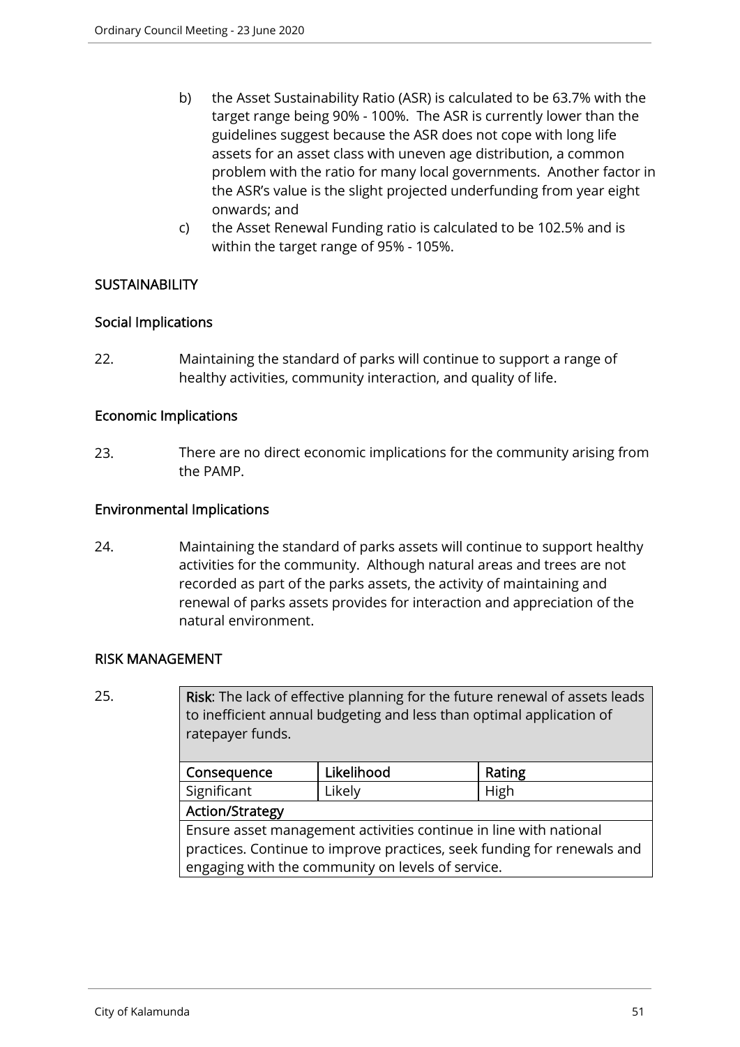b) the Asset Sustainability Ratio (ASR) is calculated to be 63.7% with the target range being 90% - 100%. The ASR is currently lower than the guidelines suggest because the ASR does not cope with long life assets for an asset class with uneven age distribution, a common problem with the ratio for many local governments. Another factor in the ASR's value is the slight projected underfunding from year eight onwards; and

c) the Asset Renewal Funding ratio is calculated to be 102.5% and is within the target range of 95% - 105%.

## SUSTAINABILITY

### Social Implications

22. Maintaining the standard of parks will continue to support a range of healthy activities, community interaction, and quality of life.

### Economic Implications

23. There are no direct economic implications for the community arising from the PAMP.

### Environmental Implications

24. Maintaining the standard of parks assets will continue to support healthy activities for the community. Although natural areas and trees are not recorded as part of the parks assets, the activity of maintaining and renewal of parks assets provides for interaction and appreciation of the natural environment.

## RISK MANAGEMENT

25.

**Risk**: The lack of effective planning for the future renewal of assets leads to inefficient annual budgeting and less than optimal application of ratepayer funds.

| Consequence | Likelihood | Rating |
|---|---|---|
| Significant | Likely | High |
| **Action/Strategy** | | |
| Ensure asset management activities continue in line with national practices. Continue to improve practices, seek funding for renewals and engaging with the community on levels of service. | | |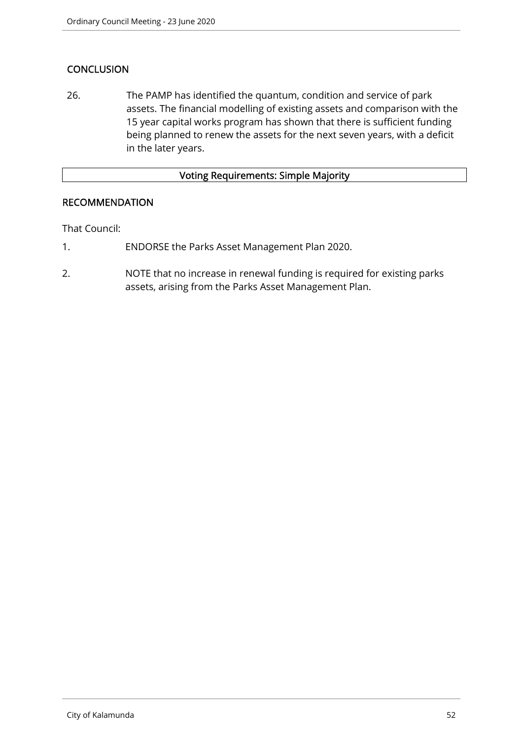## CONCLUSION

26. The PAMP has identified the quantum, condition and service of park assets. The financial modelling of existing assets and comparison with the 15 year capital works program has shown that there is sufficient funding being planned to renew the assets for the next seven years, with a deficit in the later years.

| Voting Requirements: Simple Majority |
| --- |

## RECOMMENDATION

That Council:

1. ENDORSE the Parks Asset Management Plan 2020.
2. NOTE that no increase in renewal funding is required for existing parks assets, arising from the Parks Asset Management Plan.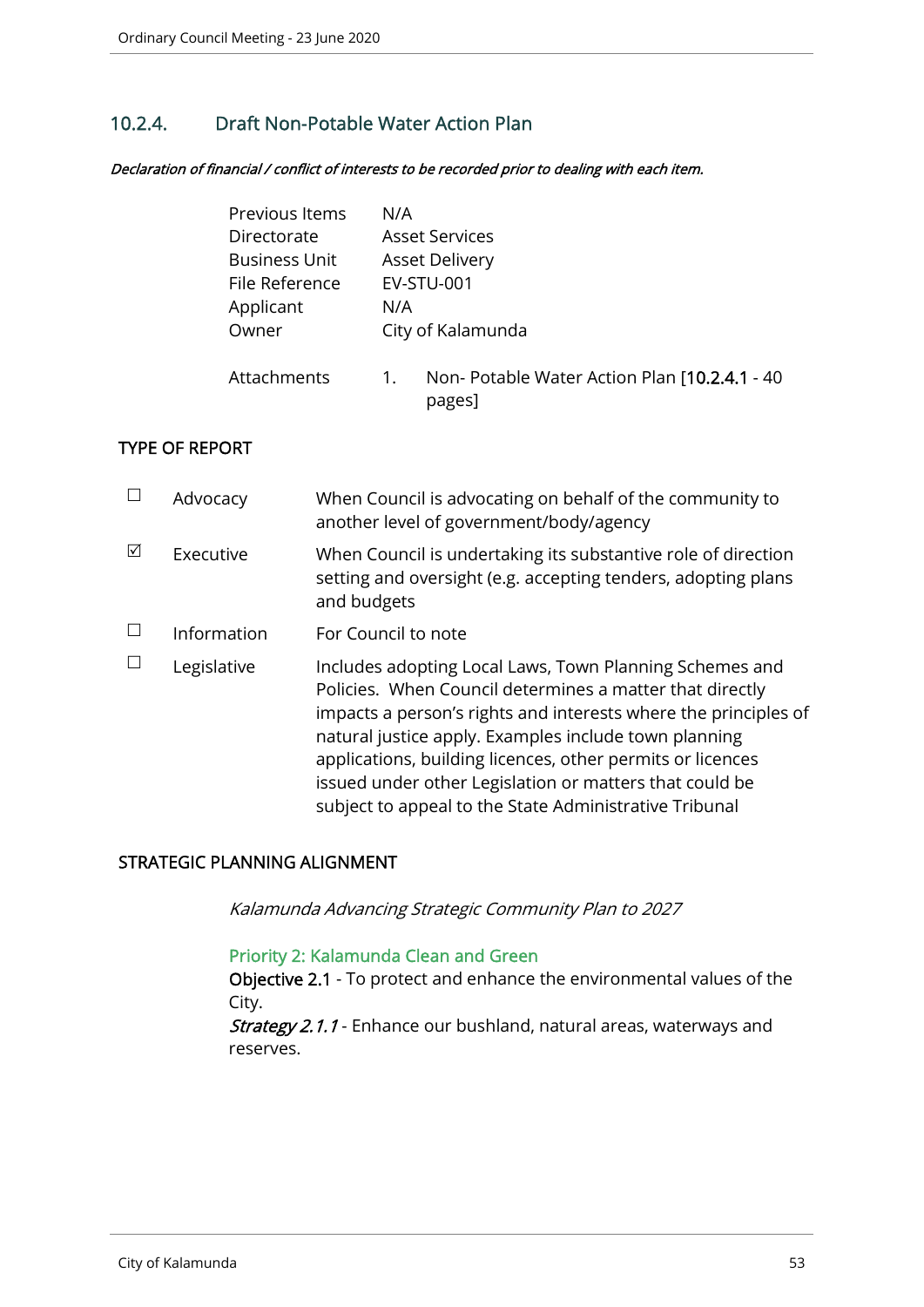## 10.2.4. Draft Non-Potable Water Action Plan

***Declaration of financial / conflict of interests to be recorded prior to dealing with each item.***

| | |
|---|---|
| Previous Items | N/A |
| Directorate | Asset Services |
| Business Unit | Asset Delivery |
| File Reference | EV-STU-001 |
| Applicant | N/A |
| Owner | City of Kalamunda |
| Attachments | 1. Non- Potable Water Action Plan [10.2.4.1 - 40 pages] |

### TYPE OF REPORT

| | | |
|---|---|---|
| ☐ | Advocacy | When Council is advocating on behalf of the community to another level of government/body/agency |
| ☑ | Executive | When Council is undertaking its substantive role of direction setting and oversight (e.g. accepting tenders, adopting plans and budgets |
| ☐ | Information | For Council to note |
| ☐ | Legislative | Includes adopting Local Laws, Town Planning Schemes and Policies. When Council determines a matter that directly impacts a person's rights and interests where the principles of natural justice apply. Examples include town planning applications, building licences, other permits or licences issued under other Legislation or matters that could be subject to appeal to the State Administrative Tribunal |

### STRATEGIC PLANNING ALIGNMENT

*Kalamunda Advancing Strategic Community Plan to 2027*

Priority 2: Kalamunda Clean and Green

**Objective 2.1** - To protect and enhance the environmental values of the City.

***Strategy 2.1.1*** - Enhance our bushland, natural areas, waterways and reserves.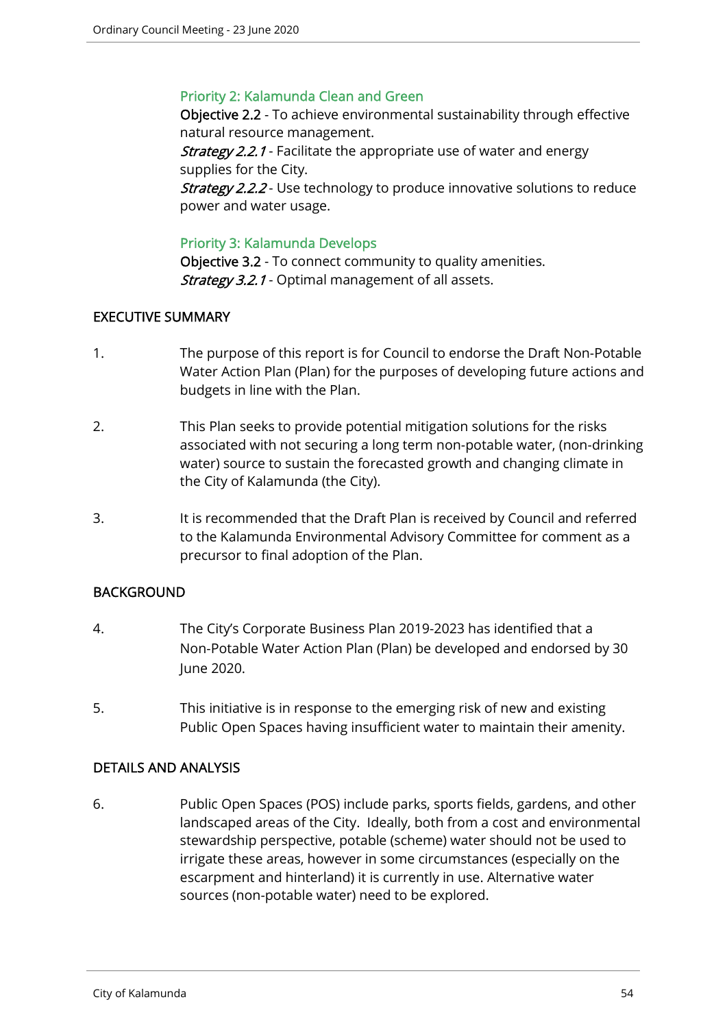### Priority 2: Kalamunda Clean and Green

**Objective 2.2** - To achieve environmental sustainability through effective natural resource management.

*Strategy 2.2.1* - Facilitate the appropriate use of water and energy supplies for the City.

*Strategy 2.2.2* - Use technology to produce innovative solutions to reduce power and water usage.

### Priority 3: Kalamunda Develops

**Objective 3.2** - To connect community to quality amenities.

*Strategy 3.2.1* - Optimal management of all assets.

## EXECUTIVE SUMMARY

1. The purpose of this report is for Council to endorse the Draft Non-Potable Water Action Plan (Plan) for the purposes of developing future actions and budgets in line with the Plan.

2. This Plan seeks to provide potential mitigation solutions for the risks associated with not securing a long term non-potable water, (non-drinking water) source to sustain the forecasted growth and changing climate in the City of Kalamunda (the City).

3. It is recommended that the Draft Plan is received by Council and referred to the Kalamunda Environmental Advisory Committee for comment as a precursor to final adoption of the Plan.

## BACKGROUND

4. The City's Corporate Business Plan 2019-2023 has identified that a Non-Potable Water Action Plan (Plan) be developed and endorsed by 30 June 2020.

5. This initiative is in response to the emerging risk of new and existing Public Open Spaces having insufficient water to maintain their amenity.

## DETAILS AND ANALYSIS

6. Public Open Spaces (POS) include parks, sports fields, gardens, and other landscaped areas of the City. Ideally, both from a cost and environmental stewardship perspective, potable (scheme) water should not be used to irrigate these areas, however in some circumstances (especially on the escarpment and hinterland) it is currently in use. Alternative water sources (non-potable water) need to be explored.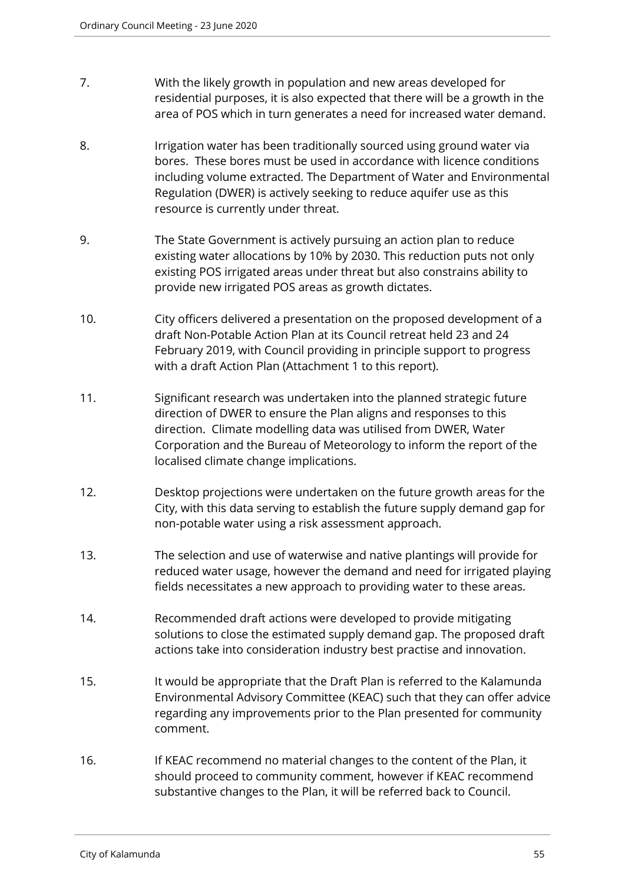7. With the likely growth in population and new areas developed for residential purposes, it is also expected that there will be a growth in the area of POS which in turn generates a need for increased water demand.

8. Irrigation water has been traditionally sourced using ground water via bores. These bores must be used in accordance with licence conditions including volume extracted. The Department of Water and Environmental Regulation (DWER) is actively seeking to reduce aquifer use as this resource is currently under threat.

9. The State Government is actively pursuing an action plan to reduce existing water allocations by 10% by 2030. This reduction puts not only existing POS irrigated areas under threat but also constrains ability to provide new irrigated POS areas as growth dictates.

10. City officers delivered a presentation on the proposed development of a draft Non-Potable Action Plan at its Council retreat held 23 and 24 February 2019, with Council providing in principle support to progress with a draft Action Plan (Attachment 1 to this report).

11. Significant research was undertaken into the planned strategic future direction of DWER to ensure the Plan aligns and responses to this direction. Climate modelling data was utilised from DWER, Water Corporation and the Bureau of Meteorology to inform the report of the localised climate change implications.

12. Desktop projections were undertaken on the future growth areas for the City, with this data serving to establish the future supply demand gap for non-potable water using a risk assessment approach.

13. The selection and use of waterwise and native plantings will provide for reduced water usage, however the demand and need for irrigated playing fields necessitates a new approach to providing water to these areas.

14. Recommended draft actions were developed to provide mitigating solutions to close the estimated supply demand gap. The proposed draft actions take into consideration industry best practise and innovation.

15. It would be appropriate that the Draft Plan is referred to the Kalamunda Environmental Advisory Committee (KEAC) such that they can offer advice regarding any improvements prior to the Plan presented for community comment.

16. If KEAC recommend no material changes to the content of the Plan, it should proceed to community comment, however if KEAC recommend substantive changes to the Plan, it will be referred back to Council.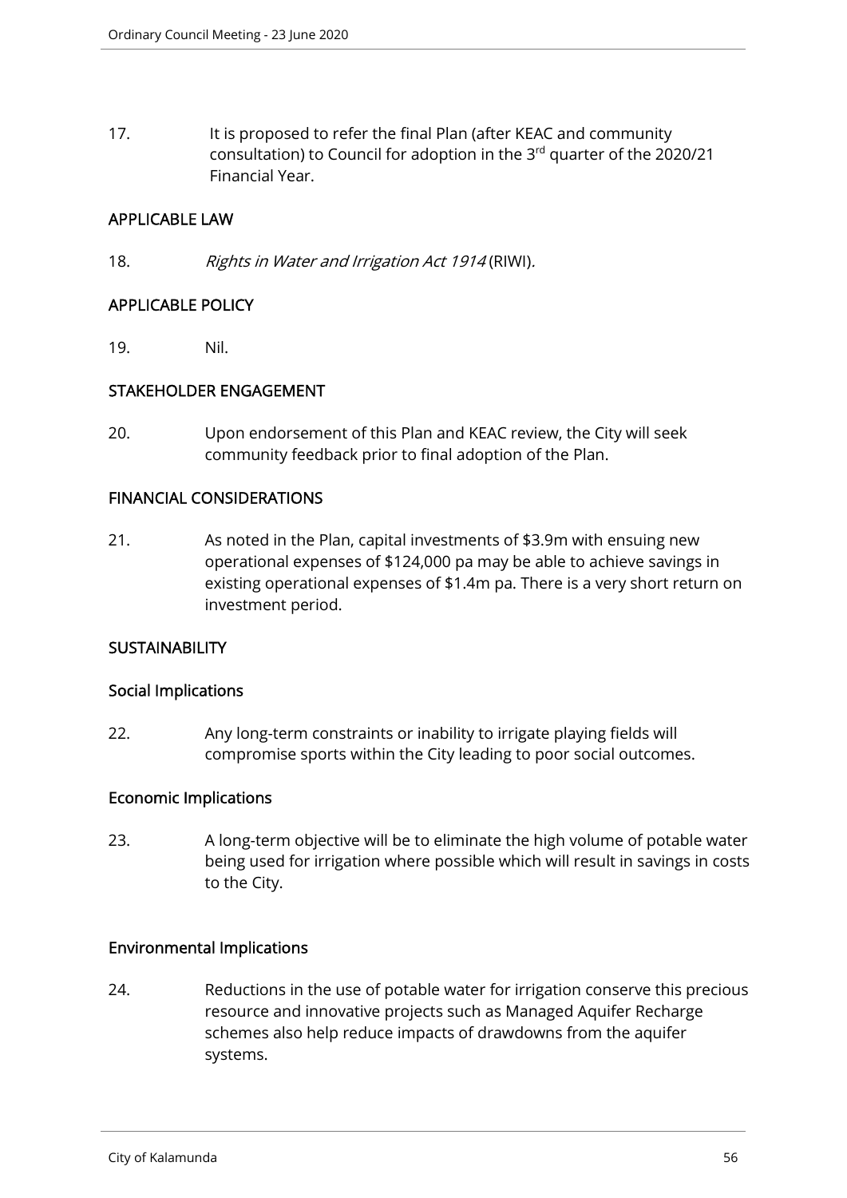17. It is proposed to refer the final Plan (after KEAC and community consultation) to Council for adoption in the 3rd quarter of the 2020/21 Financial Year.

## APPLICABLE LAW

18. *Rights in Water and Irrigation Act 1914* (RIWI).

## APPLICABLE POLICY

19. Nil.

## STAKEHOLDER ENGAGEMENT

20. Upon endorsement of this Plan and KEAC review, the City will seek community feedback prior to final adoption of the Plan.

## FINANCIAL CONSIDERATIONS

21. As noted in the Plan, capital investments of $3.9m with ensuing new operational expenses of $124,000 pa may be able to achieve savings in existing operational expenses of $1.4m pa. There is a very short return on investment period.

## SUSTAINABILITY

### Social Implications

22. Any long-term constraints or inability to irrigate playing fields will compromise sports within the City leading to poor social outcomes.

### Economic Implications

23. A long-term objective will be to eliminate the high volume of potable water being used for irrigation where possible which will result in savings in costs to the City.

### Environmental Implications

24. Reductions in the use of potable water for irrigation conserve this precious resource and innovative projects such as Managed Aquifer Recharge schemes also help reduce impacts of drawdowns from the aquifer systems.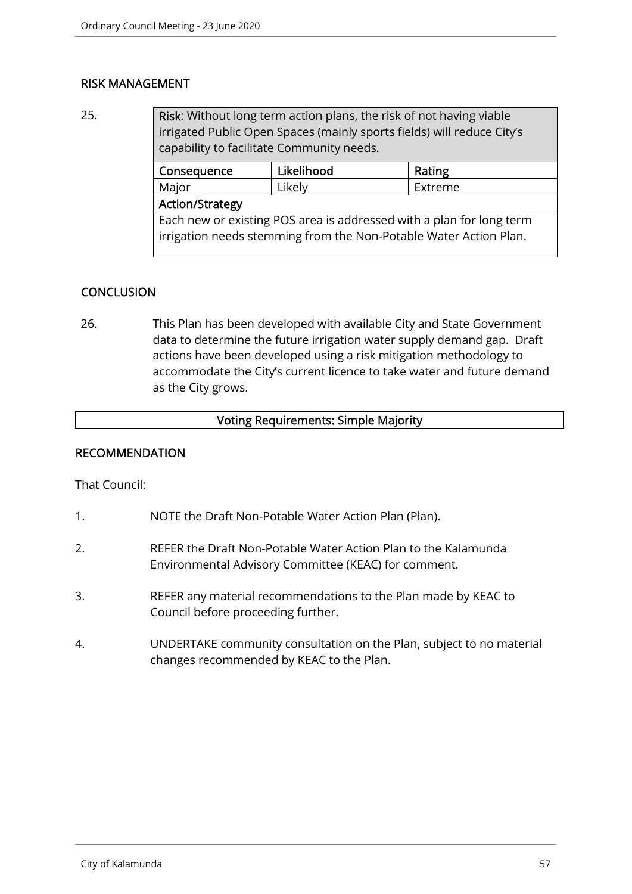## RISK MANAGEMENT

25.

| **Risk**: Without long term action plans, the risk of not having viable irrigated Public Open Spaces (mainly sports fields) will reduce City's capability to facilitate Community needs. | | |
|---|---|---|
| **Consequence** | **Likelihood** | **Rating** |
| Major | Likely | Extreme |
| **Action/Strategy** | | |
| Each new or existing POS area is addressed with a plan for long term irrigation needs stemming from the Non-Potable Water Action Plan. | | |

## CONCLUSION

26. This Plan has been developed with available City and State Government data to determine the future irrigation water supply demand gap. Draft actions have been developed using a risk mitigation methodology to accommodate the City's current licence to take water and future demand as the City grows.

**Voting Requirements: Simple Majority**

## RECOMMENDATION

That Council:

1. NOTE the Draft Non-Potable Water Action Plan (Plan).
2. REFER the Draft Non-Potable Water Action Plan to the Kalamunda Environmental Advisory Committee (KEAC) for comment.
3. REFER any material recommendations to the Plan made by KEAC to Council before proceeding further.
4. UNDERTAKE community consultation on the Plan, subject to no material changes recommended by KEAC to the Plan.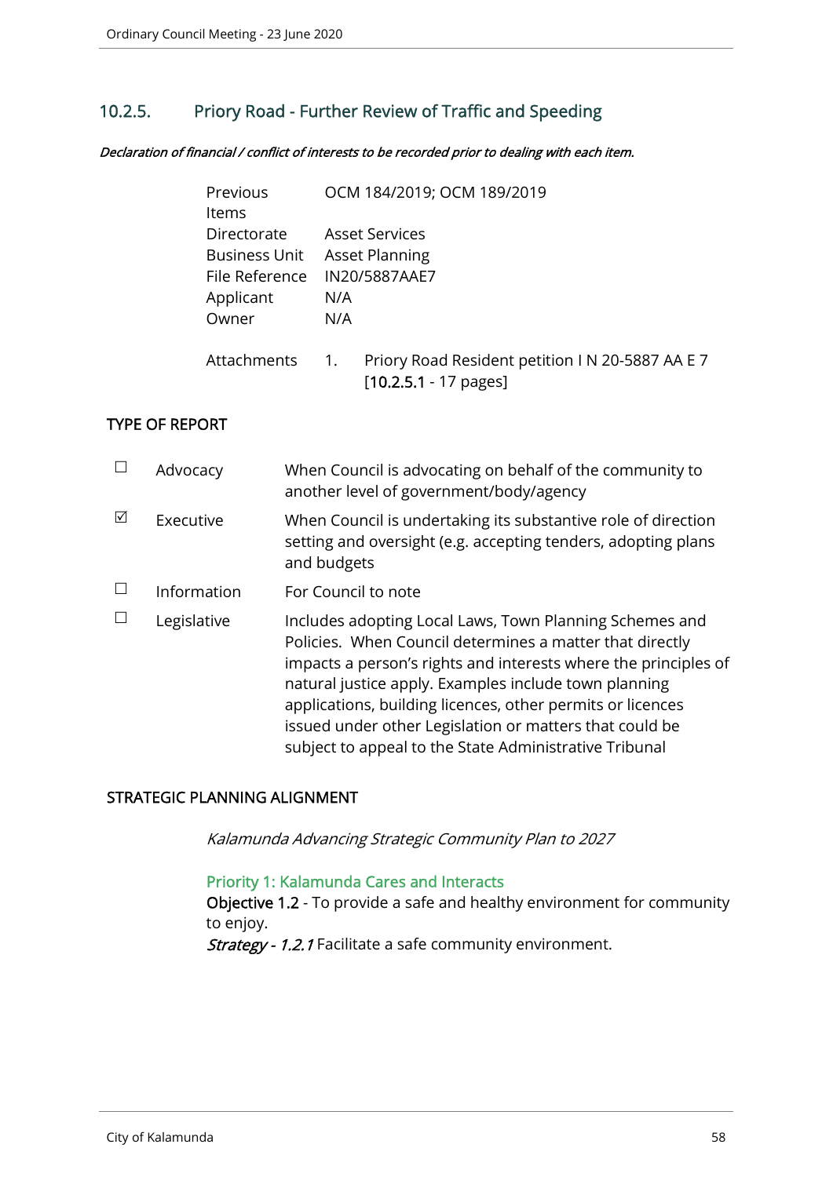## 10.2.5. Priory Road - Further Review of Traffic and Speeding

***Declaration of financial / conflict of interests to be recorded prior to dealing with each item.***

| | |
|---|---|
| Previous Items | OCM 184/2019; OCM 189/2019 |
| Directorate | Asset Services |
| Business Unit | Asset Planning |
| File Reference | IN20/5887AAE7 |
| Applicant | N/A |
| Owner | N/A |
| Attachments | 1. Priory Road Resident petition I N 20-5887 AA E 7 [10.2.5.1 - 17 pages] |

### TYPE OF REPORT

| | | |
|---|---|---|
| ☐ | Advocacy | When Council is advocating on behalf of the community to another level of government/body/agency |
| ☑ | Executive | When Council is undertaking its substantive role of direction setting and oversight (e.g. accepting tenders, adopting plans and budgets |
| ☐ | Information | For Council to note |
| ☐ | Legislative | Includes adopting Local Laws, Town Planning Schemes and Policies. When Council determines a matter that directly impacts a person's rights and interests where the principles of natural justice apply. Examples include town planning applications, building licences, other permits or licences issued under other Legislation or matters that could be subject to appeal to the State Administrative Tribunal |

### STRATEGIC PLANNING ALIGNMENT

*Kalamunda Advancing Strategic Community Plan to 2027*

Priority 1: Kalamunda Cares and Interacts

**Objective 1.2** - To provide a safe and healthy environment for community to enjoy.

***Strategy - 1.2.1*** Facilitate a safe community environment.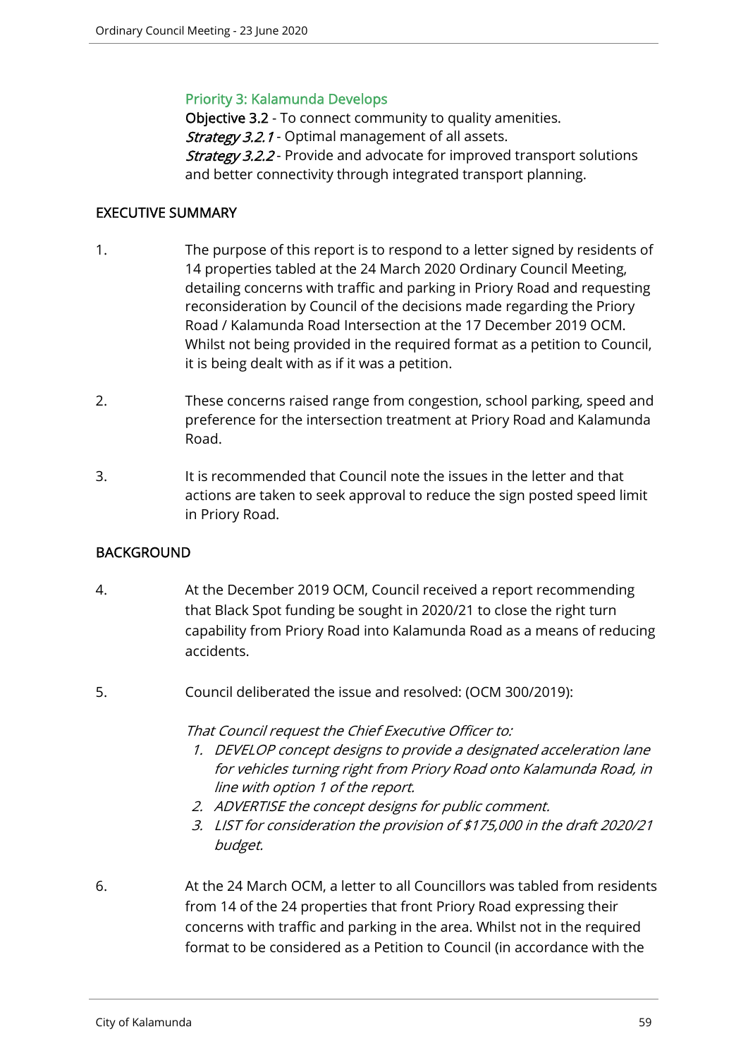### Priority 3: Kalamunda Develops

**Objective 3.2** - To connect community to quality amenities.
*Strategy 3.2.1* - Optimal management of all assets.
*Strategy 3.2.2* - Provide and advocate for improved transport solutions and better connectivity through integrated transport planning.

## EXECUTIVE SUMMARY

1. The purpose of this report is to respond to a letter signed by residents of 14 properties tabled at the 24 March 2020 Ordinary Council Meeting, detailing concerns with traffic and parking in Priory Road and requesting reconsideration by Council of the decisions made regarding the Priory Road / Kalamunda Road Intersection at the 17 December 2019 OCM. Whilst not being provided in the required format as a petition to Council, it is being dealt with as if it was a petition.

2. These concerns raised range from congestion, school parking, speed and preference for the intersection treatment at Priory Road and Kalamunda Road.

3. It is recommended that Council note the issues in the letter and that actions are taken to seek approval to reduce the sign posted speed limit in Priory Road.

## BACKGROUND

4. At the December 2019 OCM, Council received a report recommending that Black Spot funding be sought in 2020/21 to close the right turn capability from Priory Road into Kalamunda Road as a means of reducing accidents.

5. Council deliberated the issue and resolved: (OCM 300/2019):

   *That Council request the Chief Executive Officer to:*
   1. *DEVELOP concept designs to provide a designated acceleration lane for vehicles turning right from Priory Road onto Kalamunda Road, in line with option 1 of the report.*
   2. *ADVERTISE the concept designs for public comment.*
   3. *LIST for consideration the provision of $175,000 in the draft 2020/21 budget.*

6. At the 24 March OCM, a letter to all Councillors was tabled from residents from 14 of the 24 properties that front Priory Road expressing their concerns with traffic and parking in the area. Whilst not in the required format to be considered as a Petition to Council (in accordance with the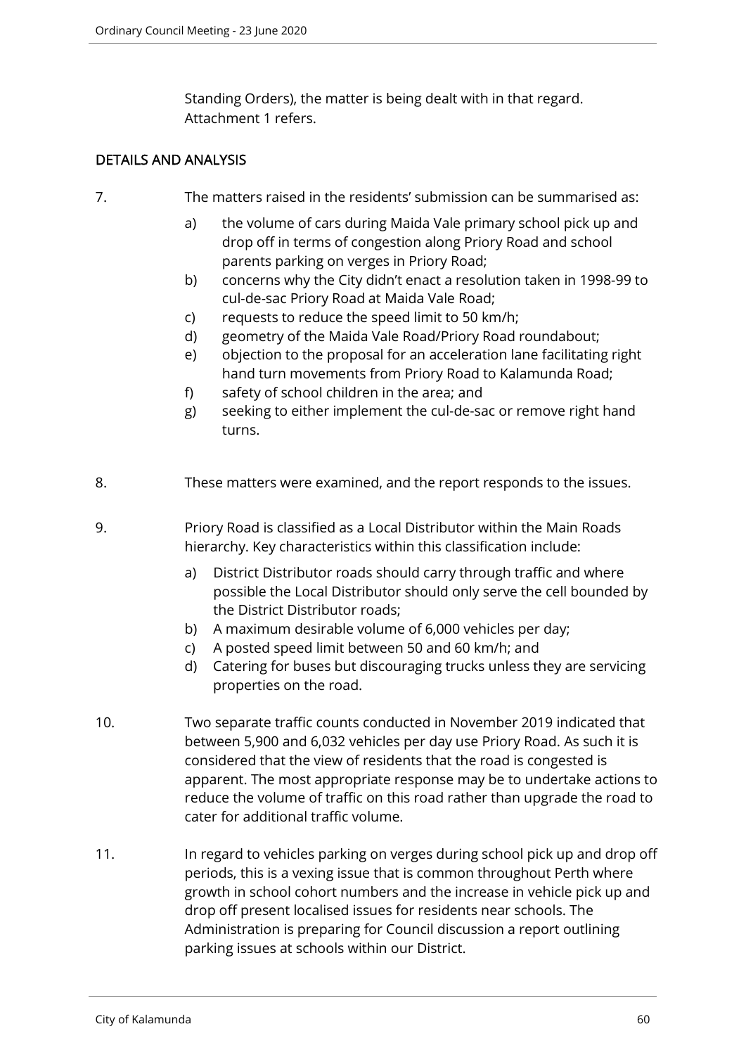Standing Orders), the matter is being dealt with in that regard. Attachment 1 refers.

## DETAILS AND ANALYSIS

7. The matters raised in the residents' submission can be summarised as:

   a) the volume of cars during Maida Vale primary school pick up and drop off in terms of congestion along Priory Road and school parents parking on verges in Priory Road;
   b) concerns why the City didn't enact a resolution taken in 1998-99 to cul-de-sac Priory Road at Maida Vale Road;
   c) requests to reduce the speed limit to 50 km/h;
   d) geometry of the Maida Vale Road/Priory Road roundabout;
   e) objection to the proposal for an acceleration lane facilitating right hand turn movements from Priory Road to Kalamunda Road;
   f) safety of school children in the area; and
   g) seeking to either implement the cul-de-sac or remove right hand turns.

8. These matters were examined, and the report responds to the issues.

9. Priory Road is classified as a Local Distributor within the Main Roads hierarchy. Key characteristics within this classification include:

   a) District Distributor roads should carry through traffic and where possible the Local Distributor should only serve the cell bounded by the District Distributor roads;
   b) A maximum desirable volume of 6,000 vehicles per day;
   c) A posted speed limit between 50 and 60 km/h; and
   d) Catering for buses but discouraging trucks unless they are servicing properties on the road.

10. Two separate traffic counts conducted in November 2019 indicated that between 5,900 and 6,032 vehicles per day use Priory Road. As such it is considered that the view of residents that the road is congested is apparent. The most appropriate response may be to undertake actions to reduce the volume of traffic on this road rather than upgrade the road to cater for additional traffic volume.

11. In regard to vehicles parking on verges during school pick up and drop off periods, this is a vexing issue that is common throughout Perth where growth in school cohort numbers and the increase in vehicle pick up and drop off present localised issues for residents near schools. The Administration is preparing for Council discussion a report outlining parking issues at schools within our District.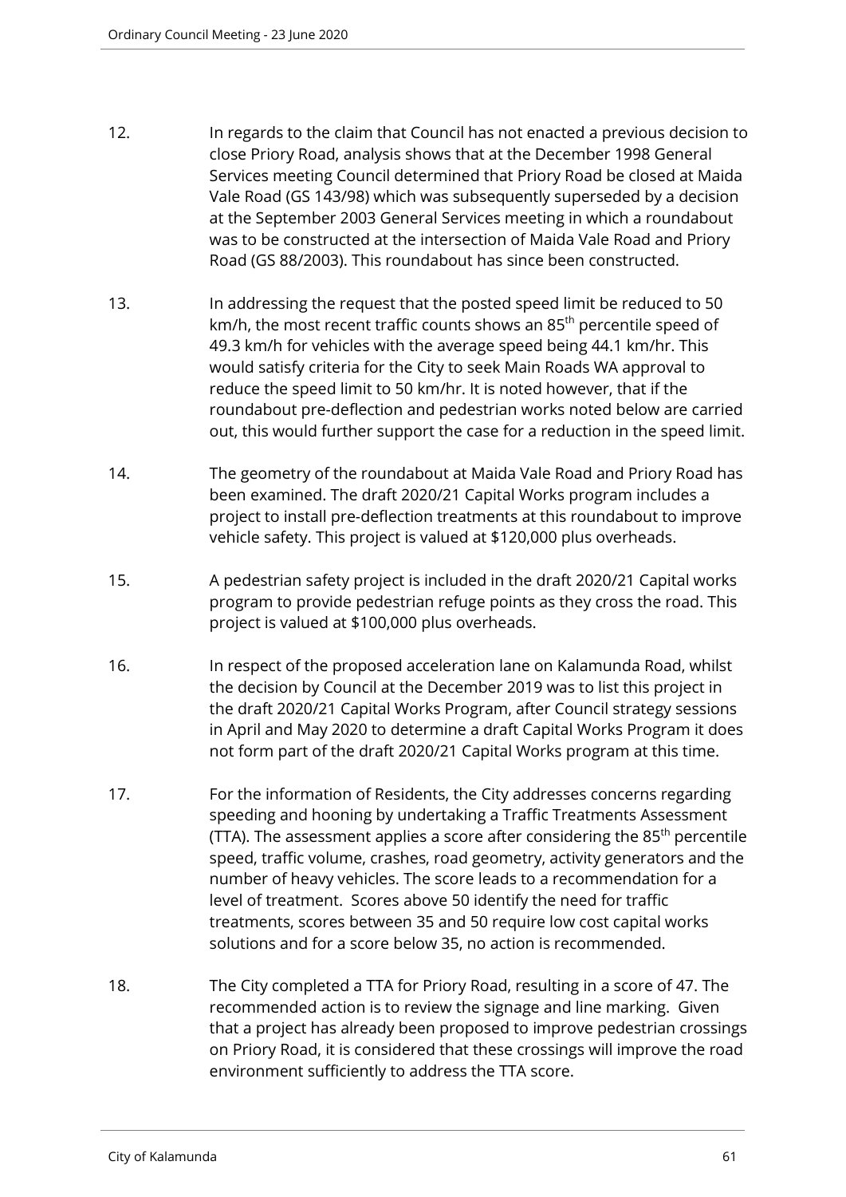12. In regards to the claim that Council has not enacted a previous decision to close Priory Road, analysis shows that at the December 1998 General Services meeting Council determined that Priory Road be closed at Maida Vale Road (GS 143/98) which was subsequently superseded by a decision at the September 2003 General Services meeting in which a roundabout was to be constructed at the intersection of Maida Vale Road and Priory Road (GS 88/2003). This roundabout has since been constructed.

13. In addressing the request that the posted speed limit be reduced to 50 km/h, the most recent traffic counts shows an 85$^{th}$ percentile speed of 49.3 km/h for vehicles with the average speed being 44.1 km/hr. This would satisfy criteria for the City to seek Main Roads WA approval to reduce the speed limit to 50 km/hr. It is noted however, that if the roundabout pre-deflection and pedestrian works noted below are carried out, this would further support the case for a reduction in the speed limit.

14. The geometry of the roundabout at Maida Vale Road and Priory Road has been examined. The draft 2020/21 Capital Works program includes a project to install pre-deflection treatments at this roundabout to improve vehicle safety. This project is valued at $120,000 plus overheads.

15. A pedestrian safety project is included in the draft 2020/21 Capital works program to provide pedestrian refuge points as they cross the road. This project is valued at $100,000 plus overheads.

16. In respect of the proposed acceleration lane on Kalamunda Road, whilst the decision by Council at the December 2019 was to list this project in the draft 2020/21 Capital Works Program, after Council strategy sessions in April and May 2020 to determine a draft Capital Works Program it does not form part of the draft 2020/21 Capital Works program at this time.

17. For the information of Residents, the City addresses concerns regarding speeding and hooning by undertaking a Traffic Treatments Assessment (TTA). The assessment applies a score after considering the 85$^{th}$ percentile speed, traffic volume, crashes, road geometry, activity generators and the number of heavy vehicles. The score leads to a recommendation for a level of treatment. Scores above 50 identify the need for traffic treatments, scores between 35 and 50 require low cost capital works solutions and for a score below 35, no action is recommended.

18. The City completed a TTA for Priory Road, resulting in a score of 47. The recommended action is to review the signage and line marking. Given that a project has already been proposed to improve pedestrian crossings on Priory Road, it is considered that these crossings will improve the road environment sufficiently to address the TTA score.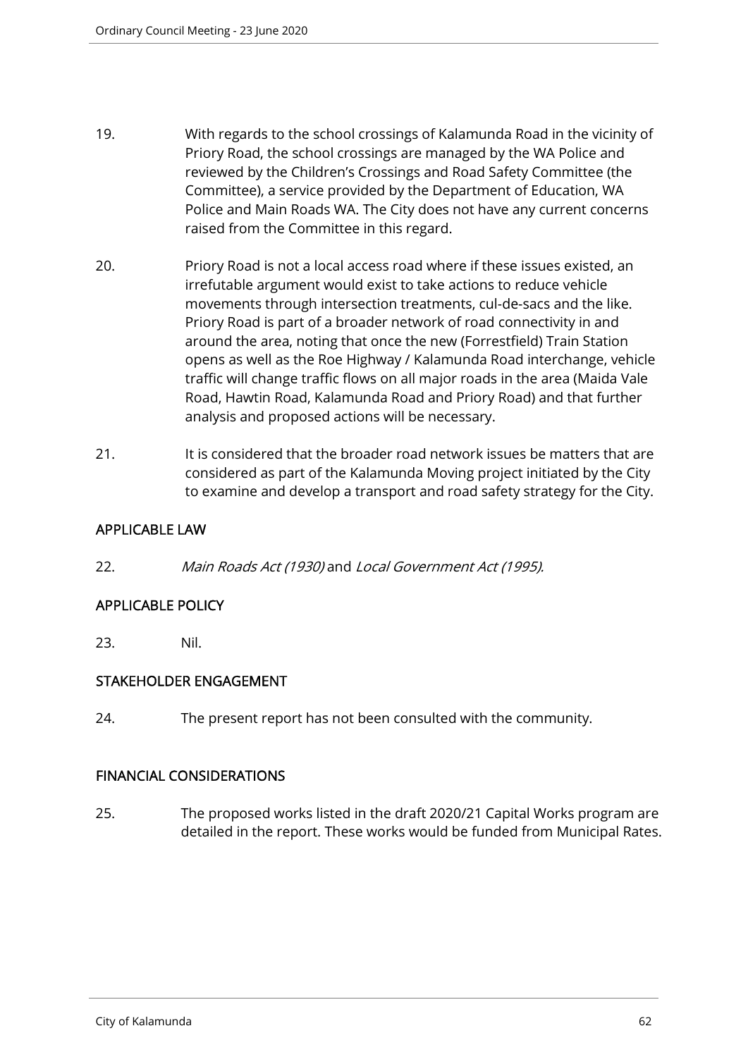19. With regards to the school crossings of Kalamunda Road in the vicinity of Priory Road, the school crossings are managed by the WA Police and reviewed by the Children's Crossings and Road Safety Committee (the Committee), a service provided by the Department of Education, WA Police and Main Roads WA. The City does not have any current concerns raised from the Committee in this regard.

20. Priory Road is not a local access road where if these issues existed, an irrefutable argument would exist to take actions to reduce vehicle movements through intersection treatments, cul-de-sacs and the like. Priory Road is part of a broader network of road connectivity in and around the area, noting that once the new (Forrestfield) Train Station opens as well as the Roe Highway / Kalamunda Road interchange, vehicle traffic will change traffic flows on all major roads in the area (Maida Vale Road, Hawtin Road, Kalamunda Road and Priory Road) and that further analysis and proposed actions will be necessary.

21. It is considered that the broader road network issues be matters that are considered as part of the Kalamunda Moving project initiated by the City to examine and develop a transport and road safety strategy for the City.

## APPLICABLE LAW

22. *Main Roads Act (1930)* and *Local Government Act (1995).*

## APPLICABLE POLICY

23. Nil.

## STAKEHOLDER ENGAGEMENT

24. The present report has not been consulted with the community.

## FINANCIAL CONSIDERATIONS

25. The proposed works listed in the draft 2020/21 Capital Works program are detailed in the report. These works would be funded from Municipal Rates.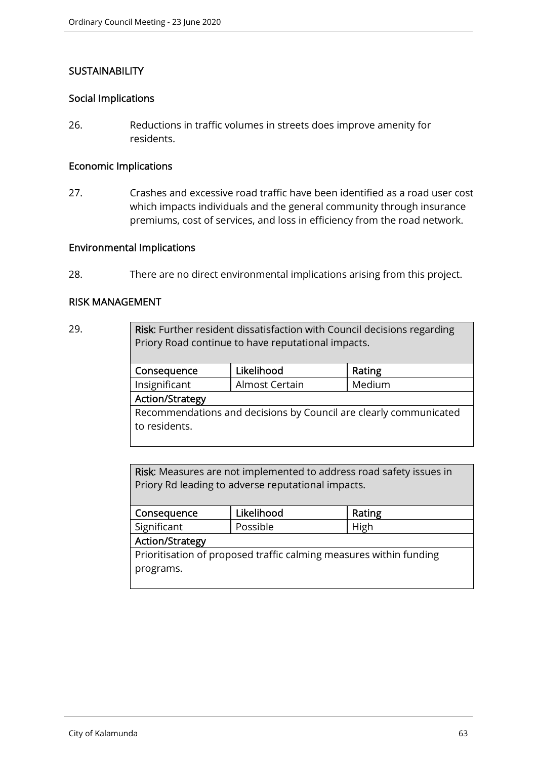## SUSTAINABILITY

### Social Implications

26. Reductions in traffic volumes in streets does improve amenity for residents.

### Economic Implications

27. Crashes and excessive road traffic have been identified as a road user cost which impacts individuals and the general community through insurance premiums, cost of services, and loss in efficiency from the road network.

### Environmental Implications

28. There are no direct environmental implications arising from this project.

## RISK MANAGEMENT

29.

| **Risk**: Further resident dissatisfaction with Council decisions regarding Priory Road continue to have reputational impacts. | | |
|---|---|---|
| **Consequence** | **Likelihood** | **Rating** |
| Insignificant | Almost Certain | Medium |
| **Action/Strategy** | | |
| Recommendations and decisions by Council are clearly communicated to residents. | | |

| **Risk**: Measures are not implemented to address road safety issues in Priory Rd leading to adverse reputational impacts. | | |
|---|---|---|
| **Consequence** | **Likelihood** | **Rating** |
| Significant | Possible | High |
| **Action/Strategy** | | |
| Prioritisation of proposed traffic calming measures within funding programs. | | |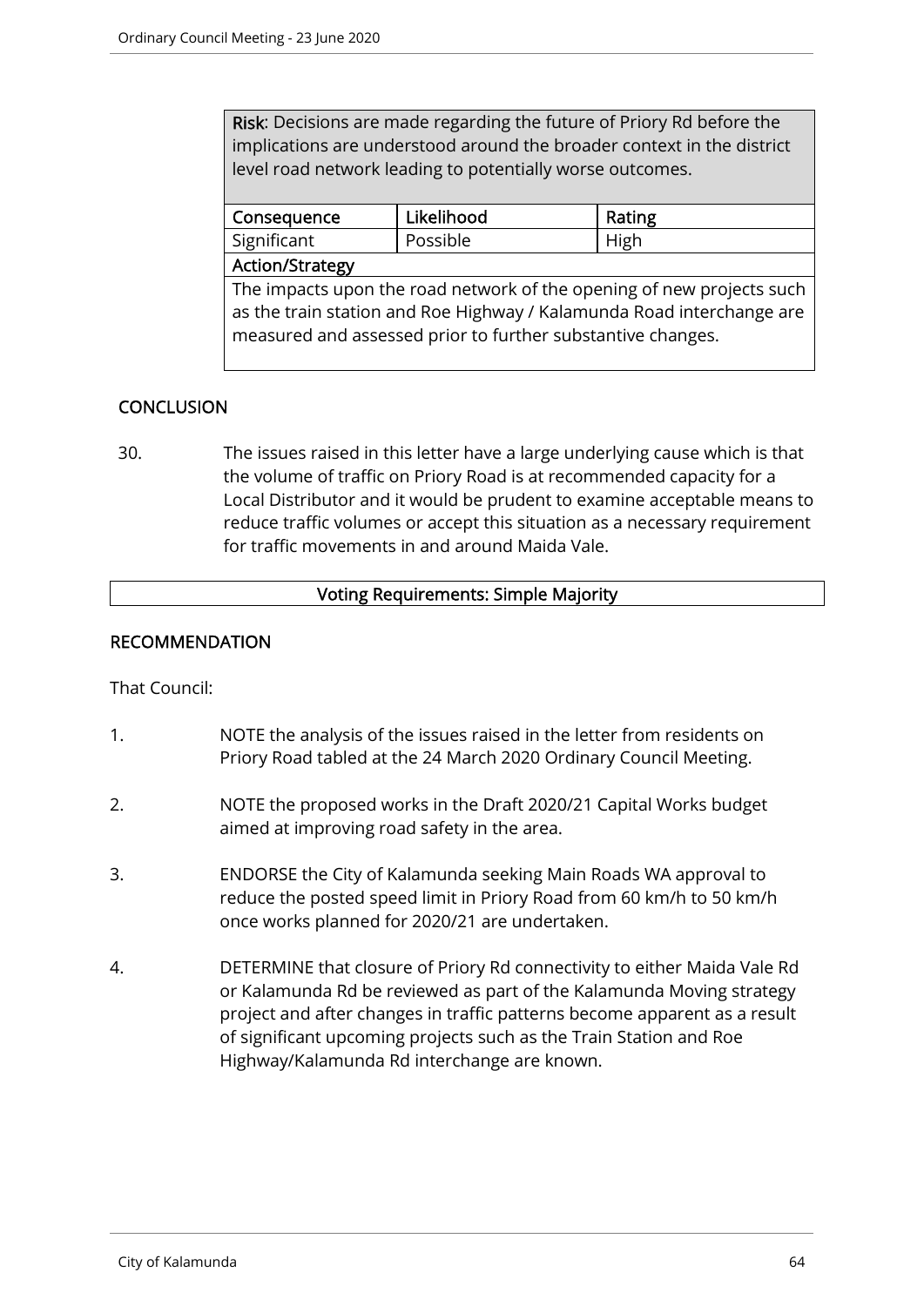| **Risk**: Decisions are made regarding the future of Priory Rd before the implications are understood around the broader context in the district level road network leading to potentially worse outcomes. | | |
|---|---|---|
| **Consequence** | **Likelihood** | **Rating** |
| Significant | Possible | High |
| **Action/Strategy** | | |
| The impacts upon the road network of the opening of new projects such as the train station and Roe Highway / Kalamunda Road interchange are measured and assessed prior to further substantive changes. | | |

## CONCLUSION

30. The issues raised in this letter have a large underlying cause which is that the volume of traffic on Priory Road is at recommended capacity for a Local Distributor and it would be prudent to examine acceptable means to reduce traffic volumes or accept this situation as a necessary requirement for traffic movements in and around Maida Vale.

**Voting Requirements: Simple Majority**

## RECOMMENDATION

That Council:

1. NOTE the analysis of the issues raised in the letter from residents on Priory Road tabled at the 24 March 2020 Ordinary Council Meeting.

2. NOTE the proposed works in the Draft 2020/21 Capital Works budget aimed at improving road safety in the area.

3. ENDORSE the City of Kalamunda seeking Main Roads WA approval to reduce the posted speed limit in Priory Road from 60 km/h to 50 km/h once works planned for 2020/21 are undertaken.

4. DETERMINE that closure of Priory Rd connectivity to either Maida Vale Rd or Kalamunda Rd be reviewed as part of the Kalamunda Moving strategy project and after changes in traffic patterns become apparent as a result of significant upcoming projects such as the Train Station and Roe Highway/Kalamunda Rd interchange are known.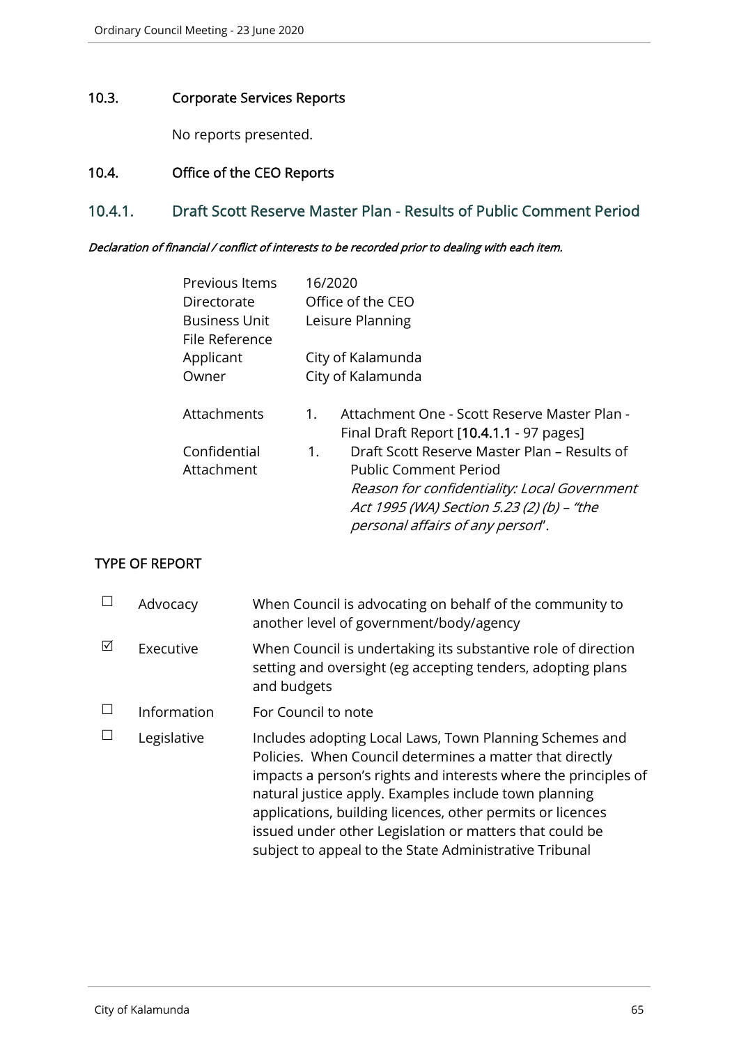## 10.3. Corporate Services Reports

No reports presented.

## 10.4. Office of the CEO Reports

### 10.4.1. Draft Scott Reserve Master Plan - Results of Public Comment Period

***Declaration of financial / conflict of interests to be recorded prior to dealing with each item.***

| | |
|---|---|
| Previous Items | 16/2020 |
| Directorate | Office of the CEO |
| Business Unit | Leisure Planning |
| File Reference | |
| Applicant | City of Kalamunda |
| Owner | City of Kalamunda |
| Attachments | 1. Attachment One - Scott Reserve Master Plan - Final Draft Report [**10.4.1.1** - 97 pages] |
| Confidential Attachment | 1. Draft Scott Reserve Master Plan – Results of Public Comment Period<br>*Reason for confidentiality: Local Government Act 1995 (WA) Section 5.23 (2) (b) – "the personal affairs of any person*". |

**TYPE OF REPORT**

| | | |
|---|---|---|
| ☐ | Advocacy | When Council is advocating on behalf of the community to another level of government/body/agency |
| ☑ | Executive | When Council is undertaking its substantive role of direction setting and oversight (eg accepting tenders, adopting plans and budgets |
| ☐ | Information | For Council to note |
| ☐ | Legislative | Includes adopting Local Laws, Town Planning Schemes and Policies. When Council determines a matter that directly impacts a person's rights and interests where the principles of natural justice apply. Examples include town planning applications, building licences, other permits or licences issued under other Legislation or matters that could be subject to appeal to the State Administrative Tribunal |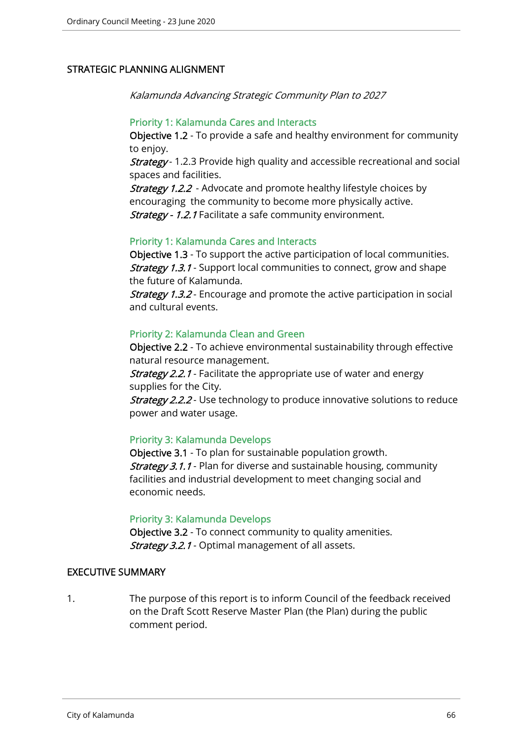## STRATEGIC PLANNING ALIGNMENT

*Kalamunda Advancing Strategic Community Plan to 2027*

**Priority 1: Kalamunda Cares and Interacts**

**Objective 1.2** - To provide a safe and healthy environment for community to enjoy.

***Strategy*** - 1.2.3 Provide high quality and accessible recreational and social spaces and facilities.

***Strategy 1.2.2*** - Advocate and promote healthy lifestyle choices by encouraging the community to become more physically active.

***Strategy - 1.2.1*** Facilitate a safe community environment.

**Priority 1: Kalamunda Cares and Interacts**

**Objective 1.3** - To support the active participation of local communities.

***Strategy 1.3.1*** - Support local communities to connect, grow and shape the future of Kalamunda.

***Strategy 1.3.2*** - Encourage and promote the active participation in social and cultural events.

**Priority 2: Kalamunda Clean and Green**

**Objective 2.2** - To achieve environmental sustainability through effective natural resource management.

***Strategy 2.2.1*** - Facilitate the appropriate use of water and energy supplies for the City.

***Strategy 2.2.2*** - Use technology to produce innovative solutions to reduce power and water usage.

**Priority 3: Kalamunda Develops**

**Objective 3.1** - To plan for sustainable population growth.

***Strategy 3.1.1*** - Plan for diverse and sustainable housing, community facilities and industrial development to meet changing social and economic needs.

**Priority 3: Kalamunda Develops**

**Objective 3.2** - To connect community to quality amenities.

***Strategy 3.2.1*** - Optimal management of all assets.

## EXECUTIVE SUMMARY

1. The purpose of this report is to inform Council of the feedback received on the Draft Scott Reserve Master Plan (the Plan) during the public comment period.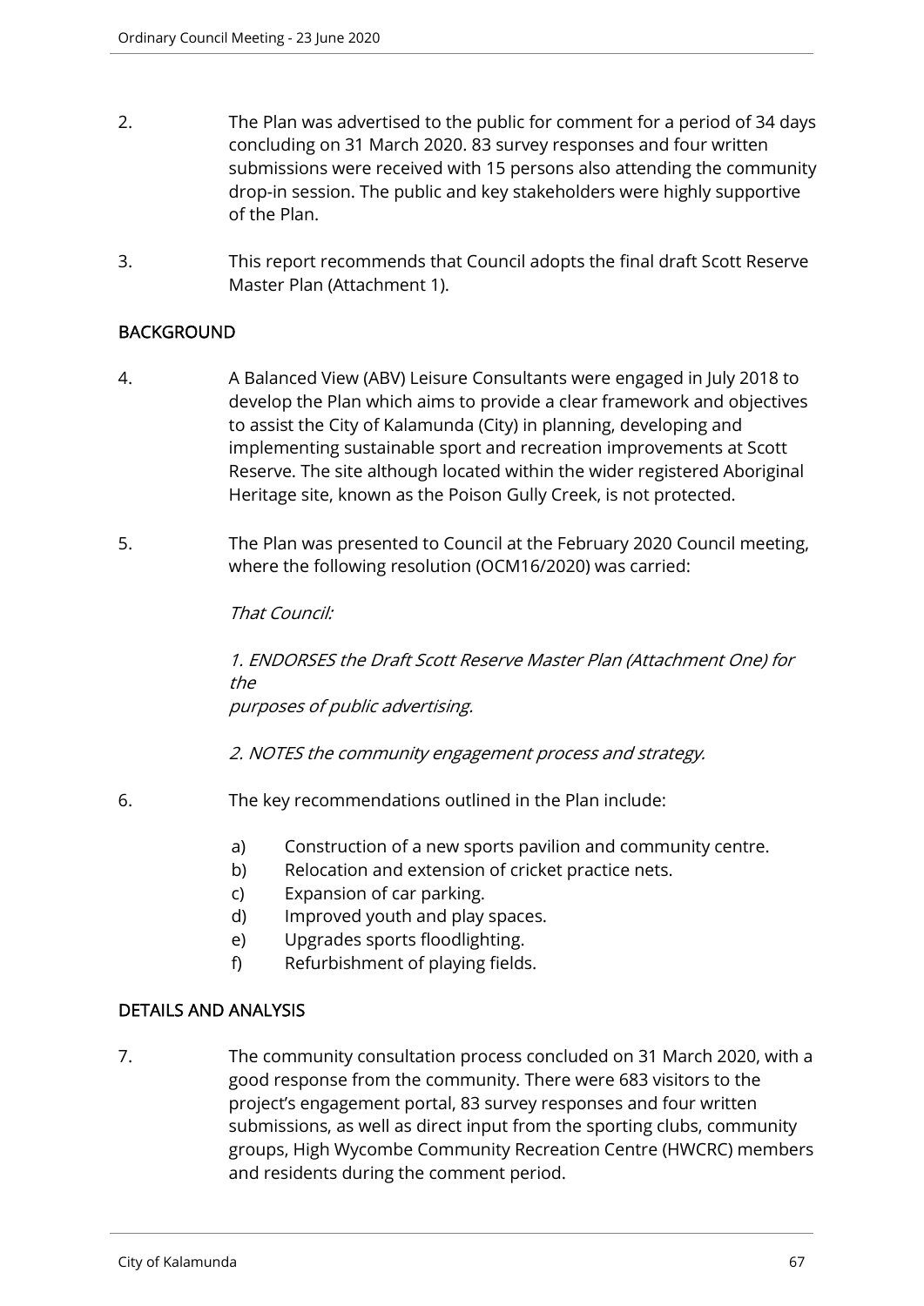2. The Plan was advertised to the public for comment for a period of 34 days concluding on 31 March 2020. 83 survey responses and four written submissions were received with 15 persons also attending the community drop-in session. The public and key stakeholders were highly supportive of the Plan.

3. This report recommends that Council adopts the final draft Scott Reserve Master Plan (Attachment 1).

## BACKGROUND

4. A Balanced View (ABV) Leisure Consultants were engaged in July 2018 to develop the Plan which aims to provide a clear framework and objectives to assist the City of Kalamunda (City) in planning, developing and implementing sustainable sport and recreation improvements at Scott Reserve. The site although located within the wider registered Aboriginal Heritage site, known as the Poison Gully Creek, is not protected.

5. The Plan was presented to Council at the February 2020 Council meeting, where the following resolution (OCM16/2020) was carried:

   *That Council:*

   *1. ENDORSES the Draft Scott Reserve Master Plan (Attachment One) for the purposes of public advertising.*

   *2. NOTES the community engagement process and strategy.*

6. The key recommendations outlined in the Plan include:

   a) Construction of a new sports pavilion and community centre.
   b) Relocation and extension of cricket practice nets.
   c) Expansion of car parking.
   d) Improved youth and play spaces.
   e) Upgrades sports floodlighting.
   f) Refurbishment of playing fields.

## DETAILS AND ANALYSIS

7. The community consultation process concluded on 31 March 2020, with a good response from the community. There were 683 visitors to the project's engagement portal, 83 survey responses and four written submissions, as well as direct input from the sporting clubs, community groups, High Wycombe Community Recreation Centre (HWCRC) members and residents during the comment period.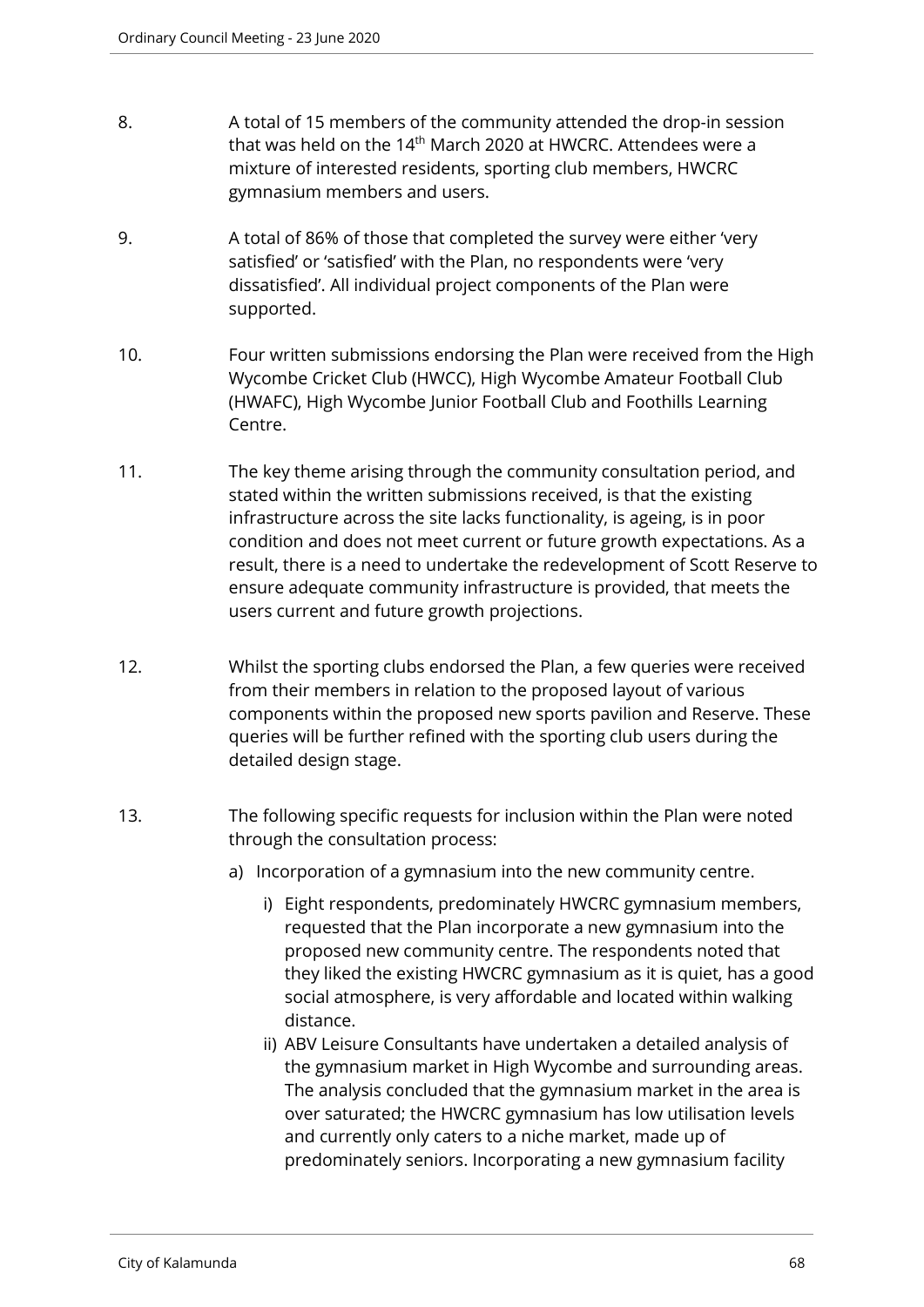8. A total of 15 members of the community attended the drop-in session that was held on the 14th March 2020 at HWCRC. Attendees were a mixture of interested residents, sporting club members, HWCRC gymnasium members and users.

9. A total of 86% of those that completed the survey were either 'very satisfied' or 'satisfied' with the Plan, no respondents were 'very dissatisfied'. All individual project components of the Plan were supported.

10. Four written submissions endorsing the Plan were received from the High Wycombe Cricket Club (HWCC), High Wycombe Amateur Football Club (HWAFC), High Wycombe Junior Football Club and Foothills Learning Centre.

11. The key theme arising through the community consultation period, and stated within the written submissions received, is that the existing infrastructure across the site lacks functionality, is ageing, is in poor condition and does not meet current or future growth expectations. As a result, there is a need to undertake the redevelopment of Scott Reserve to ensure adequate community infrastructure is provided, that meets the users current and future growth projections.

12. Whilst the sporting clubs endorsed the Plan, a few queries were received from their members in relation to the proposed layout of various components within the proposed new sports pavilion and Reserve. These queries will be further refined with the sporting club users during the detailed design stage.

13. The following specific requests for inclusion within the Plan were noted through the consultation process:

    a) Incorporation of a gymnasium into the new community centre.

        i) Eight respondents, predominately HWCRC gymnasium members, requested that the Plan incorporate a new gymnasium into the proposed new community centre. The respondents noted that they liked the existing HWCRC gymnasium as it is quiet, has a good social atmosphere, is very affordable and located within walking distance.

        ii) ABV Leisure Consultants have undertaken a detailed analysis of the gymnasium market in High Wycombe and surrounding areas. The analysis concluded that the gymnasium market in the area is over saturated; the HWCRC gymnasium has low utilisation levels and currently only caters to a niche market, made up of predominately seniors. Incorporating a new gymnasium facility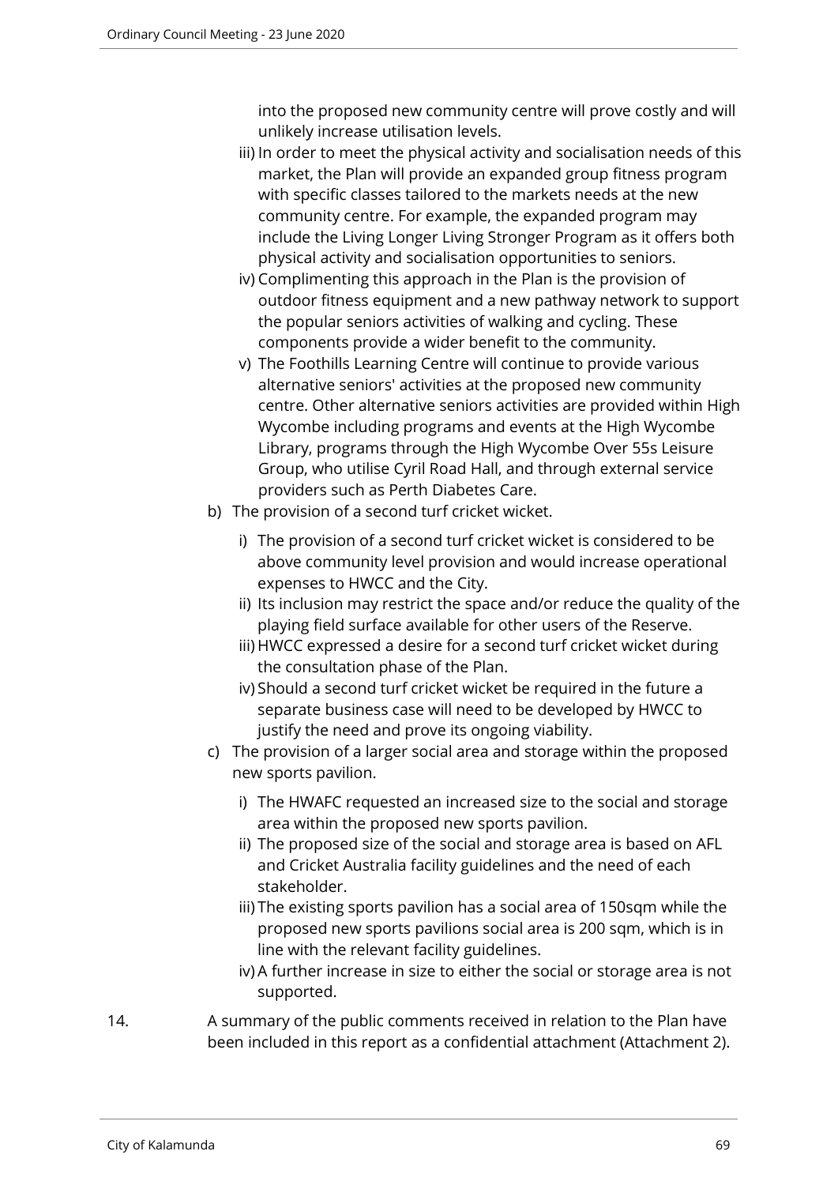into the proposed new community centre will prove costly and will unlikely increase utilisation levels.

   iii) In order to meet the physical activity and socialisation needs of this market, the Plan will provide an expanded group fitness program with specific classes tailored to the markets needs at the new community centre. For example, the expanded program may include the Living Longer Living Stronger Program as it offers both physical activity and socialisation opportunities to seniors.
   iv) Complimenting this approach in the Plan is the provision of outdoor fitness equipment and a new pathway network to support the popular seniors activities of walking and cycling. These components provide a wider benefit to the community.
   v) The Foothills Learning Centre will continue to provide various alternative seniors' activities at the proposed new community centre. Other alternative seniors activities are provided within High Wycombe including programs and events at the High Wycombe Library, programs through the High Wycombe Over 55s Leisure Group, who utilise Cyril Road Hall, and through external service providers such as Perth Diabetes Care.

b) The provision of a second turf cricket wicket.
   i) The provision of a second turf cricket wicket is considered to be above community level provision and would increase operational expenses to HWCC and the City.
   ii) Its inclusion may restrict the space and/or reduce the quality of the playing field surface available for other users of the Reserve.
   iii) HWCC expressed a desire for a second turf cricket wicket during the consultation phase of the Plan.
   iv) Should a second turf cricket wicket be required in the future a separate business case will need to be developed by HWCC to justify the need and prove its ongoing viability.

c) The provision of a larger social area and storage within the proposed new sports pavilion.
   i) The HWAFC requested an increased size to the social and storage area within the proposed new sports pavilion.
   ii) The proposed size of the social and storage area is based on AFL and Cricket Australia facility guidelines and the need of each stakeholder.
   iii) The existing sports pavilion has a social area of 150sqm while the proposed new sports pavilions social area is 200 sqm, which is in line with the relevant facility guidelines.
   iv) A further increase in size to either the social or storage area is not supported.

14. A summary of the public comments received in relation to the Plan have been included in this report as a confidential attachment (Attachment 2).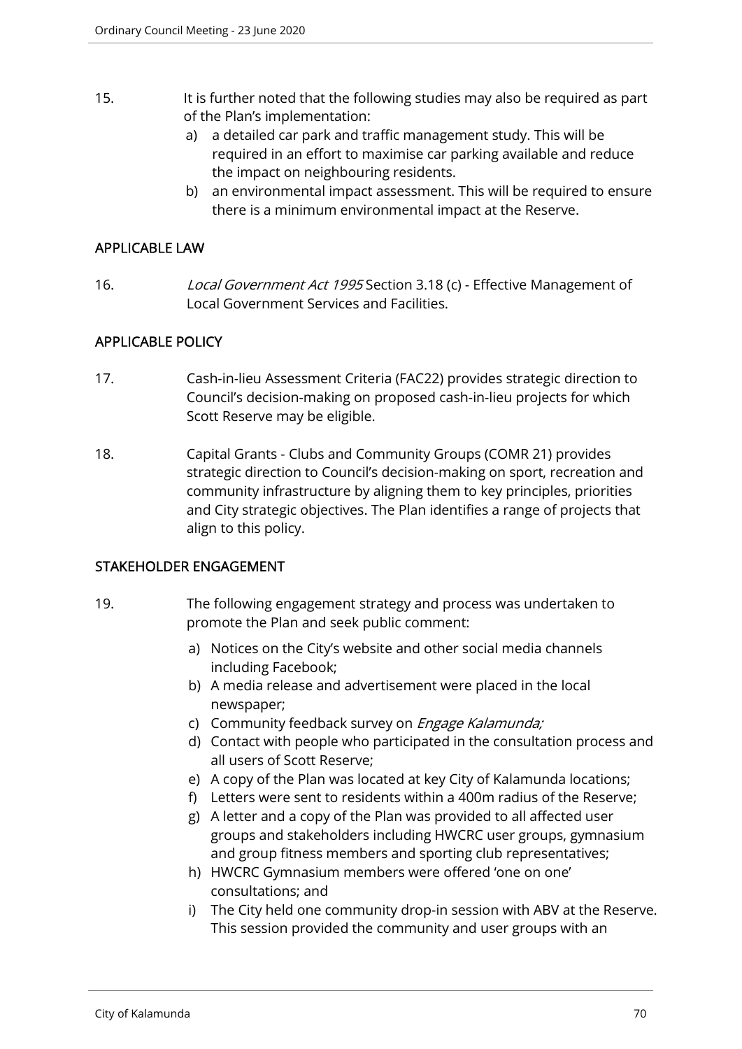15. It is further noted that the following studies may also be required as part of the Plan's implementation:

    a) a detailed car park and traffic management study. This will be required in an effort to maximise car parking available and reduce the impact on neighbouring residents.
    b) an environmental impact assessment. This will be required to ensure there is a minimum environmental impact at the Reserve.

## APPLICABLE LAW

16. *Local Government Act 1995* Section 3.18 (c) - Effective Management of Local Government Services and Facilities.

## APPLICABLE POLICY

17. Cash-in-lieu Assessment Criteria (FAC22) provides strategic direction to Council's decision-making on proposed cash-in-lieu projects for which Scott Reserve may be eligible.

18. Capital Grants - Clubs and Community Groups (COMR 21) provides strategic direction to Council's decision-making on sport, recreation and community infrastructure by aligning them to key principles, priorities and City strategic objectives. The Plan identifies a range of projects that align to this policy.

## STAKEHOLDER ENGAGEMENT

19. The following engagement strategy and process was undertaken to promote the Plan and seek public comment:

    a) Notices on the City's website and other social media channels including Facebook;
    b) A media release and advertisement were placed in the local newspaper;
    c) Community feedback survey on *Engage Kalamunda;*
    d) Contact with people who participated in the consultation process and all users of Scott Reserve;
    e) A copy of the Plan was located at key City of Kalamunda locations;
    f) Letters were sent to residents within a 400m radius of the Reserve;
    g) A letter and a copy of the Plan was provided to all affected user groups and stakeholders including HWCRC user groups, gymnasium and group fitness members and sporting club representatives;
    h) HWCRC Gymnasium members were offered 'one on one' consultations; and
    i) The City held one community drop-in session with ABV at the Reserve. This session provided the community and user groups with an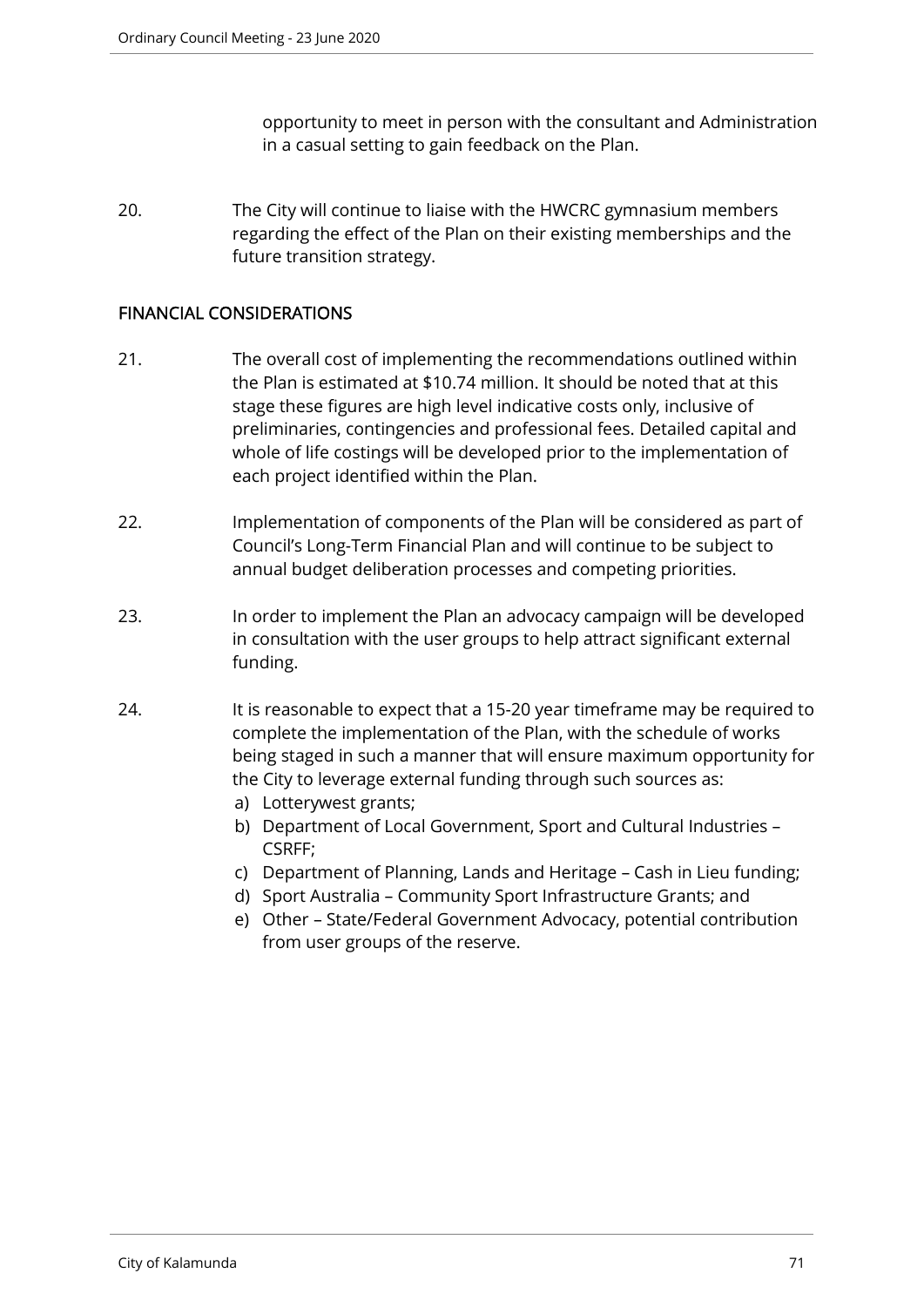opportunity to meet in person with the consultant and Administration in a casual setting to gain feedback on the Plan.

20. The City will continue to liaise with the HWCRC gymnasium members regarding the effect of the Plan on their existing memberships and the future transition strategy.

## FINANCIAL CONSIDERATIONS

21. The overall cost of implementing the recommendations outlined within the Plan is estimated at $10.74 million. It should be noted that at this stage these figures are high level indicative costs only, inclusive of preliminaries, contingencies and professional fees. Detailed capital and whole of life costings will be developed prior to the implementation of each project identified within the Plan.

22. Implementation of components of the Plan will be considered as part of Council's Long-Term Financial Plan and will continue to be subject to annual budget deliberation processes and competing priorities.

23. In order to implement the Plan an advocacy campaign will be developed in consultation with the user groups to help attract significant external funding.

24. It is reasonable to expect that a 15-20 year timeframe may be required to complete the implementation of the Plan, with the schedule of works being staged in such a manner that will ensure maximum opportunity for the City to leverage external funding through such sources as:
    a) Lotterywest grants;
    b) Department of Local Government, Sport and Cultural Industries – CSRFF;
    c) Department of Planning, Lands and Heritage – Cash in Lieu funding;
    d) Sport Australia – Community Sport Infrastructure Grants; and
    e) Other – State/Federal Government Advocacy, potential contribution from user groups of the reserve.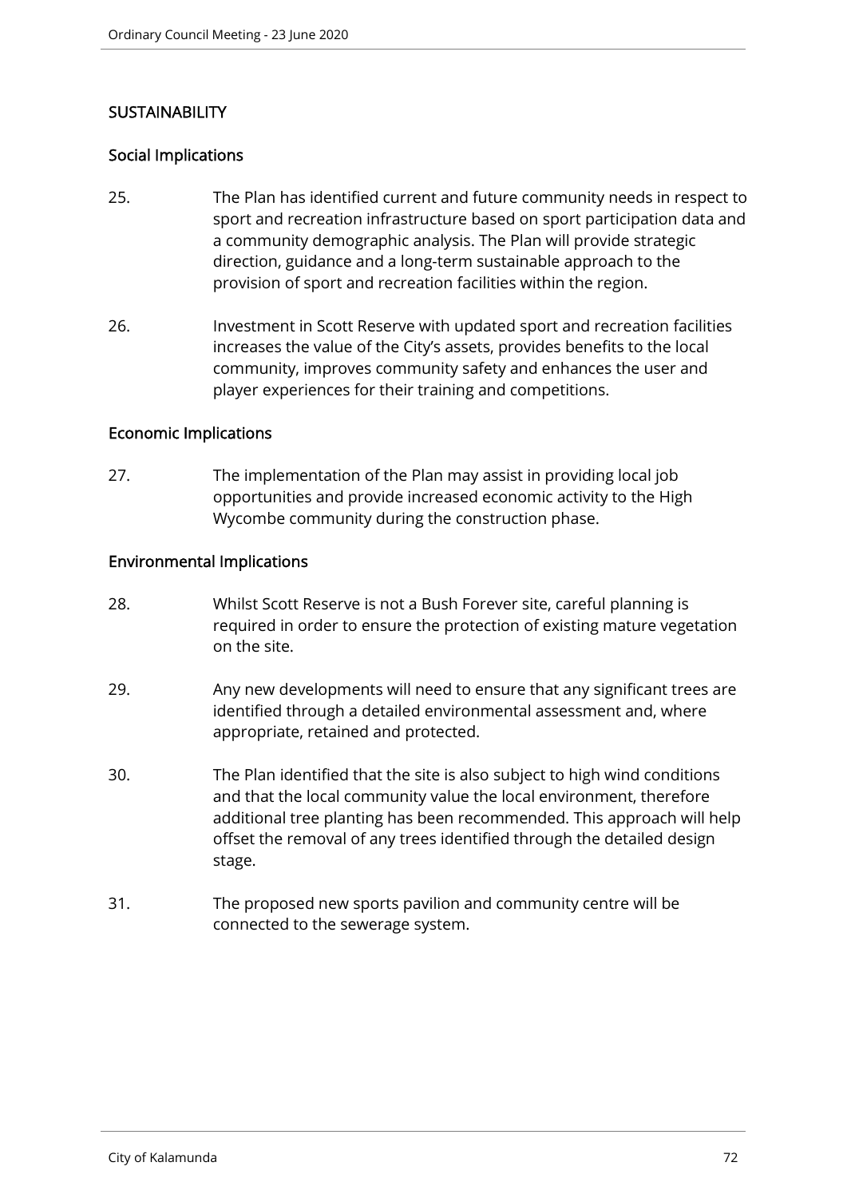## SUSTAINABILITY

### Social Implications

25. The Plan has identified current and future community needs in respect to sport and recreation infrastructure based on sport participation data and a community demographic analysis. The Plan will provide strategic direction, guidance and a long-term sustainable approach to the provision of sport and recreation facilities within the region.

26. Investment in Scott Reserve with updated sport and recreation facilities increases the value of the City's assets, provides benefits to the local community, improves community safety and enhances the user and player experiences for their training and competitions.

### Economic Implications

27. The implementation of the Plan may assist in providing local job opportunities and provide increased economic activity to the High Wycombe community during the construction phase.

### Environmental Implications

28. Whilst Scott Reserve is not a Bush Forever site, careful planning is required in order to ensure the protection of existing mature vegetation on the site.

29. Any new developments will need to ensure that any significant trees are identified through a detailed environmental assessment and, where appropriate, retained and protected.

30. The Plan identified that the site is also subject to high wind conditions and that the local community value the local environment, therefore additional tree planting has been recommended. This approach will help offset the removal of any trees identified through the detailed design stage.

31. The proposed new sports pavilion and community centre will be connected to the sewerage system.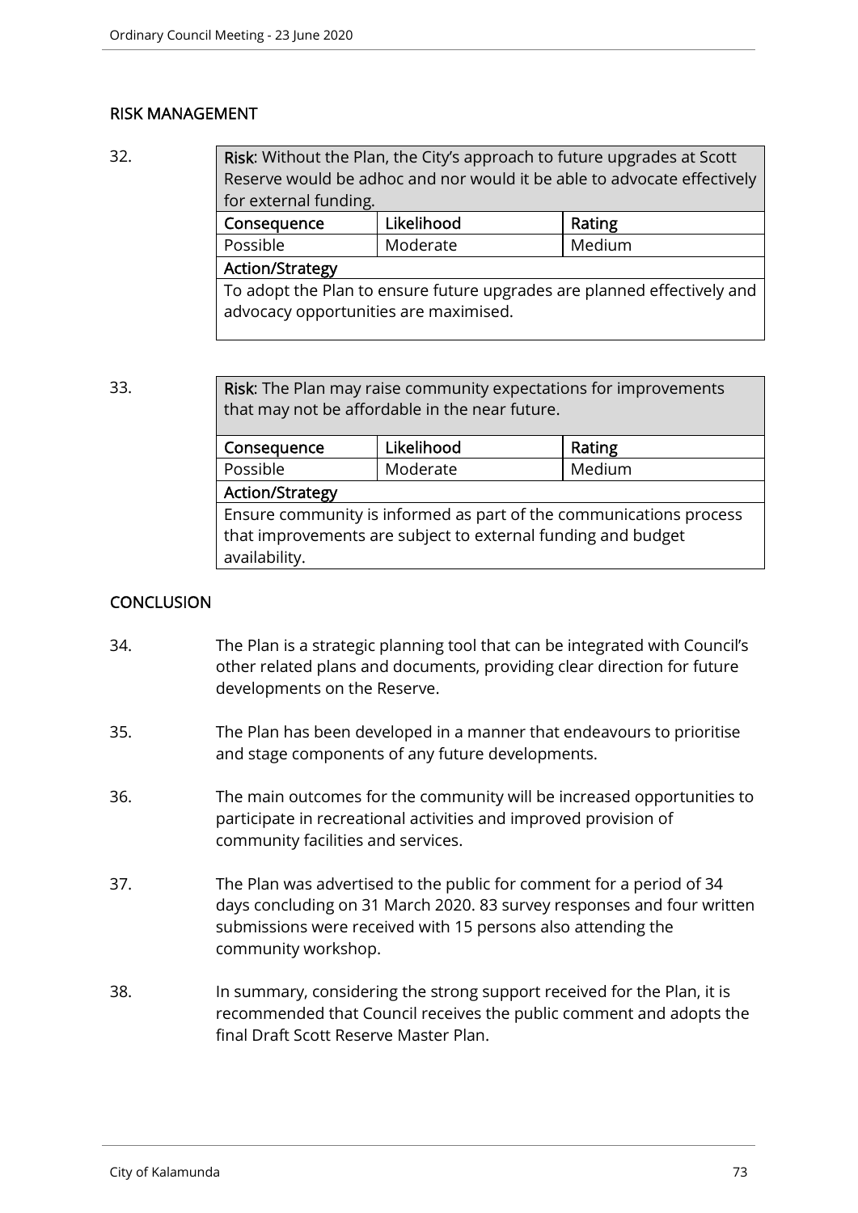## RISK MANAGEMENT

32.

| **Risk**: Without the Plan, the City's approach to future upgrades at Scott Reserve would be adhoc and nor would it be able to advocate effectively for external funding. | | |
|---|---|---|
| **Consequence** | **Likelihood** | **Rating** |
| Possible | Moderate | Medium |
| **Action/Strategy** | | |
| To adopt the Plan to ensure future upgrades are planned effectively and advocacy opportunities are maximised. | | |

33.

| **Risk**: The Plan may raise community expectations for improvements that may not be affordable in the near future. | | |
|---|---|---|
| **Consequence** | **Likelihood** | **Rating** |
| Possible | Moderate | Medium |
| **Action/Strategy** | | |
| Ensure community is informed as part of the communications process that improvements are subject to external funding and budget availability. | | |

## CONCLUSION

34. The Plan is a strategic planning tool that can be integrated with Council's other related plans and documents, providing clear direction for future developments on the Reserve.

35. The Plan has been developed in a manner that endeavours to prioritise and stage components of any future developments.

36. The main outcomes for the community will be increased opportunities to participate in recreational activities and improved provision of community facilities and services.

37. The Plan was advertised to the public for comment for a period of 34 days concluding on 31 March 2020. 83 survey responses and four written submissions were received with 15 persons also attending the community workshop.

38. In summary, considering the strong support received for the Plan, it is recommended that Council receives the public comment and adopts the final Draft Scott Reserve Master Plan.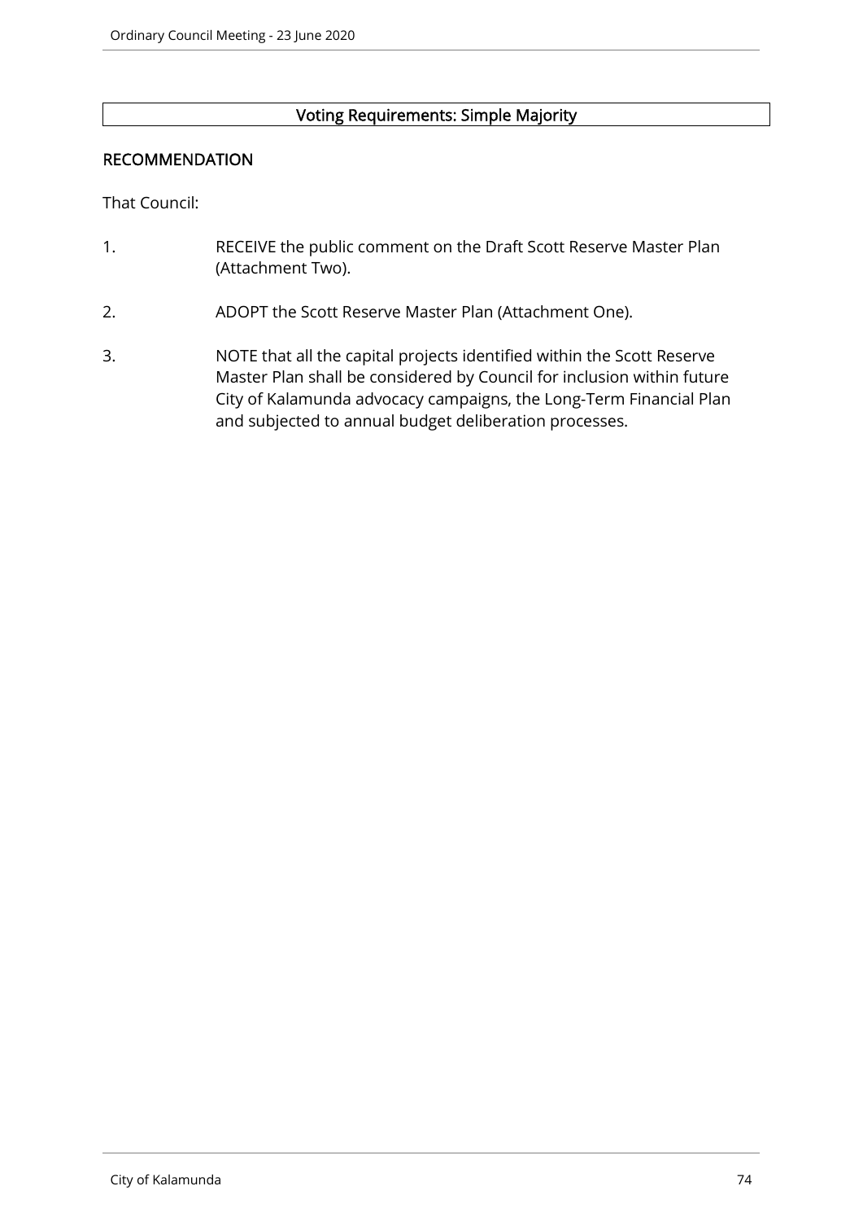**Voting Requirements: Simple Majority**

## RECOMMENDATION

That Council:

1. RECEIVE the public comment on the Draft Scott Reserve Master Plan (Attachment Two).

2. ADOPT the Scott Reserve Master Plan (Attachment One).

3. NOTE that all the capital projects identified within the Scott Reserve Master Plan shall be considered by Council for inclusion within future City of Kalamunda advocacy campaigns, the Long-Term Financial Plan and subjected to annual budget deliberation processes.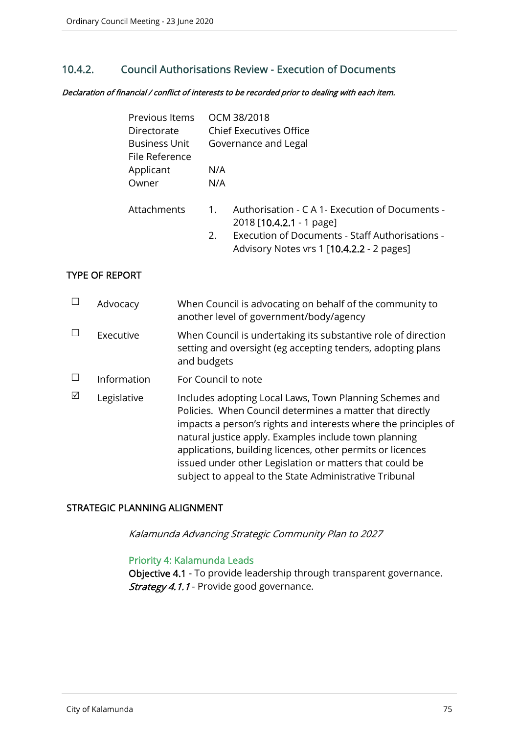## 10.4.2. Council Authorisations Review - Execution of Documents

***Declaration of financial / conflict of interests to be recorded prior to dealing with each item.***

| | |
|---|---|
| Previous Items | OCM 38/2018 |
| Directorate | Chief Executives Office |
| Business Unit | Governance and Legal |
| File Reference | |
| Applicant | N/A |
| Owner | N/A |

Attachments

1. Authorisation - C A 1- Execution of Documents - 2018 [**10.4.2.1** - 1 page]
2. Execution of Documents - Staff Authorisations - Advisory Notes vrs 1 [**10.4.2.2** - 2 pages]

### TYPE OF REPORT

| | | |
|---|---|---|
| ☐ | Advocacy | When Council is advocating on behalf of the community to another level of government/body/agency |
| ☐ | Executive | When Council is undertaking its substantive role of direction setting and oversight (eg accepting tenders, adopting plans and budgets |
| ☐ | Information | For Council to note |
| ☑ | Legislative | Includes adopting Local Laws, Town Planning Schemes and Policies. When Council determines a matter that directly impacts a person's rights and interests where the principles of natural justice apply. Examples include town planning applications, building licences, other permits or licences issued under other Legislation or matters that could be subject to appeal to the State Administrative Tribunal |

### STRATEGIC PLANNING ALIGNMENT

*Kalamunda Advancing Strategic Community Plan to 2027*

Priority 4: Kalamunda Leads

**Objective 4.1** - To provide leadership through transparent governance.

***Strategy 4.1.1*** - Provide good governance.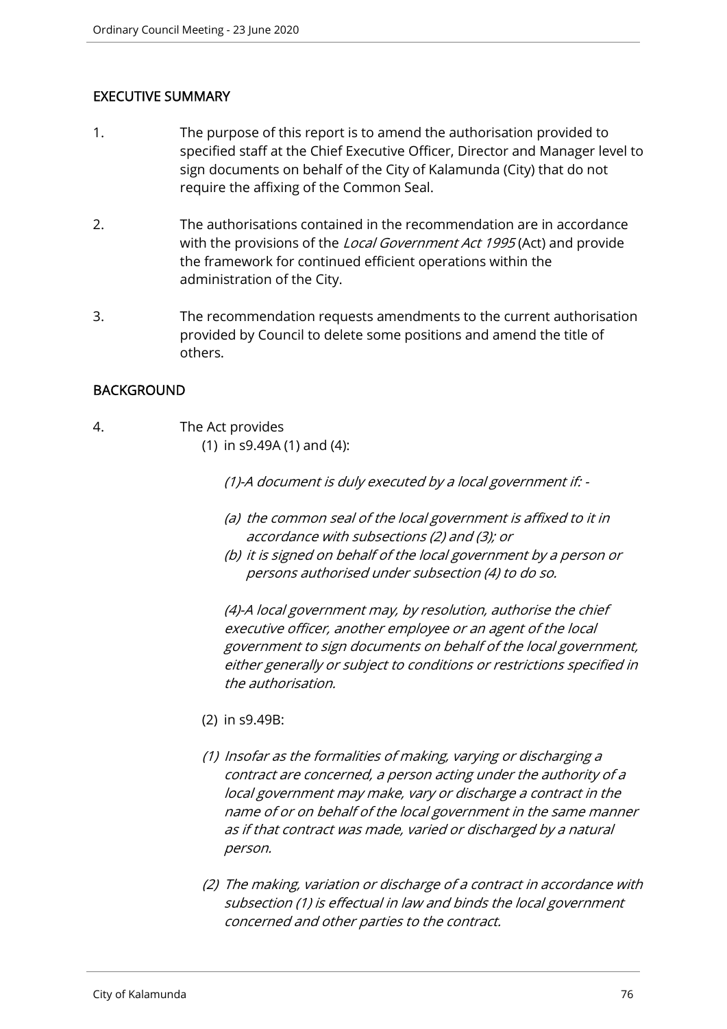## EXECUTIVE SUMMARY

1. The purpose of this report is to amend the authorisation provided to specified staff at the Chief Executive Officer, Director and Manager level to sign documents on behalf of the City of Kalamunda (City) that do not require the affixing of the Common Seal.

2. The authorisations contained in the recommendation are in accordance with the provisions of the *Local Government Act 1995* (Act) and provide the framework for continued efficient operations within the administration of the City.

3. The recommendation requests amendments to the current authorisation provided by Council to delete some positions and amend the title of others.

## BACKGROUND

4. The Act provides

   (1) in s9.49A (1) and (4):

   *(1)-A document is duly executed by a local government if: -*

   *(a) the common seal of the local government is affixed to it in accordance with subsections (2) and (3); or*

   *(b) it is signed on behalf of the local government by a person or persons authorised under subsection (4) to do so.*

   *(4)-A local government may, by resolution, authorise the chief executive officer, another employee or an agent of the local government to sign documents on behalf of the local government, either generally or subject to conditions or restrictions specified in the authorisation.*

   (2) in s9.49B:

   *(1) Insofar as the formalities of making, varying or discharging a contract are concerned, a person acting under the authority of a local government may make, vary or discharge a contract in the name of or on behalf of the local government in the same manner as if that contract was made, varied or discharged by a natural person.*

   *(2) The making, variation or discharge of a contract in accordance with subsection (1) is effectual in law and binds the local government concerned and other parties to the contract.*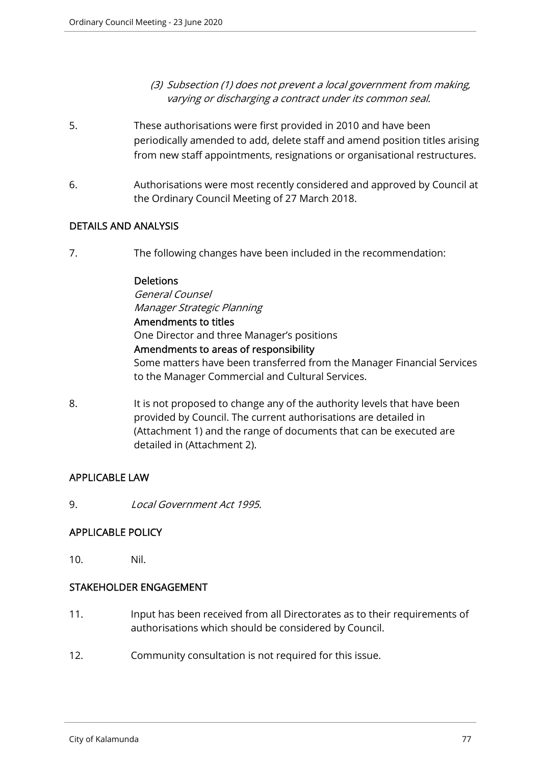*(3) Subsection (1) does not prevent a local government from making, varying or discharging a contract under its common seal.*

5. These authorisations were first provided in 2010 and have been periodically amended to add, delete staff and amend position titles arising from new staff appointments, resignations or organisational restructures.

6. Authorisations were most recently considered and approved by Council at the Ordinary Council Meeting of 27 March 2018.

## DETAILS AND ANALYSIS

7. The following changes have been included in the recommendation:

   **Deletions**
   *General Counsel*
   *Manager Strategic Planning*
   **Amendments to titles**
   One Director and three Manager's positions
   **Amendments to areas of responsibility**
   Some matters have been transferred from the Manager Financial Services to the Manager Commercial and Cultural Services.

8. It is not proposed to change any of the authority levels that have been provided by Council. The current authorisations are detailed in (Attachment 1) and the range of documents that can be executed are detailed in (Attachment 2).

## APPLICABLE LAW

9. *Local Government Act 1995.*

## APPLICABLE POLICY

10. Nil.

## STAKEHOLDER ENGAGEMENT

11. Input has been received from all Directorates as to their requirements of authorisations which should be considered by Council.

12. Community consultation is not required for this issue.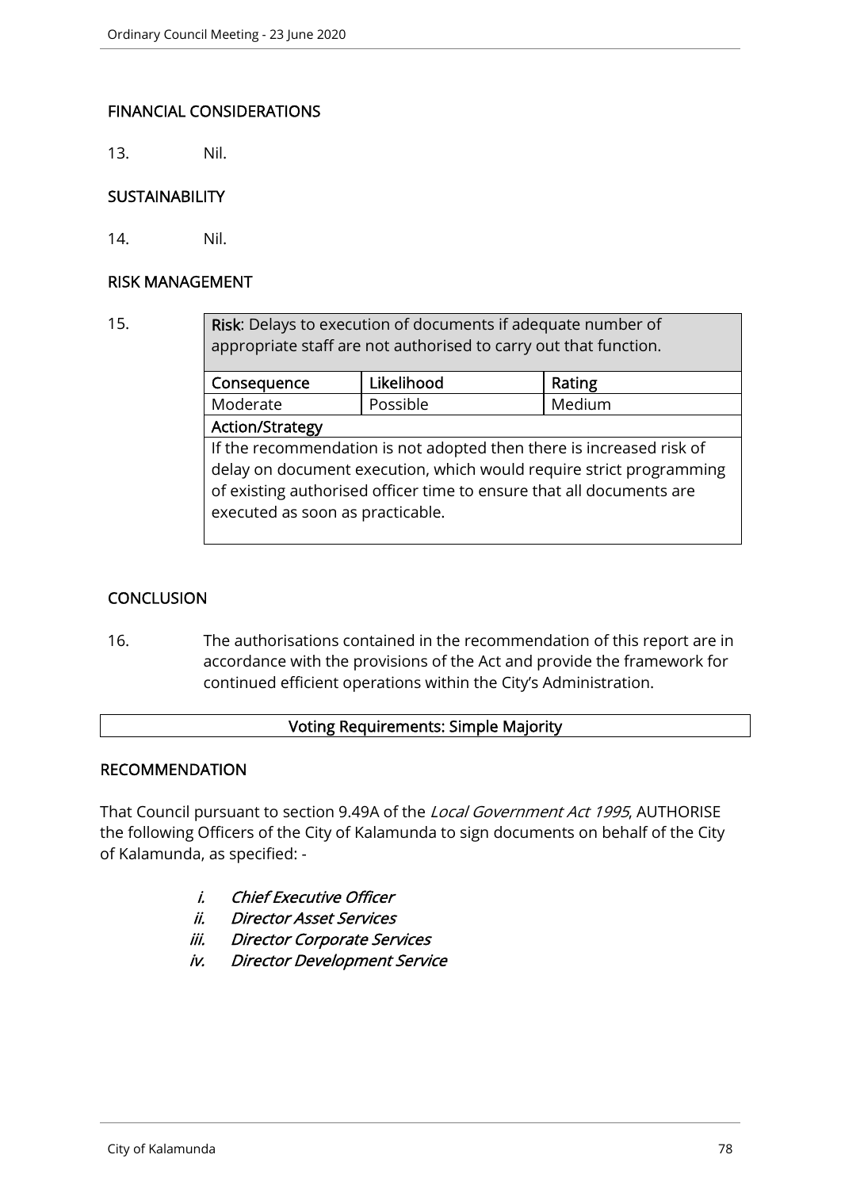## FINANCIAL CONSIDERATIONS

13. Nil.

## SUSTAINABILITY

14. Nil.

## RISK MANAGEMENT

15.

| **Risk**: Delays to execution of documents if adequate number of appropriate staff are not authorised to carry out that function. | | |
|---|---|---|
| **Consequence** | **Likelihood** | **Rating** |
| Moderate | Possible | Medium |
| **Action/Strategy** | | |
| If the recommendation is not adopted then there is increased risk of delay on document execution, which would require strict programming of existing authorised officer time to ensure that all documents are executed as soon as practicable. | | |

## CONCLUSION

16. The authorisations contained in the recommendation of this report are in accordance with the provisions of the Act and provide the framework for continued efficient operations within the City's Administration.

**Voting Requirements: Simple Majority**

## RECOMMENDATION

That Council pursuant to section 9.49A of the *Local Government Act 1995*, AUTHORISE the following Officers of the City of Kalamunda to sign documents on behalf of the City of Kalamunda, as specified: -

*i. Chief Executive Officer*
*ii. Director Asset Services*
*iii. Director Corporate Services*
*iv. Director Development Service*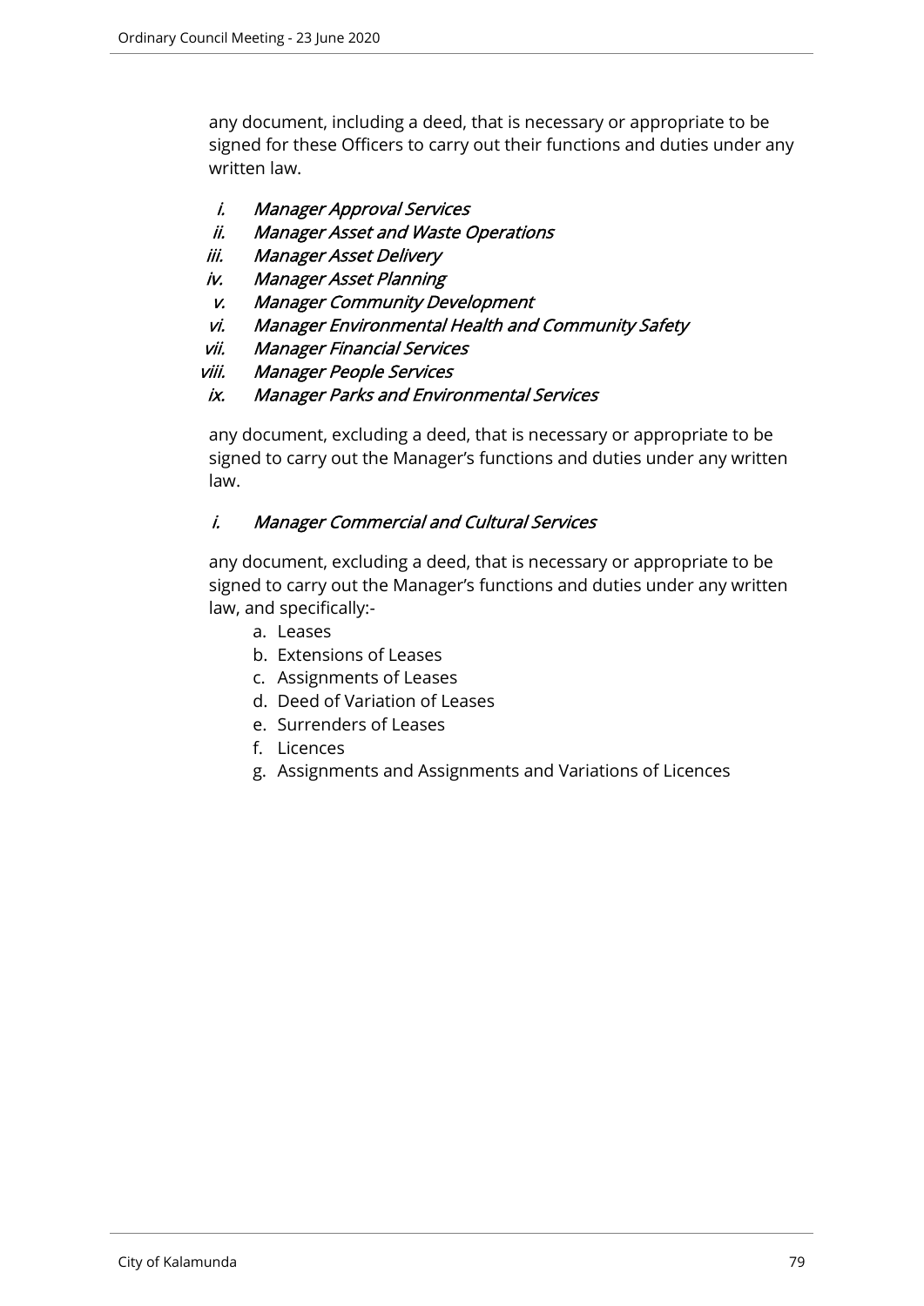any document, including a deed, that is necessary or appropriate to be signed for these Officers to carry out their functions and duties under any written law.

i. *Manager Approval Services*
ii. *Manager Asset and Waste Operations*
iii. *Manager Asset Delivery*
iv. *Manager Asset Planning*
v. *Manager Community Development*
vi. *Manager Environmental Health and Community Safety*
vii. *Manager Financial Services*
viii. *Manager People Services*
ix. *Manager Parks and Environmental Services*

any document, excluding a deed, that is necessary or appropriate to be signed to carry out the Manager's functions and duties under any written law.

i. *Manager Commercial and Cultural Services*

any document, excluding a deed, that is necessary or appropriate to be signed to carry out the Manager's functions and duties under any written law, and specifically:-

a. Leases
b. Extensions of Leases
c. Assignments of Leases
d. Deed of Variation of Leases
e. Surrenders of Leases
f. Licences
g. Assignments and Assignments and Variations of Licences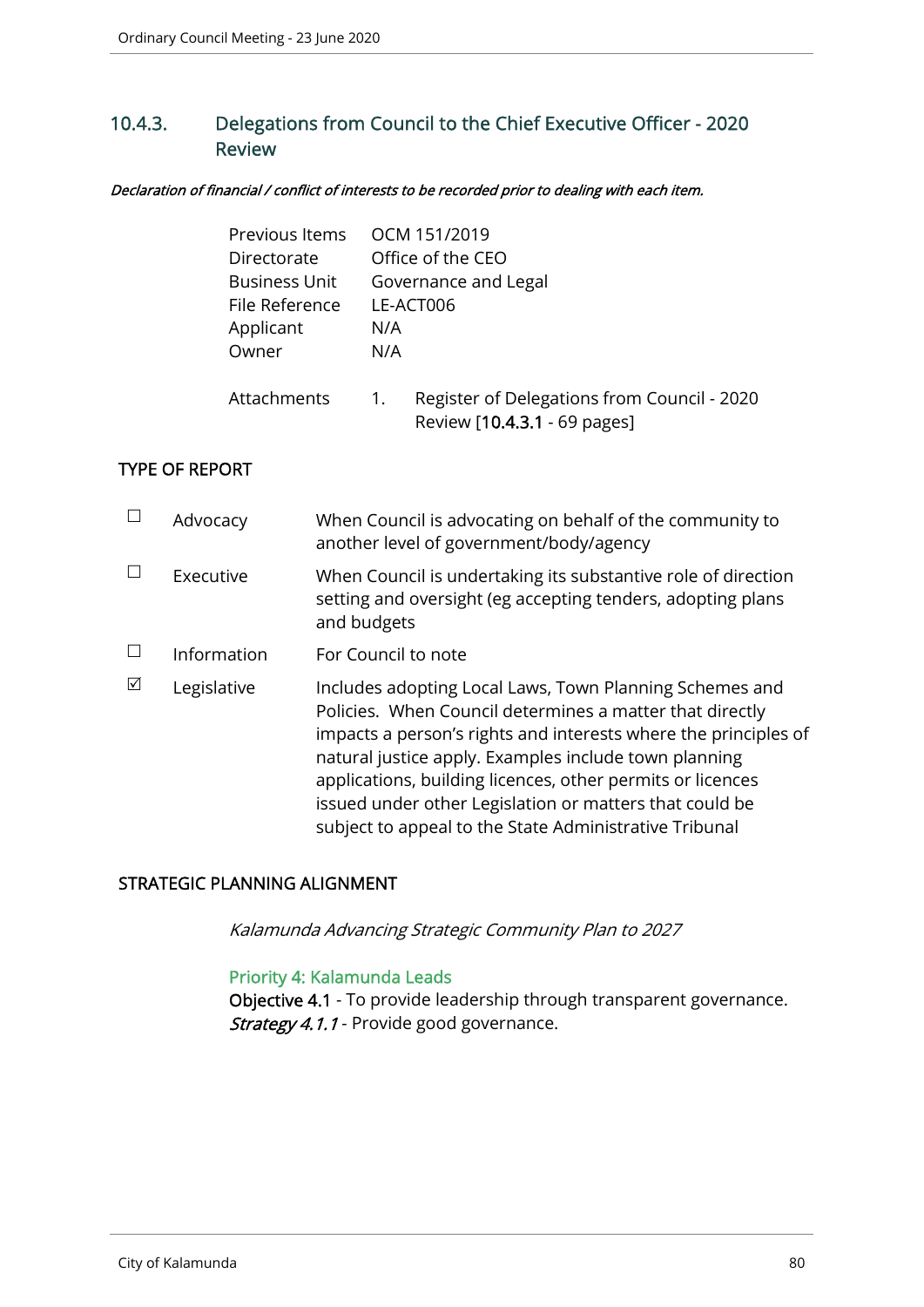## 10.4.3. Delegations from Council to the Chief Executive Officer - 2020 Review

***Declaration of financial / conflict of interests to be recorded prior to dealing with each item.***

| | |
|---|---|
| Previous Items | OCM 151/2019 |
| Directorate | Office of the CEO |
| Business Unit | Governance and Legal |
| File Reference | LE-ACT006 |
| Applicant | N/A |
| Owner | N/A |
| Attachments | 1. Register of Delegations from Council - 2020 Review [**10.4.3.1** - 69 pages] |

### TYPE OF REPORT

| | | |
|---|---|---|
| ☐ | Advocacy | When Council is advocating on behalf of the community to another level of government/body/agency |
| ☐ | Executive | When Council is undertaking its substantive role of direction setting and oversight (eg accepting tenders, adopting plans and budgets |
| ☐ | Information | For Council to note |
| ☑ | Legislative | Includes adopting Local Laws, Town Planning Schemes and Policies. When Council determines a matter that directly impacts a person's rights and interests where the principles of natural justice apply. Examples include town planning applications, building licences, other permits or licences issued under other Legislation or matters that could be subject to appeal to the State Administrative Tribunal |

### STRATEGIC PLANNING ALIGNMENT

*Kalamunda Advancing Strategic Community Plan to 2027*

Priority 4: Kalamunda Leads
**Objective 4.1** - To provide leadership through transparent governance.
***Strategy 4.1.1*** - Provide good governance.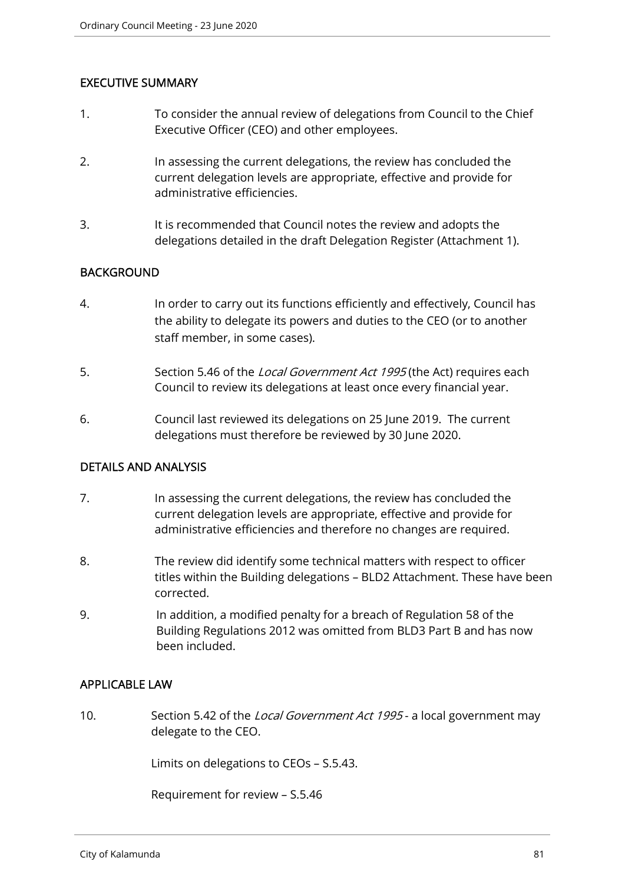## EXECUTIVE SUMMARY

1. To consider the annual review of delegations from Council to the Chief Executive Officer (CEO) and other employees.

2. In assessing the current delegations, the review has concluded the current delegation levels are appropriate, effective and provide for administrative efficiencies.

3. It is recommended that Council notes the review and adopts the delegations detailed in the draft Delegation Register (Attachment 1).

## BACKGROUND

4. In order to carry out its functions efficiently and effectively, Council has the ability to delegate its powers and duties to the CEO (or to another staff member, in some cases).

5. Section 5.46 of the *Local Government Act 1995* (the Act) requires each Council to review its delegations at least once every financial year.

6. Council last reviewed its delegations on 25 June 2019. The current delegations must therefore be reviewed by 30 June 2020.

## DETAILS AND ANALYSIS

7. In assessing the current delegations, the review has concluded the current delegation levels are appropriate, effective and provide for administrative efficiencies and therefore no changes are required.

8. The review did identify some technical matters with respect to officer titles within the Building delegations – BLD2 Attachment. These have been corrected.

9. In addition, a modified penalty for a breach of Regulation 58 of the Building Regulations 2012 was omitted from BLD3 Part B and has now been included.

## APPLICABLE LAW

10. Section 5.42 of the *Local Government Act 1995* - a local government may delegate to the CEO.

    Limits on delegations to CEOs – S.5.43.

    Requirement for review – S.5.46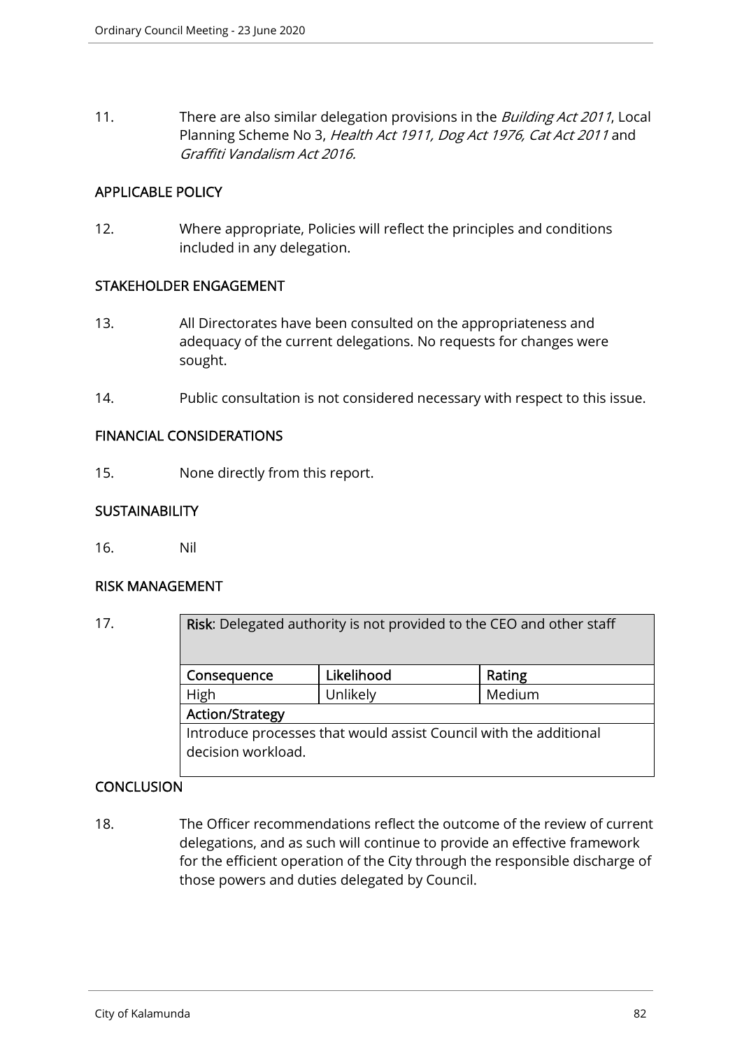11. There are also similar delegation provisions in the *Building Act 2011*, Local Planning Scheme No 3, *Health Act 1911, Dog Act 1976, Cat Act 2011* and *Graffiti Vandalism Act 2016.*

## APPLICABLE POLICY

12. Where appropriate, Policies will reflect the principles and conditions included in any delegation.

## STAKEHOLDER ENGAGEMENT

13. All Directorates have been consulted on the appropriateness and adequacy of the current delegations. No requests for changes were sought.

14. Public consultation is not considered necessary with respect to this issue.

## FINANCIAL CONSIDERATIONS

15. None directly from this report.

## SUSTAINABILITY

16. Nil

## RISK MANAGEMENT

17.

| **Risk**: Delegated authority is not provided to the CEO and other staff | | |
|---|---|---|
| **Consequence** | **Likelihood** | **Rating** |
| High | Unlikely | Medium |
| **Action/Strategy** | | |
| Introduce processes that would assist Council with the additional decision workload. | | |

## CONCLUSION

18. The Officer recommendations reflect the outcome of the review of current delegations, and as such will continue to provide an effective framework for the efficient operation of the City through the responsible discharge of those powers and duties delegated by Council.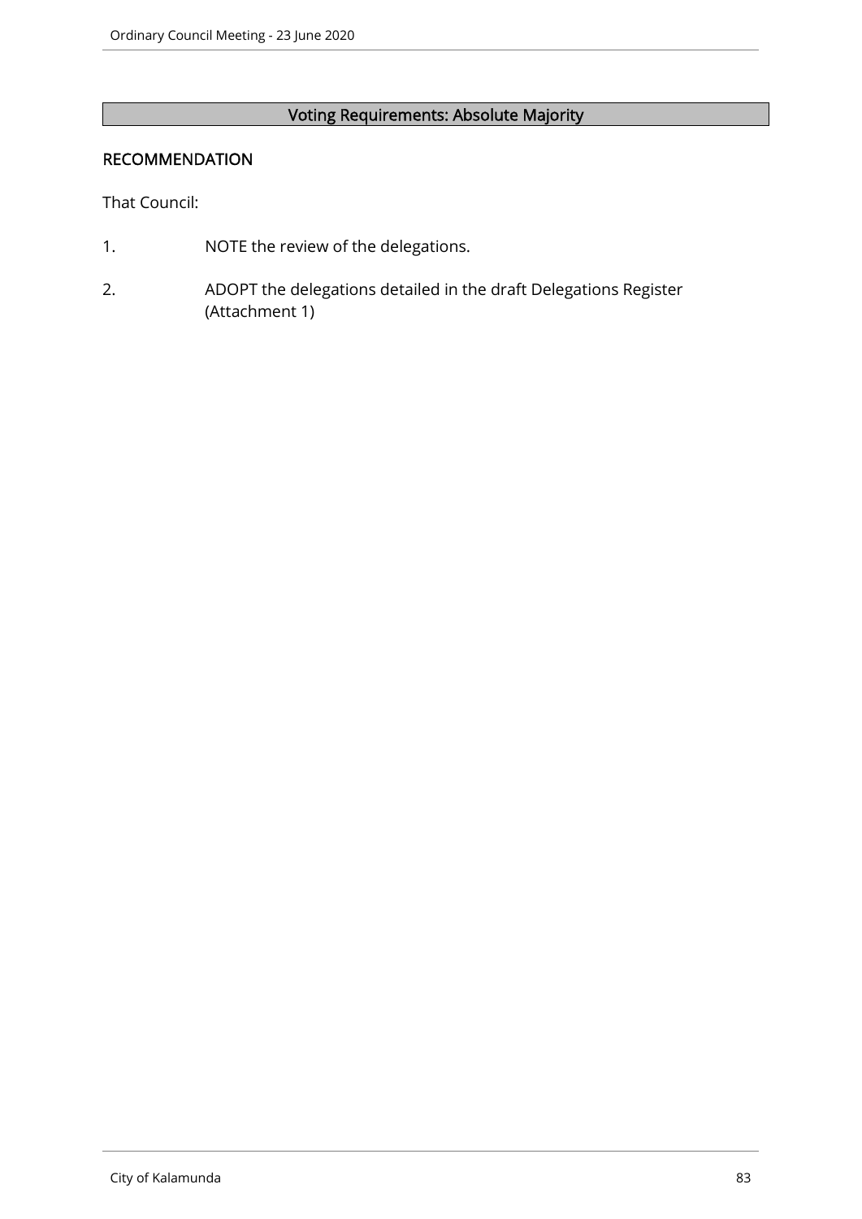**Voting Requirements: Absolute Majority**

## RECOMMENDATION

That Council:

1. NOTE the review of the delegations.
2. ADOPT the delegations detailed in the draft Delegations Register (Attachment 1)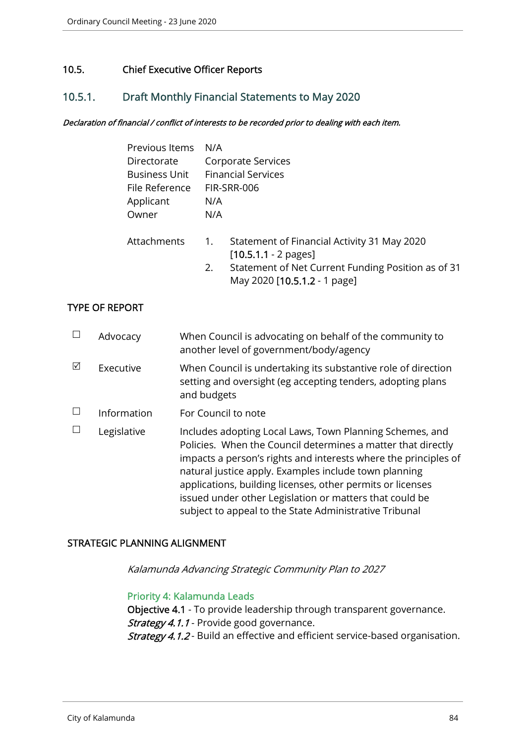## 10.5. Chief Executive Officer Reports

### 10.5.1. Draft Monthly Financial Statements to May 2020

***Declaration of financial / conflict of interests to be recorded prior to dealing with each item.***

| | |
|---|---|
| Previous Items | N/A |
| Directorate | Corporate Services |
| Business Unit | Financial Services |
| File Reference | FIR-SRR-006 |
| Applicant | N/A |
| Owner | N/A |

Attachments

1. Statement of Financial Activity 31 May 2020 [**10.5.1.1** - 2 pages]
2. Statement of Net Current Funding Position as of 31 May 2020 [**10.5.1.2** - 1 page]

**TYPE OF REPORT**

| | | |
|---|---|---|
| ☐ | Advocacy | When Council is advocating on behalf of the community to another level of government/body/agency |
| ☑ | Executive | When Council is undertaking its substantive role of direction setting and oversight (eg accepting tenders, adopting plans and budgets |
| ☐ | Information | For Council to note |
| ☐ | Legislative | Includes adopting Local Laws, Town Planning Schemes, and Policies. When the Council determines a matter that directly impacts a person's rights and interests where the principles of natural justice apply. Examples include town planning applications, building licenses, other permits or licenses issued under other Legislation or matters that could be subject to appeal to the State Administrative Tribunal |

**STRATEGIC PLANNING ALIGNMENT**

*Kalamunda Advancing Strategic Community Plan to 2027*

**Priority 4: Kalamunda Leads**
**Objective 4.1** - To provide leadership through transparent governance.
***Strategy 4.1.1*** - Provide good governance.
***Strategy 4.1.2*** - Build an effective and efficient service-based organisation.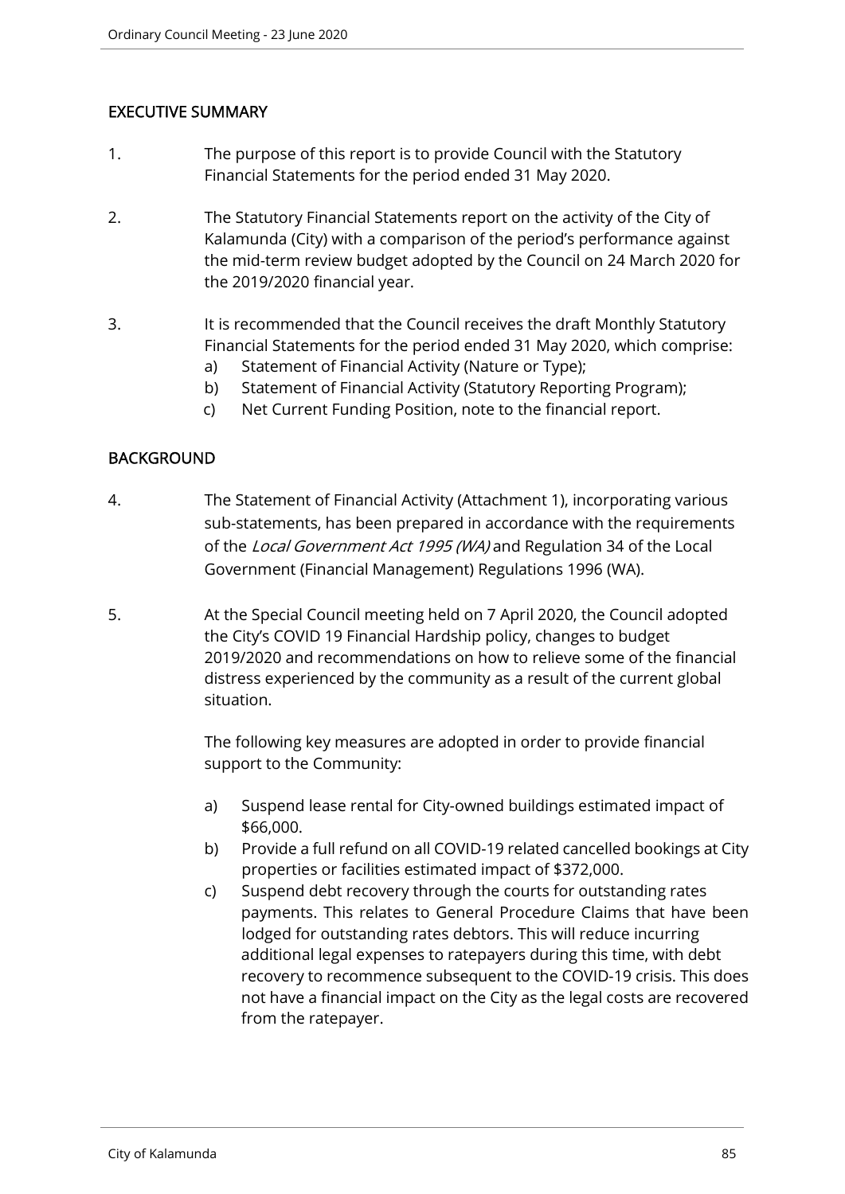## EXECUTIVE SUMMARY

1. The purpose of this report is to provide Council with the Statutory Financial Statements for the period ended 31 May 2020.

2. The Statutory Financial Statements report on the activity of the City of Kalamunda (City) with a comparison of the period's performance against the mid-term review budget adopted by the Council on 24 March 2020 for the 2019/2020 financial year.

3. It is recommended that the Council receives the draft Monthly Statutory Financial Statements for the period ended 31 May 2020, which comprise:
   a) Statement of Financial Activity (Nature or Type);
   b) Statement of Financial Activity (Statutory Reporting Program);
   c) Net Current Funding Position, note to the financial report.

## BACKGROUND

4. The Statement of Financial Activity (Attachment 1), incorporating various sub-statements, has been prepared in accordance with the requirements of the *Local Government Act 1995 (WA)* and Regulation 34 of the Local Government (Financial Management) Regulations 1996 (WA).

5. At the Special Council meeting held on 7 April 2020, the Council adopted the City's COVID 19 Financial Hardship policy, changes to budget 2019/2020 and recommendations on how to relieve some of the financial distress experienced by the community as a result of the current global situation.

   The following key measures are adopted in order to provide financial support to the Community:

   a) Suspend lease rental for City-owned buildings estimated impact of $66,000.
   b) Provide a full refund on all COVID-19 related cancelled bookings at City properties or facilities estimated impact of $372,000.
   c) Suspend debt recovery through the courts for outstanding rates payments. This relates to General Procedure Claims that have been lodged for outstanding rates debtors. This will reduce incurring additional legal expenses to ratepayers during this time, with debt recovery to recommence subsequent to the COVID-19 crisis. This does not have a financial impact on the City as the legal costs are recovered from the ratepayer.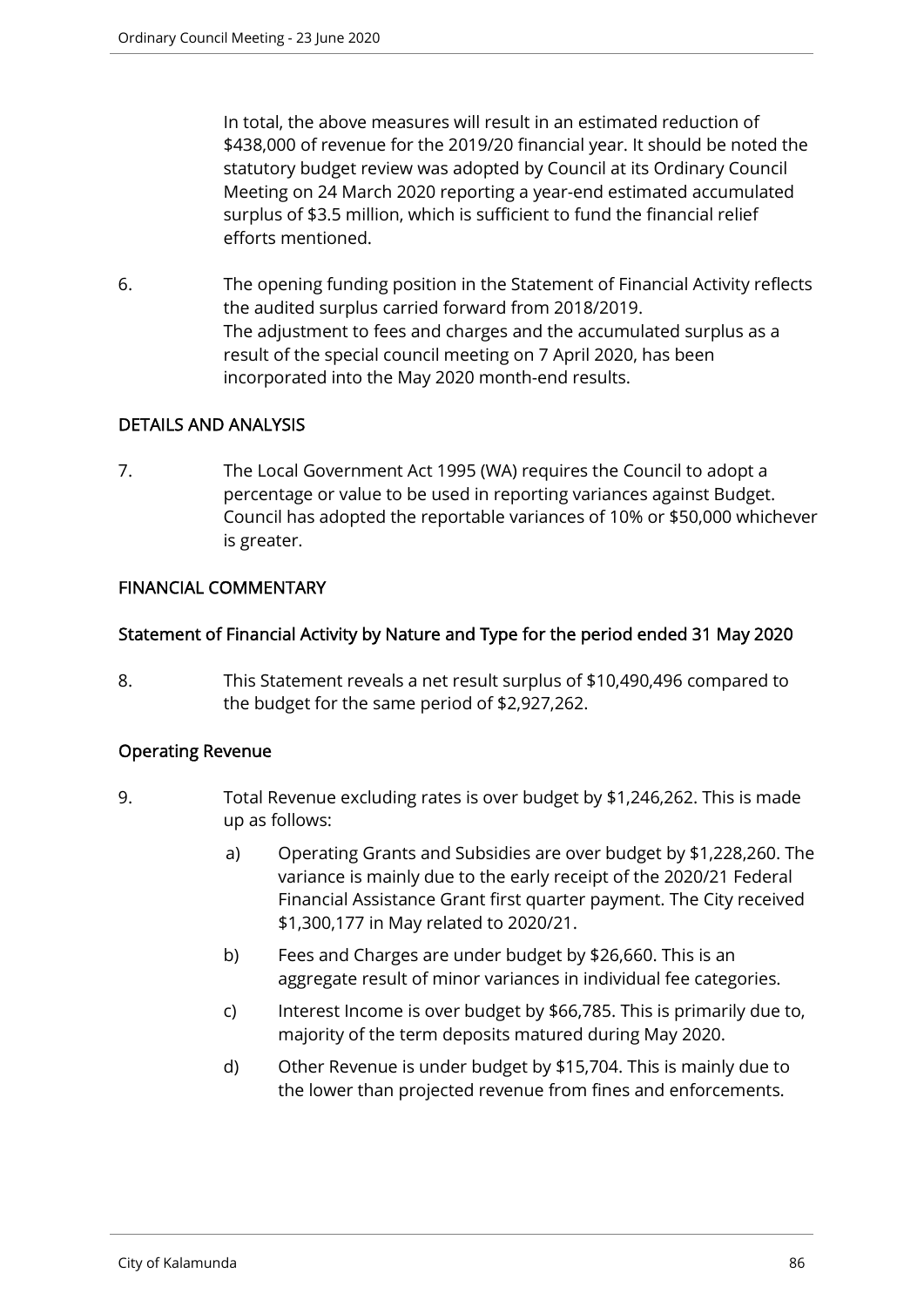In total, the above measures will result in an estimated reduction of $438,000 of revenue for the 2019/20 financial year. It should be noted the statutory budget review was adopted by Council at its Ordinary Council Meeting on 24 March 2020 reporting a year-end estimated accumulated surplus of $3.5 million, which is sufficient to fund the financial relief efforts mentioned.

6. The opening funding position in the Statement of Financial Activity reflects the audited surplus carried forward from 2018/2019. The adjustment to fees and charges and the accumulated surplus as a result of the special council meeting on 7 April 2020, has been incorporated into the May 2020 month-end results.

## DETAILS AND ANALYSIS

7. The Local Government Act 1995 (WA) requires the Council to adopt a percentage or value to be used in reporting variances against Budget. Council has adopted the reportable variances of 10% or $50,000 whichever is greater.

## FINANCIAL COMMENTARY

### Statement of Financial Activity by Nature and Type for the period ended 31 May 2020

8. This Statement reveals a net result surplus of $10,490,496 compared to the budget for the same period of $2,927,262.

### Operating Revenue

9. Total Revenue excluding rates is over budget by $1,246,262. This is made up as follows:

   a) Operating Grants and Subsidies are over budget by $1,228,260. The variance is mainly due to the early receipt of the 2020/21 Federal Financial Assistance Grant first quarter payment. The City received $1,300,177 in May related to 2020/21.

   b) Fees and Charges are under budget by $26,660. This is an aggregate result of minor variances in individual fee categories.

   c) Interest Income is over budget by $66,785. This is primarily due to, majority of the term deposits matured during May 2020.

   d) Other Revenue is under budget by $15,704. This is mainly due to the lower than projected revenue from fines and enforcements.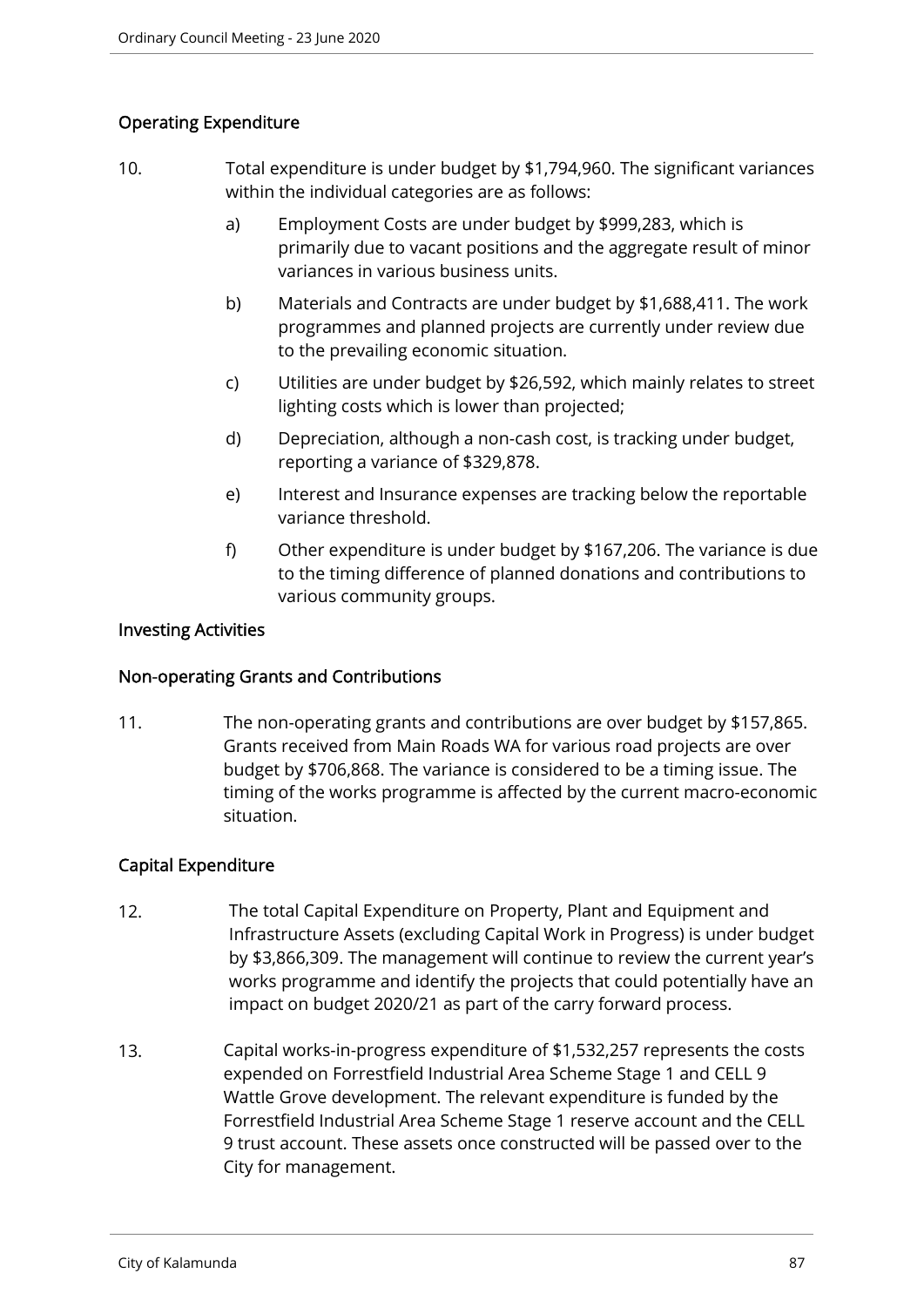### Operating Expenditure

10. Total expenditure is under budget by $1,794,960. The significant variances within the individual categories are as follows:

    a) Employment Costs are under budget by $999,283, which is primarily due to vacant positions and the aggregate result of minor variances in various business units.

    b) Materials and Contracts are under budget by $1,688,411. The work programmes and planned projects are currently under review due to the prevailing economic situation.

    c) Utilities are under budget by $26,592, which mainly relates to street lighting costs which is lower than projected;

    d) Depreciation, although a non-cash cost, is tracking under budget, reporting a variance of $329,878.

    e) Interest and Insurance expenses are tracking below the reportable variance threshold.

    f) Other expenditure is under budget by $167,206. The variance is due to the timing difference of planned donations and contributions to various community groups.

### Investing Activities

### Non-operating Grants and Contributions

11. The non-operating grants and contributions are over budget by $157,865. Grants received from Main Roads WA for various road projects are over budget by $706,868. The variance is considered to be a timing issue. The timing of the works programme is affected by the current macro-economic situation.

### Capital Expenditure

12. The total Capital Expenditure on Property, Plant and Equipment and Infrastructure Assets (excluding Capital Work in Progress) is under budget by $3,866,309. The management will continue to review the current year's works programme and identify the projects that could potentially have an impact on budget 2020/21 as part of the carry forward process.

13. Capital works-in-progress expenditure of $1,532,257 represents the costs expended on Forrestfield Industrial Area Scheme Stage 1 and CELL 9 Wattle Grove development. The relevant expenditure is funded by the Forrestfield Industrial Area Scheme Stage 1 reserve account and the CELL 9 trust account. These assets once constructed will be passed over to the City for management.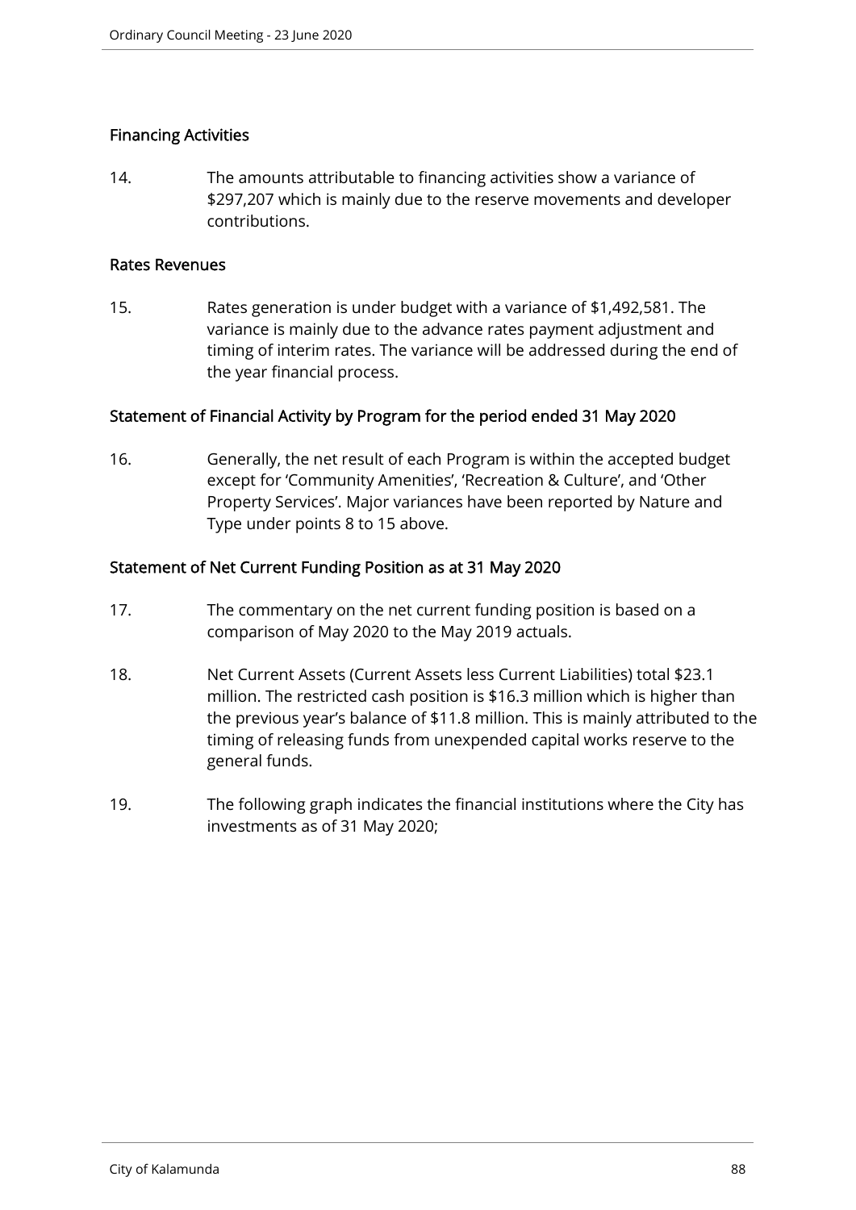## Financing Activities

14. The amounts attributable to financing activities show a variance of $297,207 which is mainly due to the reserve movements and developer contributions.

## Rates Revenues

15. Rates generation is under budget with a variance of $1,492,581. The variance is mainly due to the advance rates payment adjustment and timing of interim rates. The variance will be addressed during the end of the year financial process.

## Statement of Financial Activity by Program for the period ended 31 May 2020

16. Generally, the net result of each Program is within the accepted budget except for 'Community Amenities', 'Recreation & Culture', and 'Other Property Services'. Major variances have been reported by Nature and Type under points 8 to 15 above.

## Statement of Net Current Funding Position as at 31 May 2020

17. The commentary on the net current funding position is based on a comparison of May 2020 to the May 2019 actuals.

18. Net Current Assets (Current Assets less Current Liabilities) total $23.1 million. The restricted cash position is $16.3 million which is higher than the previous year's balance of $11.8 million. This is mainly attributed to the timing of releasing funds from unexpended capital works reserve to the general funds.

19. The following graph indicates the financial institutions where the City has investments as of 31 May 2020;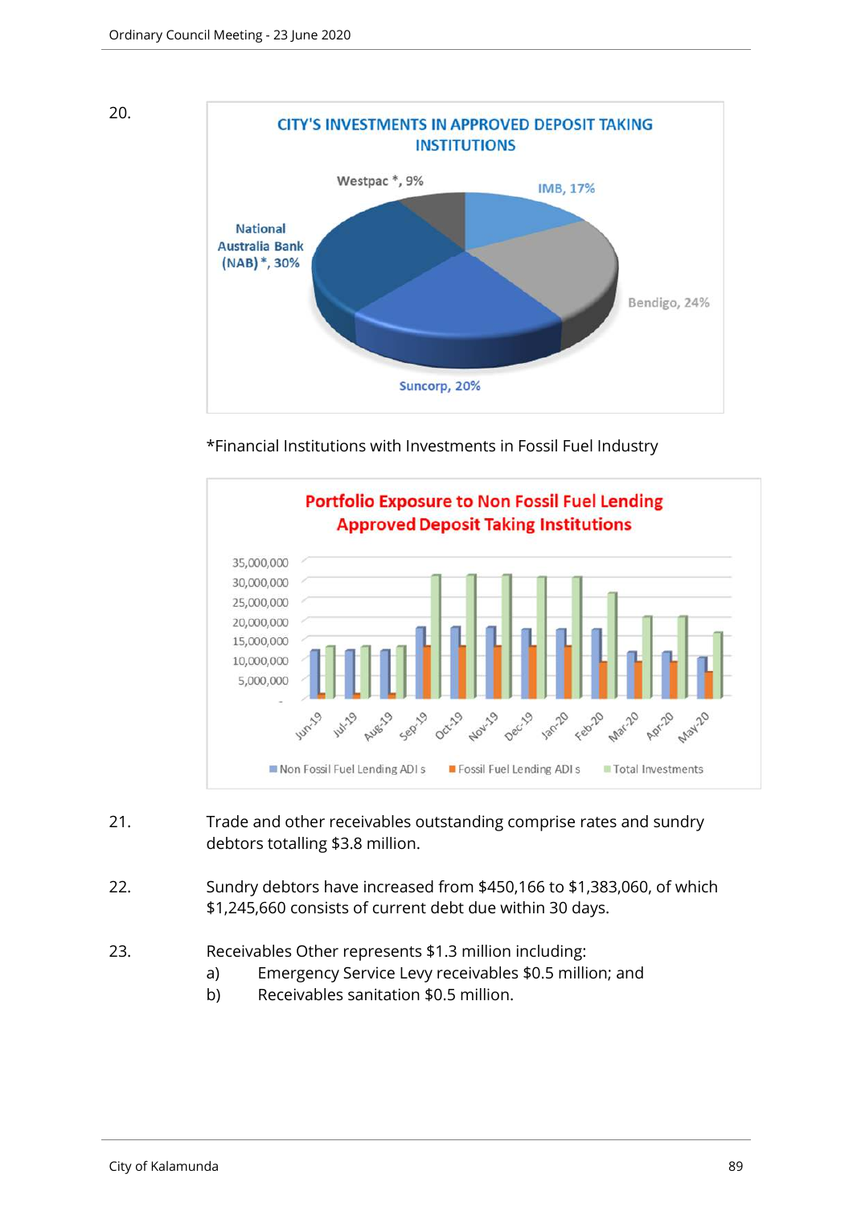20.

**CITY'S INVESTMENTS IN APPROVED DEPOSIT TAKING INSTITUTIONS**

Westpac *, 9%

IMB, 17%

National Australia Bank (NAB) *, 30%

Bendigo, 24%

Suncorp, 20%

*Financial Institutions with Investments in Fossil Fuel Industry

**Portfolio Exposure to Non Fossil Fuel Lending Approved Deposit Taking Institutions**

35,000,000
30,000,000
25,000,000
20,000,000
15,000,000
10,000,000
5,000,000
-

Jun-19, Jul-19, Aug-19, Sep-19, Oct-19, Nov-19, Dec-19, Jan-20, Feb-20, Mar-20, Apr-20, May-20

Non Fossil Fuel Lending ADI s | Fossil Fuel Lending ADI s | Total Investments

21. Trade and other receivables outstanding comprise rates and sundry debtors totalling $3.8 million.

22. Sundry debtors have increased from $450,166 to $1,383,060, of which $1,245,660 consists of current debt due within 30 days.

23. Receivables Other represents $1.3 million including:
  a) Emergency Service Levy receivables $0.5 million; and
  b) Receivables sanitation $0.5 million.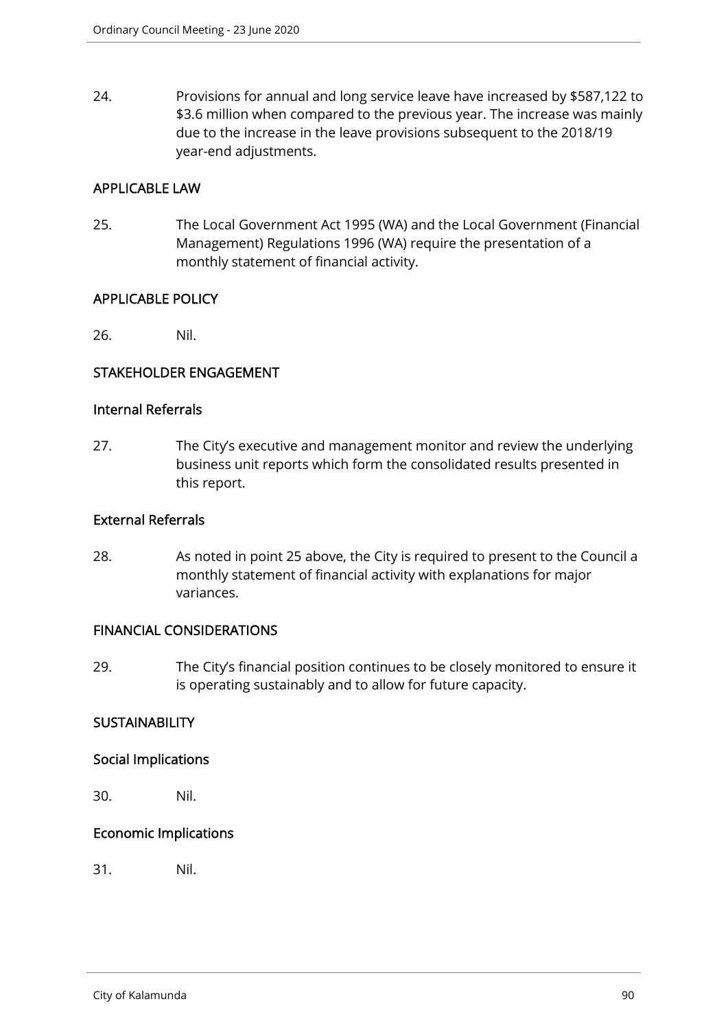24. Provisions for annual and long service leave have increased by $587,122 to $3.6 million when compared to the previous year. The increase was mainly due to the increase in the leave provisions subsequent to the 2018/19 year-end adjustments.

## APPLICABLE LAW

25. The Local Government Act 1995 (WA) and the Local Government (Financial Management) Regulations 1996 (WA) require the presentation of a monthly statement of financial activity.

## APPLICABLE POLICY

26. Nil.

## STAKEHOLDER ENGAGEMENT

### Internal Referrals

27. The City's executive and management monitor and review the underlying business unit reports which form the consolidated results presented in this report.

### External Referrals

28. As noted in point 25 above, the City is required to present to the Council a monthly statement of financial activity with explanations for major variances.

## FINANCIAL CONSIDERATIONS

29. The City's financial position continues to be closely monitored to ensure it is operating sustainably and to allow for future capacity.

## SUSTAINABILITY

### Social Implications

30. Nil.

### Economic Implications

31. Nil.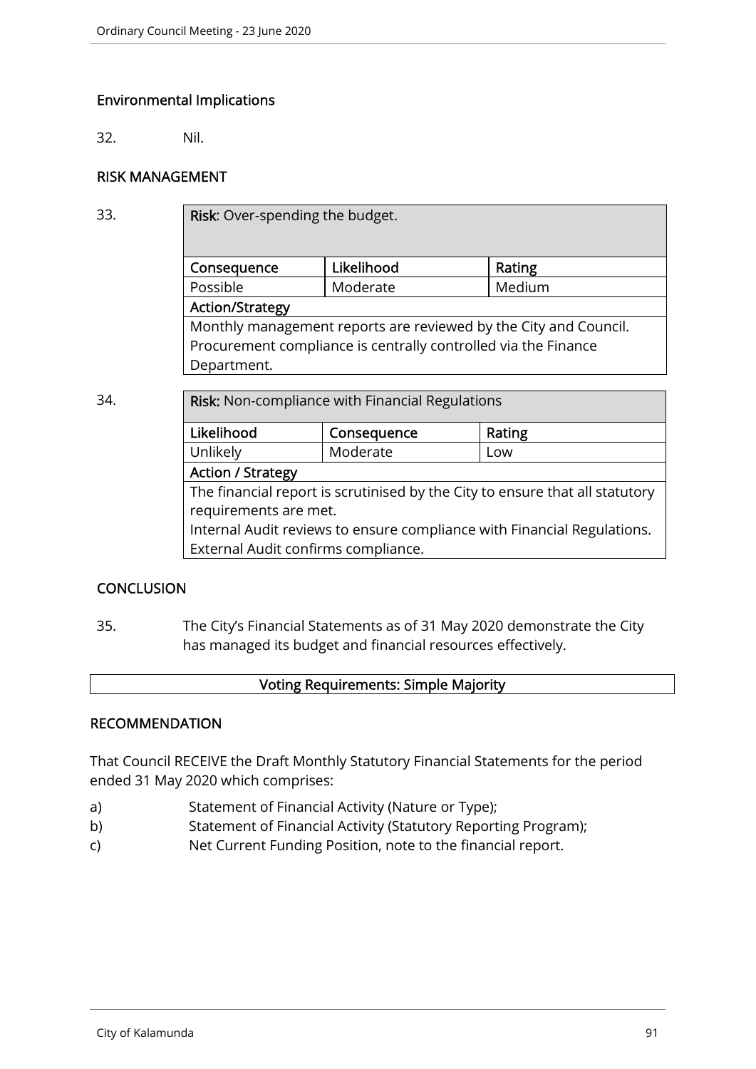## Environmental Implications

32. Nil.

## RISK MANAGEMENT

33.

| **Risk**: Over-spending the budget. | | |
|---|---|---|
| **Consequence** | **Likelihood** | **Rating** |
| Possible | Moderate | Medium |
| **Action/Strategy** | | |
| Monthly management reports are reviewed by the City and Council. Procurement compliance is centrally controlled via the Finance Department. | | |

34.

| **Risk:** Non-compliance with Financial Regulations | | |
|---|---|---|
| **Likelihood** | **Consequence** | **Rating** |
| Unlikely | Moderate | Low |
| **Action / Strategy** | | |
| The financial report is scrutinised by the City to ensure that all statutory requirements are met. Internal Audit reviews to ensure compliance with Financial Regulations. External Audit confirms compliance. | | |

## CONCLUSION

35. The City's Financial Statements as of 31 May 2020 demonstrate the City has managed its budget and financial resources effectively.

**Voting Requirements: Simple Majority**

## RECOMMENDATION

That Council RECEIVE the Draft Monthly Statutory Financial Statements for the period ended 31 May 2020 which comprises:

a) Statement of Financial Activity (Nature or Type);
b) Statement of Financial Activity (Statutory Reporting Program);
c) Net Current Funding Position, note to the financial report.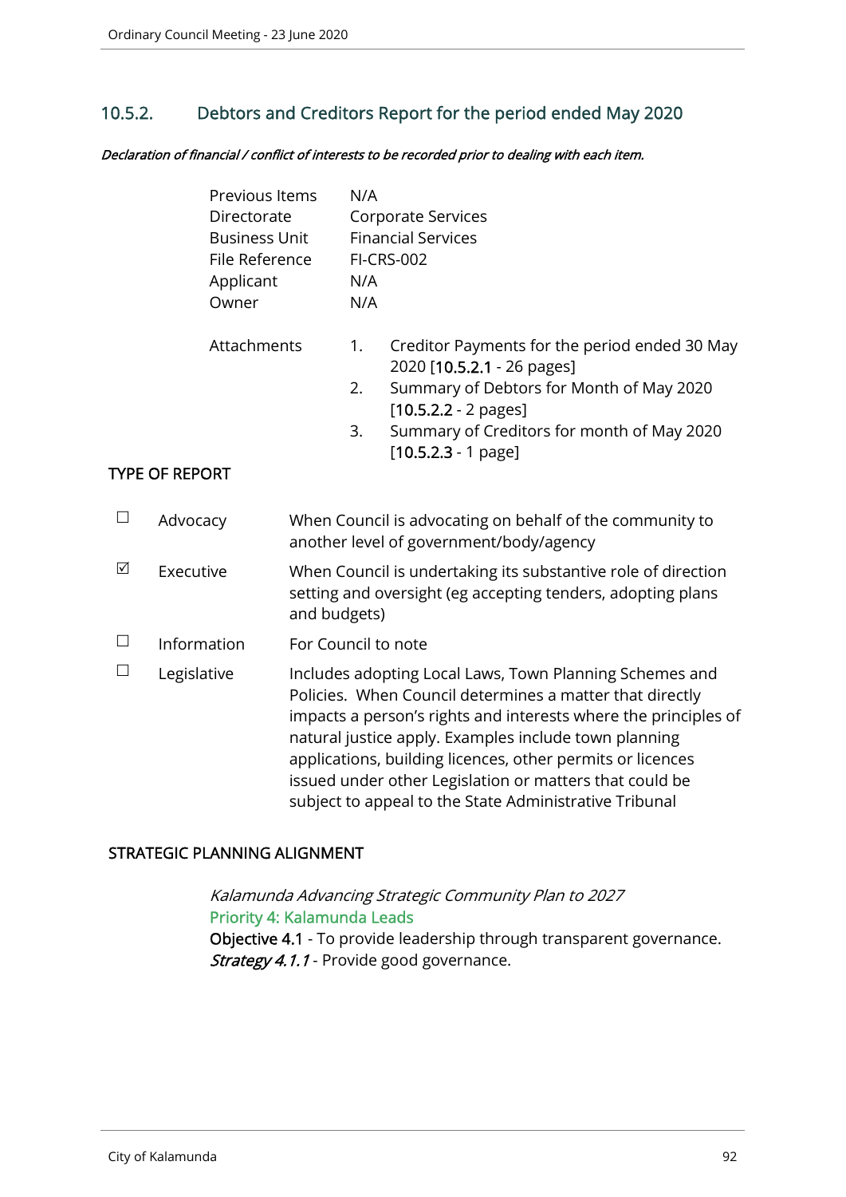## 10.5.2. Debtors and Creditors Report for the period ended May 2020

***Declaration of financial / conflict of interests to be recorded prior to dealing with each item.***

| | |
|---|---|
| Previous Items | N/A |
| Directorate | Corporate Services |
| Business Unit | Financial Services |
| File Reference | FI-CRS-002 |
| Applicant | N/A |
| Owner | N/A |

Attachments
1. Creditor Payments for the period ended 30 May 2020 [**10.5.2.1** - 26 pages]
2. Summary of Debtors for Month of May 2020 [**10.5.2.2** - 2 pages]
3. Summary of Creditors for month of May 2020 [**10.5.2.3** - 1 page]

### TYPE OF REPORT

| | | |
|---|---|---|
| ☐ | Advocacy | When Council is advocating on behalf of the community to another level of government/body/agency |
| ☑ | Executive | When Council is undertaking its substantive role of direction setting and oversight (eg accepting tenders, adopting plans and budgets) |
| ☐ | Information | For Council to note |
| ☐ | Legislative | Includes adopting Local Laws, Town Planning Schemes and Policies. When Council determines a matter that directly impacts a person's rights and interests where the principles of natural justice apply. Examples include town planning applications, building licences, other permits or licences issued under other Legislation or matters that could be subject to appeal to the State Administrative Tribunal |

### STRATEGIC PLANNING ALIGNMENT

*Kalamunda Advancing Strategic Community Plan to 2027*
Priority 4: Kalamunda Leads
**Objective 4.1** - To provide leadership through transparent governance.
***Strategy 4.1.1*** - Provide good governance.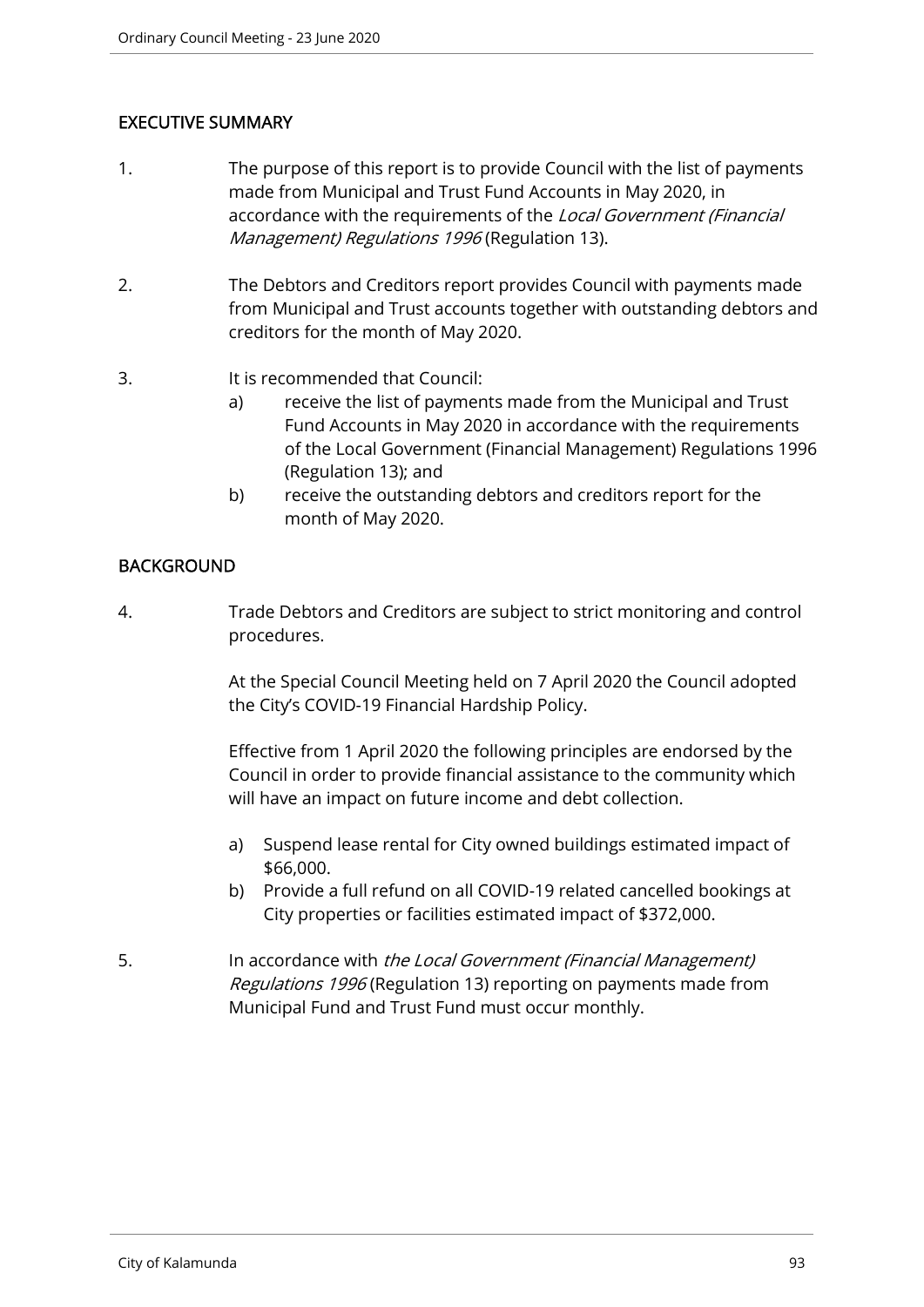## EXECUTIVE SUMMARY

1. The purpose of this report is to provide Council with the list of payments made from Municipal and Trust Fund Accounts in May 2020, in accordance with the requirements of the *Local Government (Financial Management) Regulations 1996* (Regulation 13).

2. The Debtors and Creditors report provides Council with payments made from Municipal and Trust accounts together with outstanding debtors and creditors for the month of May 2020.

3. It is recommended that Council:
   a) receive the list of payments made from the Municipal and Trust Fund Accounts in May 2020 in accordance with the requirements of the Local Government (Financial Management) Regulations 1996 (Regulation 13); and
   b) receive the outstanding debtors and creditors report for the month of May 2020.

## BACKGROUND

4. Trade Debtors and Creditors are subject to strict monitoring and control procedures.

   At the Special Council Meeting held on 7 April 2020 the Council adopted the City's COVID-19 Financial Hardship Policy.

   Effective from 1 April 2020 the following principles are endorsed by the Council in order to provide financial assistance to the community which will have an impact on future income and debt collection.

   a) Suspend lease rental for City owned buildings estimated impact of $66,000.
   b) Provide a full refund on all COVID-19 related cancelled bookings at City properties or facilities estimated impact of $372,000.

5. In accordance with *the Local Government (Financial Management) Regulations 1996* (Regulation 13) reporting on payments made from Municipal Fund and Trust Fund must occur monthly.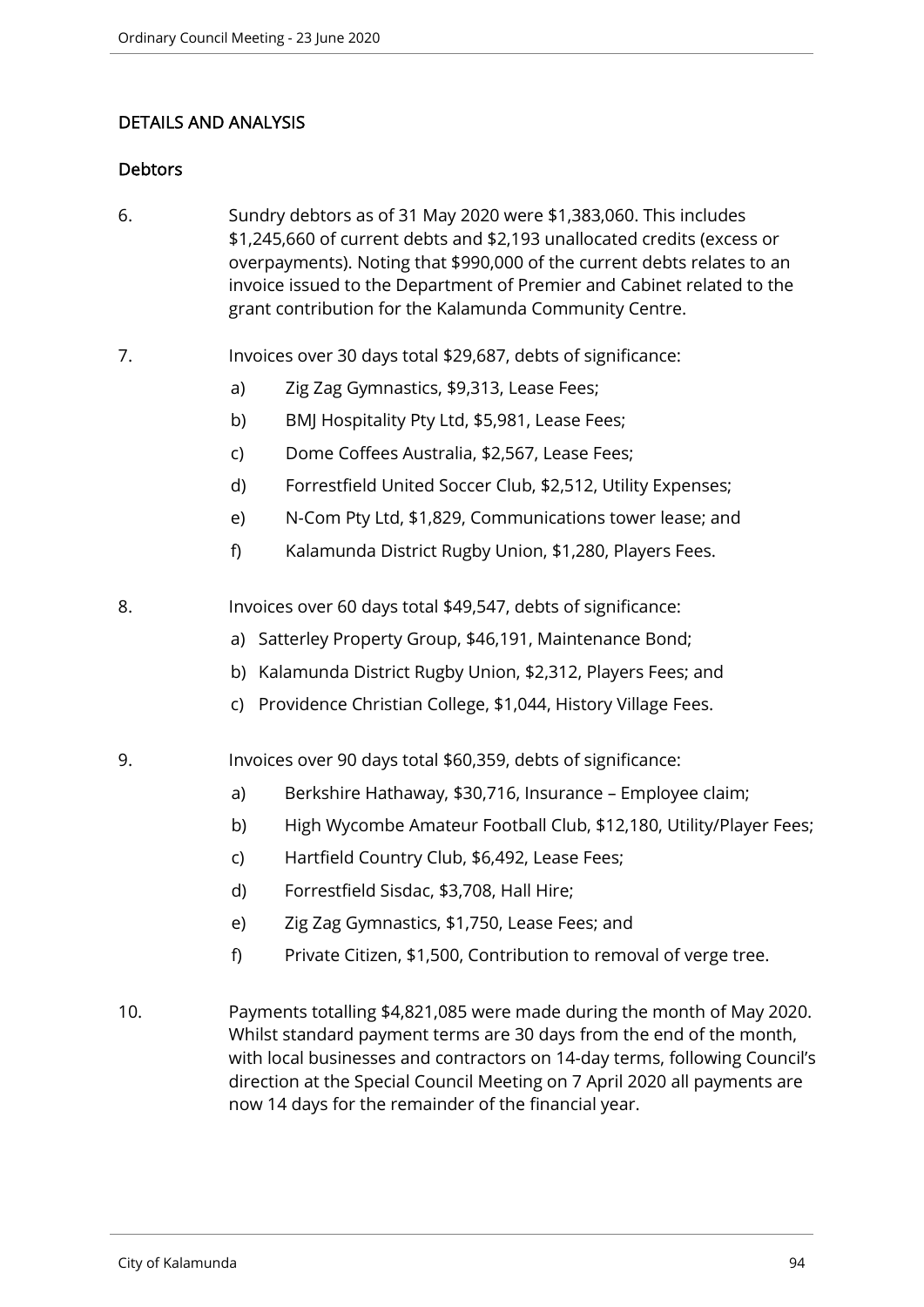## DETAILS AND ANALYSIS

### Debtors

6. Sundry debtors as of 31 May 2020 were $1,383,060. This includes $1,245,660 of current debts and $2,193 unallocated credits (excess or overpayments). Noting that $990,000 of the current debts relates to an invoice issued to the Department of Premier and Cabinet related to the grant contribution for the Kalamunda Community Centre.

7. Invoices over 30 days total $29,687, debts of significance:
   - a) Zig Zag Gymnastics, $9,313, Lease Fees;
   - b) BMJ Hospitality Pty Ltd, $5,981, Lease Fees;
   - c) Dome Coffees Australia, $2,567, Lease Fees;
   - d) Forrestfield United Soccer Club, $2,512, Utility Expenses;
   - e) N-Com Pty Ltd, $1,829, Communications tower lease; and
   - f) Kalamunda District Rugby Union, $1,280, Players Fees.

8. Invoices over 60 days total $49,547, debts of significance:
   - a) Satterley Property Group, $46,191, Maintenance Bond;
   - b) Kalamunda District Rugby Union, $2,312, Players Fees; and
   - c) Providence Christian College, $1,044, History Village Fees.

9. Invoices over 90 days total $60,359, debts of significance:
   - a) Berkshire Hathaway, $30,716, Insurance – Employee claim;
   - b) High Wycombe Amateur Football Club, $12,180, Utility/Player Fees;
   - c) Hartfield Country Club, $6,492, Lease Fees;
   - d) Forrestfield Sisdac, $3,708, Hall Hire;
   - e) Zig Zag Gymnastics, $1,750, Lease Fees; and
   - f) Private Citizen, $1,500, Contribution to removal of verge tree.

10. Payments totalling $4,821,085 were made during the month of May 2020. Whilst standard payment terms are 30 days from the end of the month, with local businesses and contractors on 14-day terms, following Council's direction at the Special Council Meeting on 7 April 2020 all payments are now 14 days for the remainder of the financial year.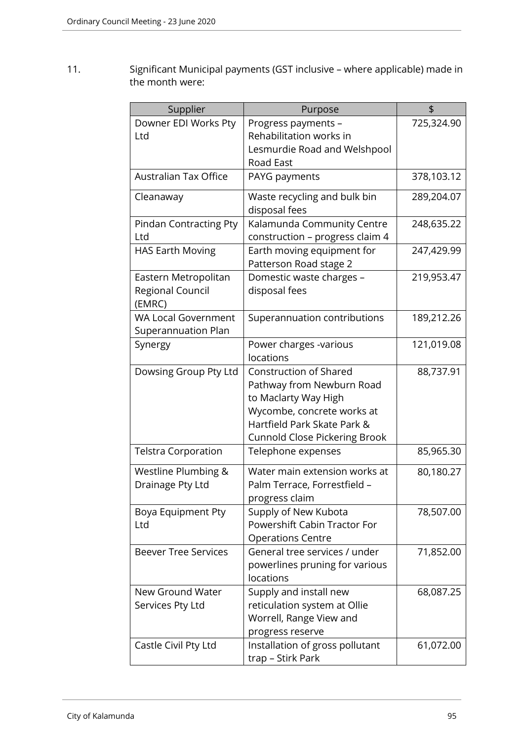11. Significant Municipal payments (GST inclusive – where applicable) made in the month were:

| Supplier | Purpose | $ |
|---|---|---|
| Downer EDI Works Pty Ltd | Progress payments – Rehabilitation works in Lesmurdie Road and Welshpool Road East | 725,324.90 |
| Australian Tax Office | PAYG payments | 378,103.12 |
| Cleanaway | Waste recycling and bulk bin disposal fees | 289,204.07 |
| Pindan Contracting Pty Ltd | Kalamunda Community Centre construction – progress claim 4 | 248,635.22 |
| HAS Earth Moving | Earth moving equipment for Patterson Road stage 2 | 247,429.99 |
| Eastern Metropolitan Regional Council (EMRC) | Domestic waste charges – disposal fees | 219,953.47 |
| WA Local Government Superannuation Plan | Superannuation contributions | 189,212.26 |
| Synergy | Power charges -various locations | 121,019.08 |
| Dowsing Group Pty Ltd | Construction of Shared Pathway from Newburn Road to Maclarty Way High Wycombe, concrete works at Hartfield Park Skate Park & Cunnold Close Pickering Brook | 88,737.91 |
| Telstra Corporation | Telephone expenses | 85,965.30 |
| Westline Plumbing & Drainage Pty Ltd | Water main extension works at Palm Terrace, Forrestfield – progress claim | 80,180.27 |
| Boya Equipment Pty Ltd | Supply of New Kubota Powershift Cabin Tractor For Operations Centre | 78,507.00 |
| Beever Tree Services | General tree services / under powerlines pruning for various locations | 71,852.00 |
| New Ground Water Services Pty Ltd | Supply and install new reticulation system at Ollie Worrell, Range View and progress reserve | 68,087.25 |
| Castle Civil Pty Ltd | Installation of gross pollutant trap – Stirk Park | 61,072.00 |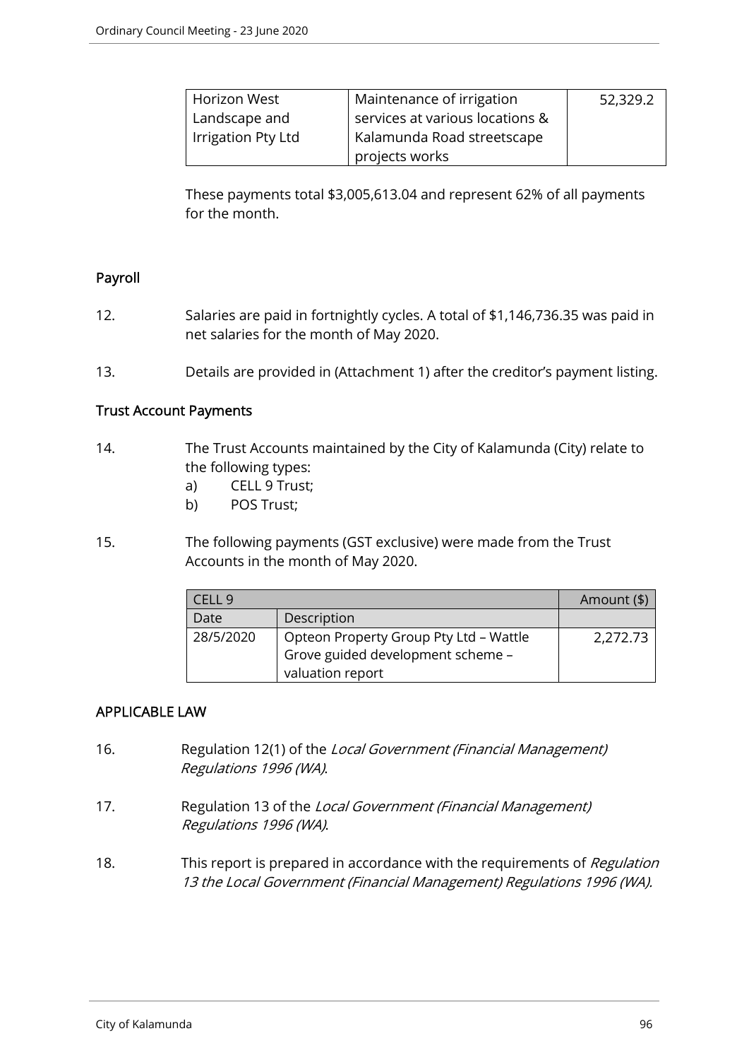| Horizon West Landscape and Irrigation Pty Ltd | Maintenance of irrigation services at various locations & Kalamunda Road streetscape projects works | 52,329.2 |
|---|---|---|

These payments total $3,005,613.04 and represent 62% of all payments for the month.

## Payroll

12. Salaries are paid in fortnightly cycles. A total of $1,146,736.35 was paid in net salaries for the month of May 2020.

13. Details are provided in (Attachment 1) after the creditor's payment listing.

## Trust Account Payments

14. The Trust Accounts maintained by the City of Kalamunda (City) relate to the following types:
    a) CELL 9 Trust;
    b) POS Trust;

15. The following payments (GST exclusive) were made from the Trust Accounts in the month of May 2020.

| CELL 9 | | Amount ($) |
|---|---|---|
| Date | Description | |
| 28/5/2020 | Opteon Property Group Pty Ltd – Wattle Grove guided development scheme – valuation report | 2,272.73 |

## APPLICABLE LAW

16. Regulation 12(1) of the *Local Government (Financial Management) Regulations 1996 (WA)*.

17. Regulation 13 of the *Local Government (Financial Management) Regulations 1996 (WA)*.

18. This report is prepared in accordance with the requirements of *Regulation 13 the Local Government (Financial Management) Regulations 1996 (WA).*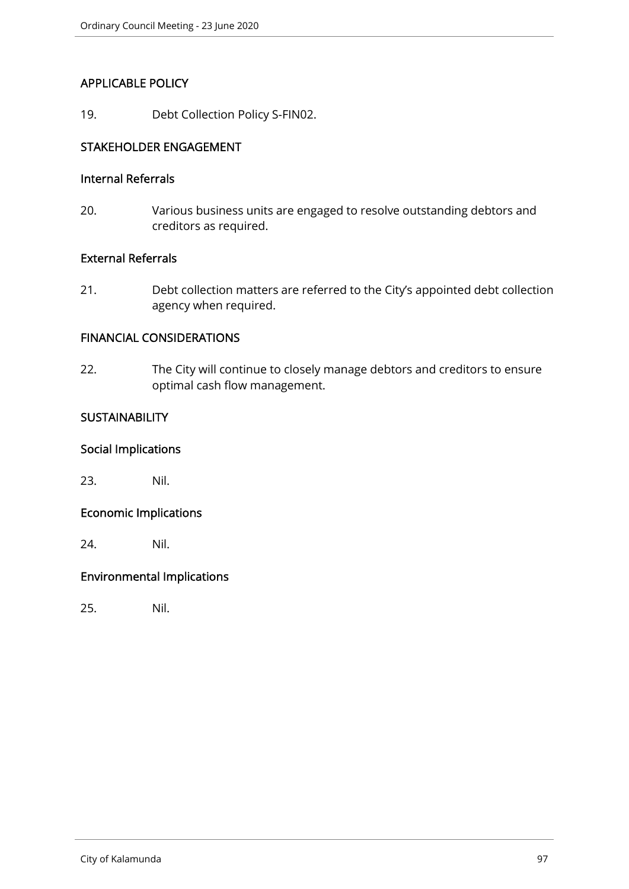## APPLICABLE POLICY

19. Debt Collection Policy S-FIN02.

## STAKEHOLDER ENGAGEMENT

### Internal Referrals

20. Various business units are engaged to resolve outstanding debtors and creditors as required.

### External Referrals

21. Debt collection matters are referred to the City's appointed debt collection agency when required.

## FINANCIAL CONSIDERATIONS

22. The City will continue to closely manage debtors and creditors to ensure optimal cash flow management.

## SUSTAINABILITY

### Social Implications

23. Nil.

### Economic Implications

24. Nil.

### Environmental Implications

25. Nil.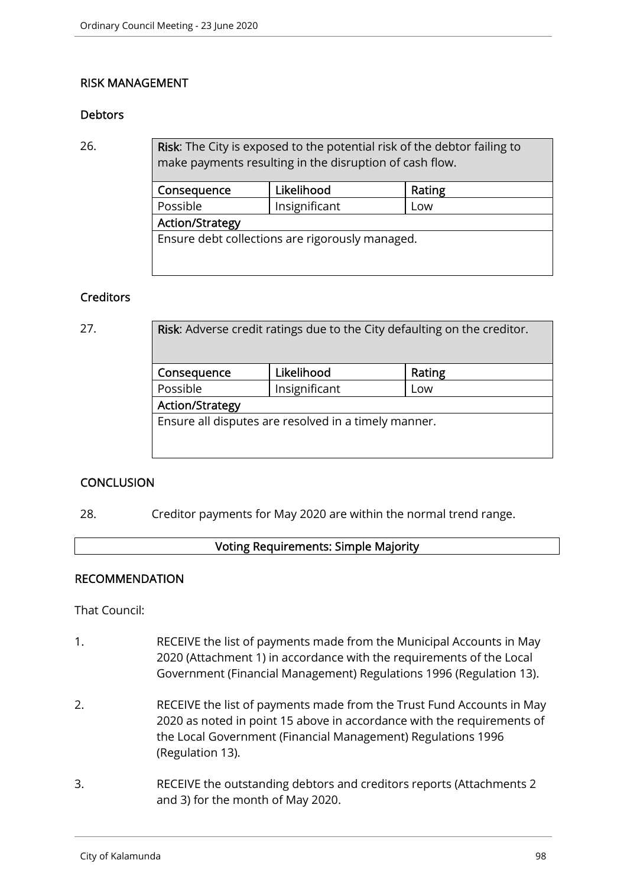## RISK MANAGEMENT

### Debtors

26.

| **Risk**: The City is exposed to the potential risk of the debtor failing to make payments resulting in the disruption of cash flow. | | |
|---|---|---|
| **Consequence** | **Likelihood** | **Rating** |
| Possible | Insignificant | Low |
| **Action/Strategy** | | |
| Ensure debt collections are rigorously managed. | | |

### Creditors

27.

| **Risk**: Adverse credit ratings due to the City defaulting on the creditor. | | |
|---|---|---|
| **Consequence** | **Likelihood** | **Rating** |
| Possible | Insignificant | Low |
| **Action/Strategy** | | |
| Ensure all disputes are resolved in a timely manner. | | |

## CONCLUSION

28. Creditor payments for May 2020 are within the normal trend range.

**Voting Requirements: Simple Majority**

## RECOMMENDATION

That Council:

1. RECEIVE the list of payments made from the Municipal Accounts in May 2020 (Attachment 1) in accordance with the requirements of the Local Government (Financial Management) Regulations 1996 (Regulation 13).

2. RECEIVE the list of payments made from the Trust Fund Accounts in May 2020 as noted in point 15 above in accordance with the requirements of the Local Government (Financial Management) Regulations 1996 (Regulation 13).

3. RECEIVE the outstanding debtors and creditors reports (Attachments 2 and 3) for the month of May 2020.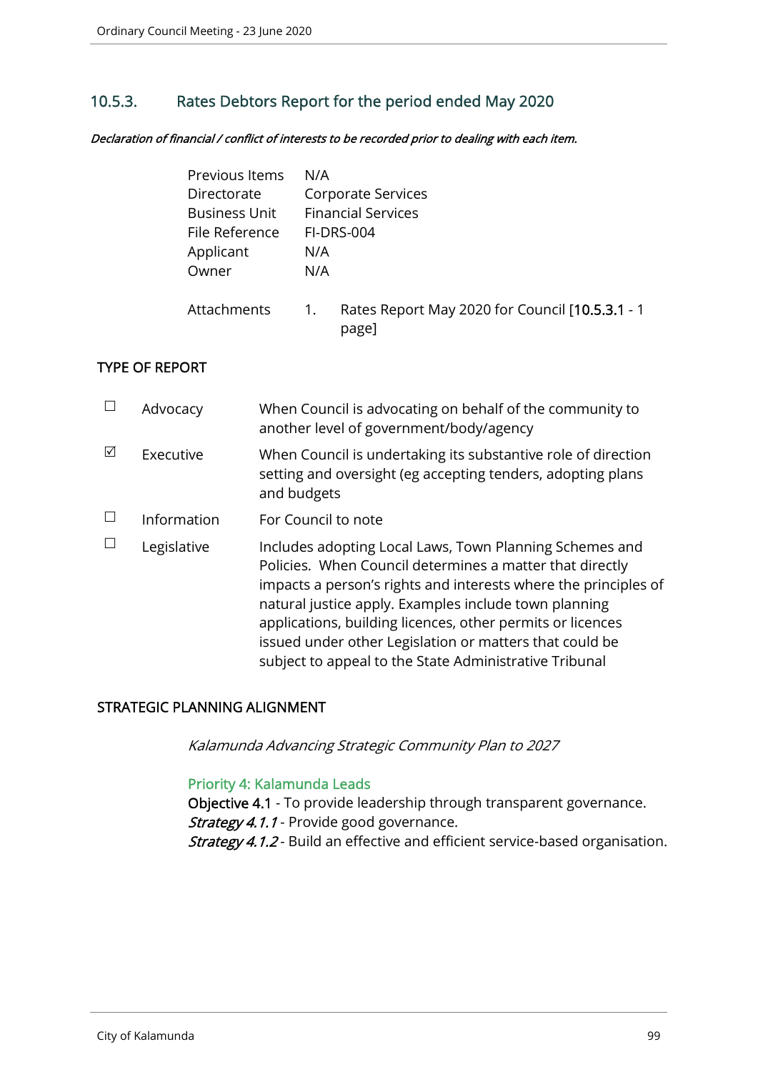## 10.5.3. Rates Debtors Report for the period ended May 2020

***Declaration of financial / conflict of interests to be recorded prior to dealing with each item.***

| | |
|---|---|
| Previous Items | N/A |
| Directorate | Corporate Services |
| Business Unit | Financial Services |
| File Reference | FI-DRS-004 |
| Applicant | N/A |
| Owner | N/A |
| Attachments | 1. Rates Report May 2020 for Council [**10.5.3.1** - 1 page] |

### TYPE OF REPORT

| | | |
|---|---|---|
| ☐ | Advocacy | When Council is advocating on behalf of the community to another level of government/body/agency |
| ☑ | Executive | When Council is undertaking its substantive role of direction setting and oversight (eg accepting tenders, adopting plans and budgets |
| ☐ | Information | For Council to note |
| ☐ | Legislative | Includes adopting Local Laws, Town Planning Schemes and Policies. When Council determines a matter that directly impacts a person's rights and interests where the principles of natural justice apply. Examples include town planning applications, building licences, other permits or licences issued under other Legislation or matters that could be subject to appeal to the State Administrative Tribunal |

### STRATEGIC PLANNING ALIGNMENT

*Kalamunda Advancing Strategic Community Plan to 2027*

Priority 4: Kalamunda Leads

**Objective 4.1** - To provide leadership through transparent governance.
***Strategy 4.1.1*** - Provide good governance.
***Strategy 4.1.2*** - Build an effective and efficient service-based organisation.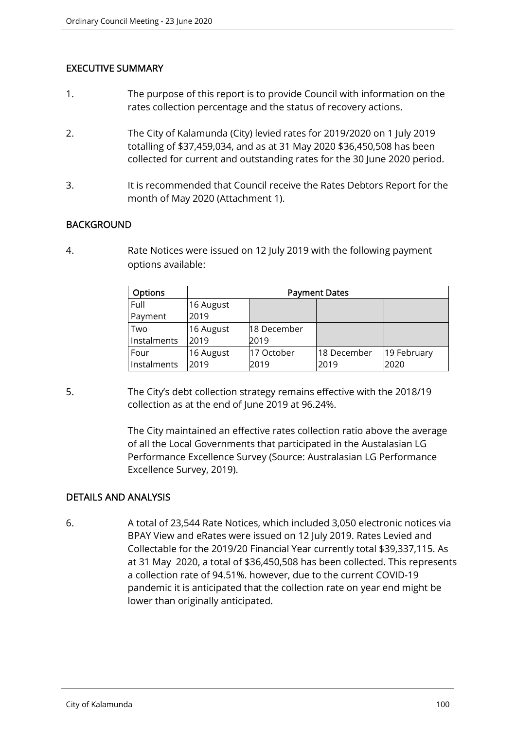## EXECUTIVE SUMMARY

1. The purpose of this report is to provide Council with information on the rates collection percentage and the status of recovery actions.

2. The City of Kalamunda (City) levied rates for 2019/2020 on 1 July 2019 totalling of $37,459,034, and as at 31 May 2020 $36,450,508 has been collected for current and outstanding rates for the 30 June 2020 period.

3. It is recommended that Council receive the Rates Debtors Report for the month of May 2020 (Attachment 1).

## BACKGROUND

4. Rate Notices were issued on 12 July 2019 with the following payment options available:

| Options | Payment Dates | | | |
|---|---|---|---|---|
| Full Payment | 16 August 2019 | | | |
| Two Instalments | 16 August 2019 | 18 December 2019 | | |
| Four Instalments | 16 August 2019 | 17 October 2019 | 18 December 2019 | 19 February 2020 |

5. The City's debt collection strategy remains effective with the 2018/19 collection as at the end of June 2019 at 96.24%.

   The City maintained an effective rates collection ratio above the average of all the Local Governments that participated in the Austalasian LG Performance Excellence Survey (Source: Australasian LG Performance Excellence Survey, 2019).

## DETAILS AND ANALYSIS

6. A total of 23,544 Rate Notices, which included 3,050 electronic notices via BPAY View and eRates were issued on 12 July 2019. Rates Levied and Collectable for the 2019/20 Financial Year currently total $39,337,115. As at 31 May 2020, a total of $36,450,508 has been collected. This represents a collection rate of 94.51%. however, due to the current COVID-19 pandemic it is anticipated that the collection rate on year end might be lower than originally anticipated.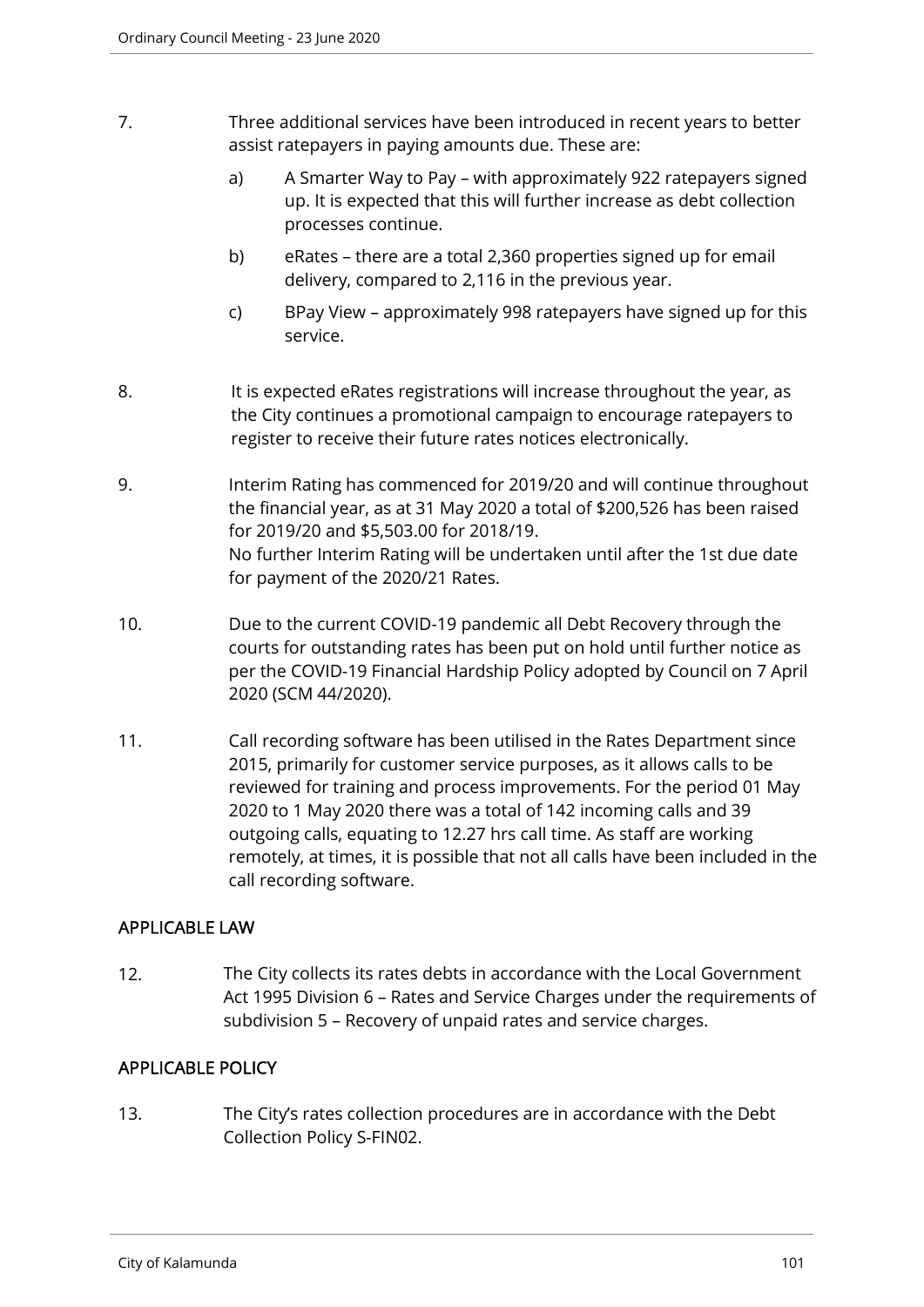7. Three additional services have been introduced in recent years to better assist ratepayers in paying amounts due. These are:

   a) A Smarter Way to Pay – with approximately 922 ratepayers signed up. It is expected that this will further increase as debt collection processes continue.

   b) eRates – there are a total 2,360 properties signed up for email delivery, compared to 2,116 in the previous year.

   c) BPay View – approximately 998 ratepayers have signed up for this service.

8. It is expected eRates registrations will increase throughout the year, as the City continues a promotional campaign to encourage ratepayers to register to receive their future rates notices electronically.

9. Interim Rating has commenced for 2019/20 and will continue throughout the financial year, as at 31 May 2020 a total of $200,526 has been raised for 2019/20 and $5,503.00 for 2018/19.
   No further Interim Rating will be undertaken until after the 1st due date for payment of the 2020/21 Rates.

10. Due to the current COVID-19 pandemic all Debt Recovery through the courts for outstanding rates has been put on hold until further notice as per the COVID-19 Financial Hardship Policy adopted by Council on 7 April 2020 (SCM 44/2020).

11. Call recording software has been utilised in the Rates Department since 2015, primarily for customer service purposes, as it allows calls to be reviewed for training and process improvements. For the period 01 May 2020 to 1 May 2020 there was a total of 142 incoming calls and 39 outgoing calls, equating to 12.27 hrs call time. As staff are working remotely, at times, it is possible that not all calls have been included in the call recording software.

## APPLICABLE LAW

12. The City collects its rates debts in accordance with the Local Government Act 1995 Division 6 – Rates and Service Charges under the requirements of subdivision 5 – Recovery of unpaid rates and service charges.

## APPLICABLE POLICY

13. The City's rates collection procedures are in accordance with the Debt Collection Policy S-FIN02.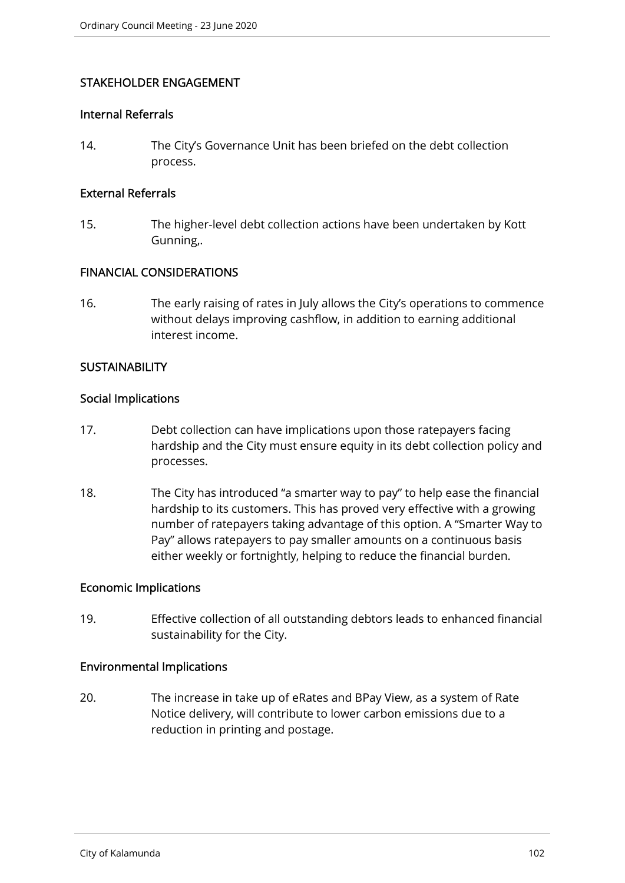## STAKEHOLDER ENGAGEMENT

### Internal Referrals

14. The City's Governance Unit has been briefed on the debt collection process.

### External Referrals

15. The higher-level debt collection actions have been undertaken by Kott Gunning,.

## FINANCIAL CONSIDERATIONS

16. The early raising of rates in July allows the City's operations to commence without delays improving cashflow, in addition to earning additional interest income.

## SUSTAINABILITY

### Social Implications

17. Debt collection can have implications upon those ratepayers facing hardship and the City must ensure equity in its debt collection policy and processes.

18. The City has introduced "a smarter way to pay" to help ease the financial hardship to its customers. This has proved very effective with a growing number of ratepayers taking advantage of this option. A "Smarter Way to Pay" allows ratepayers to pay smaller amounts on a continuous basis either weekly or fortnightly, helping to reduce the financial burden.

### Economic Implications

19. Effective collection of all outstanding debtors leads to enhanced financial sustainability for the City.

### Environmental Implications

20. The increase in take up of eRates and BPay View, as a system of Rate Notice delivery, will contribute to lower carbon emissions due to a reduction in printing and postage.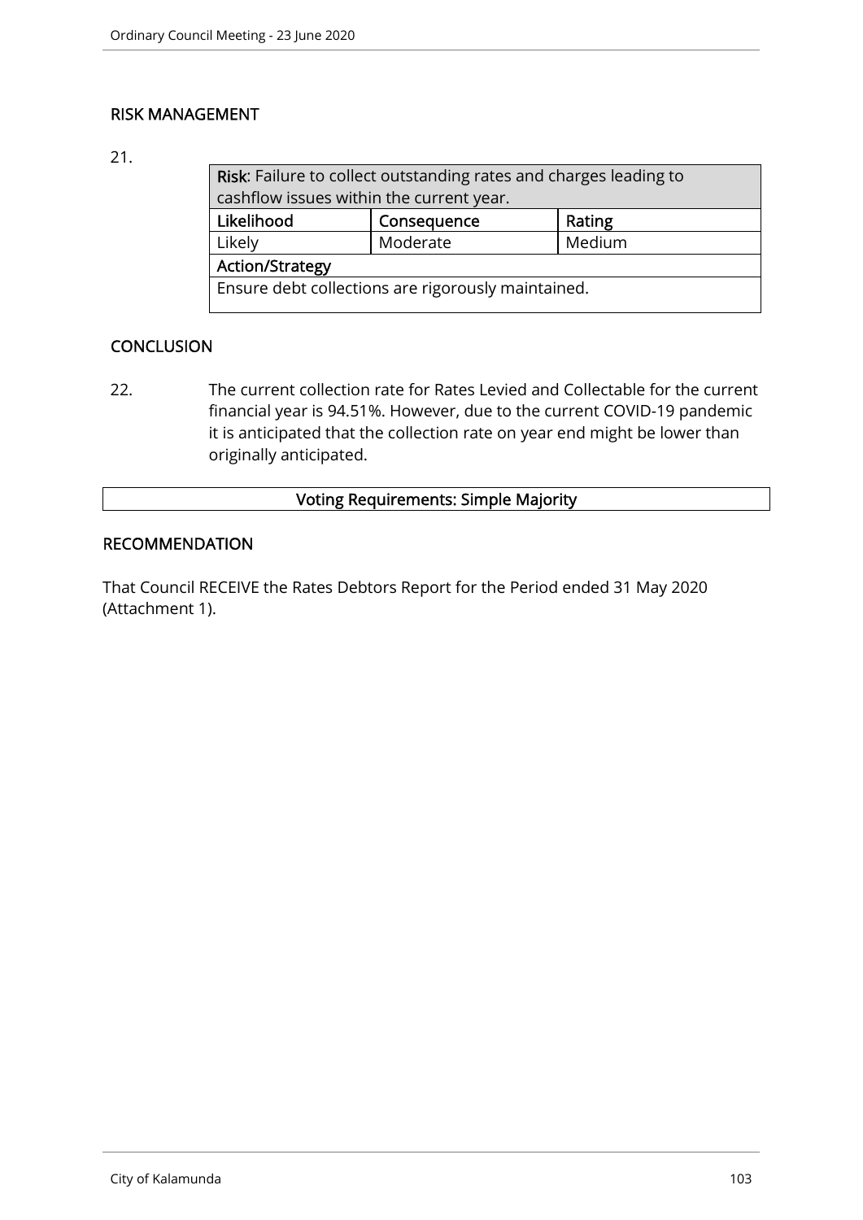## RISK MANAGEMENT

21.

| **Risk**: Failure to collect outstanding rates and charges leading to cashflow issues within the current year. | | |
|---|---|---|
| **Likelihood** | **Consequence** | **Rating** |
| Likely | Moderate | Medium |
| **Action/Strategy** | | |
| Ensure debt collections are rigorously maintained. | | |

## CONCLUSION

22. The current collection rate for Rates Levied and Collectable for the current financial year is 94.51%. However, due to the current COVID-19 pandemic it is anticipated that the collection rate on year end might be lower than originally anticipated.

**Voting Requirements: Simple Majority**

## RECOMMENDATION

That Council RECEIVE the Rates Debtors Report for the Period ended 31 May 2020 (Attachment 1).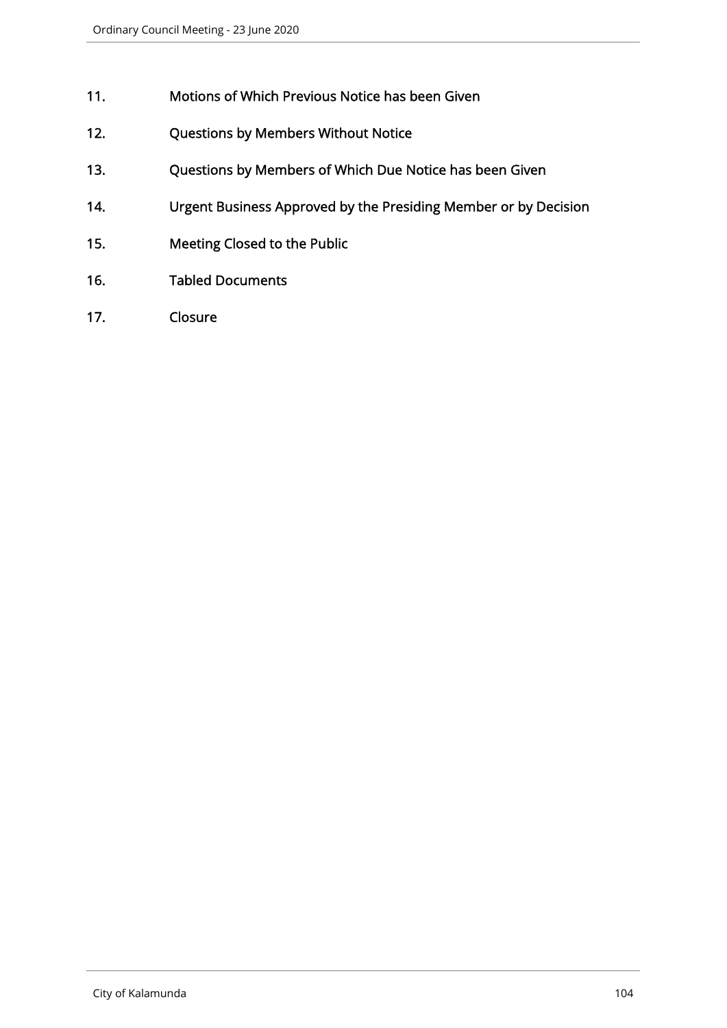## 11. Motions of Which Previous Notice has been Given

## 12. Questions by Members Without Notice

## 13. Questions by Members of Which Due Notice has been Given

## 14. Urgent Business Approved by the Presiding Member or by Decision

## 15. Meeting Closed to the Public

## 16. Tabled Documents

## 17. Closure